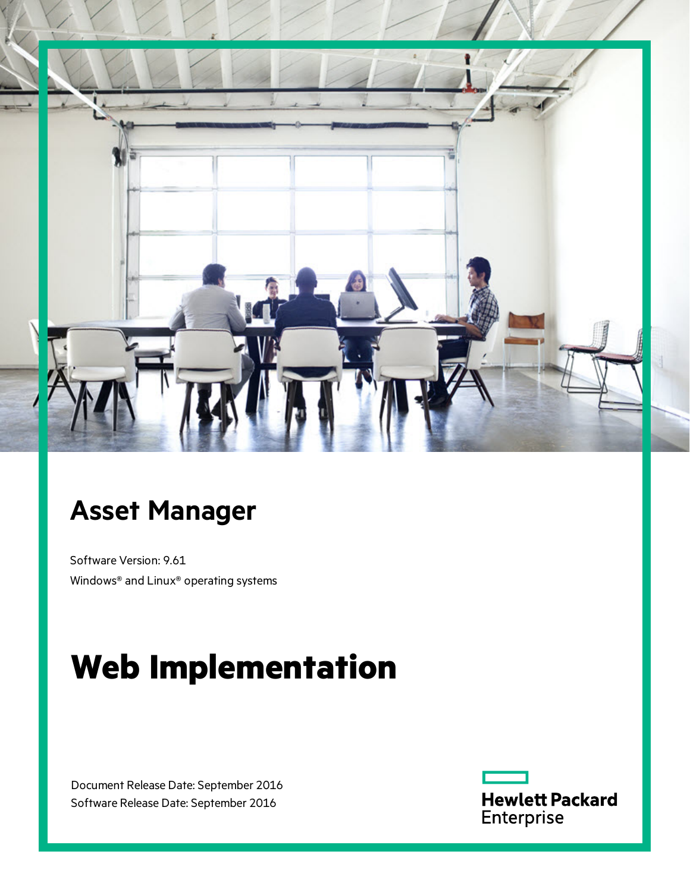# Asset Manager

Software Version: 9.61

Windows® and Linux® operating systems

# Web Implementation

Document Release Date: September 2016

Software Release Date: September 2016

Hewlett Packard Enterprise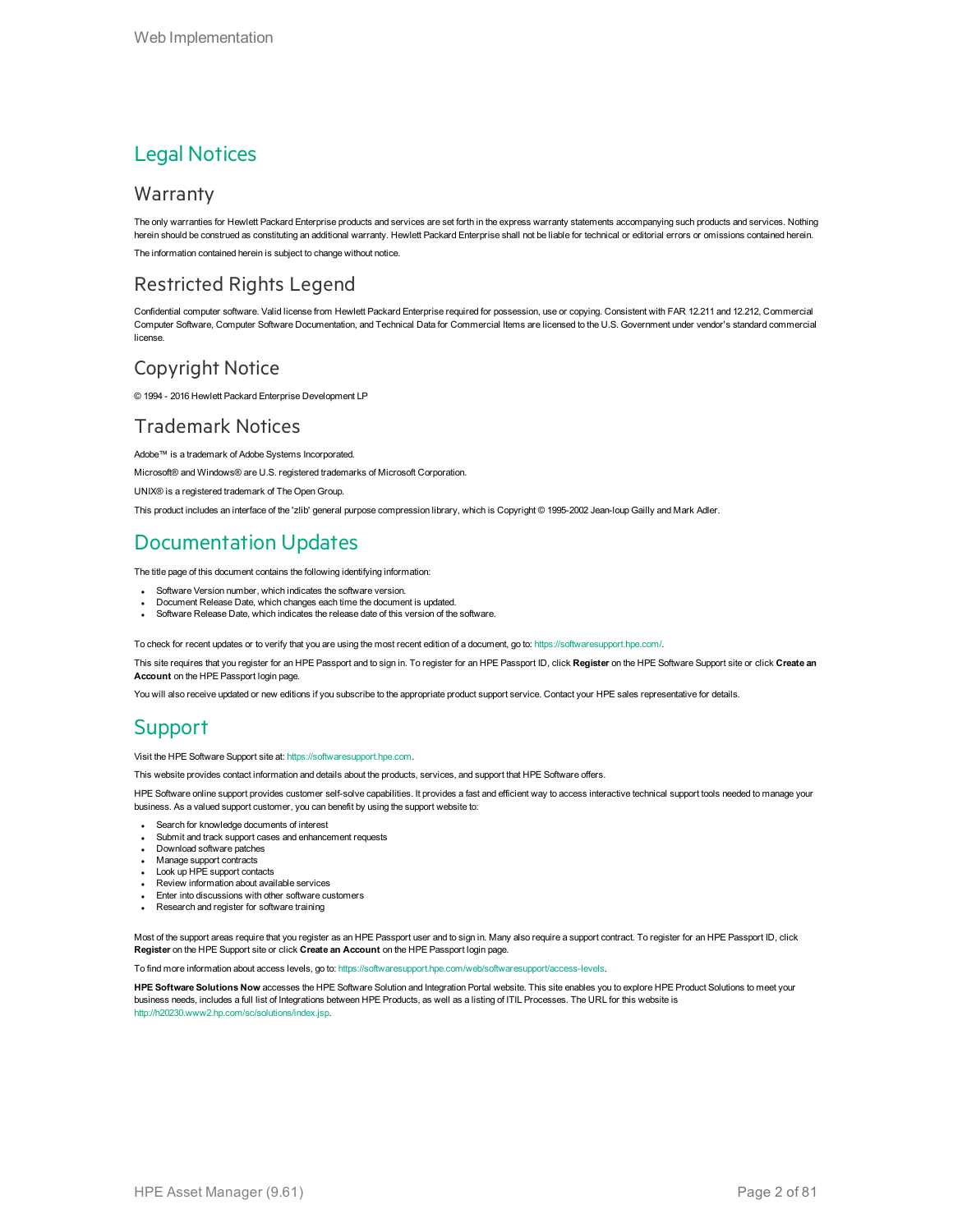# Legal Notices

## Warranty

The only warranties for Hewlett Packard Enterprise products and services are set forth in the express warranty statements accompanying such products and services. Nothing herein should be construed as constituting an additional warranty. Hewlett Packard Enterprise shall not be liable for technical or editorial errors or omissions contained herein.

The information contained herein is subject to change without notice.

## Restricted Rights Legend

Confidential computer software. Valid license from Hewlett Packard Enterprise required for possession, use or copying. Consistent with FAR 12.211 and 12.212, Commercial Computer Software, Computer Software Documentation, and Technical Data for Commercial Items are licensed to the U.S. Government under vendor's standard commercial license.

## Copyright Notice

© 1994 - 2016 Hewlett Packard Enterprise Development LP

## Trademark Notices

Adobe™ is a trademark of Adobe Systems Incorporated.

Microsoft® and Windows® are U.S. registered trademarks of Microsoft Corporation.

UNIX® is a registered trademark of The Open Group.

This product includes an interface of the 'zlib' general purpose compression library, which is Copyright © 1995-2002 Jean-loup Gailly and Mark Adler.

# Documentation Updates

The title page of this document contains the following identifying information:

- Software Version number, which indicates the software version.
- Document Release Date, which changes each time the document is updated.
- Software Release Date, which indicates the release date of this version of the software.

To check for recent updates or to verify that you are using the most recent edition of a document, go to: https://softwaresupport.hpe.com/.

This site requires that you register for an HPE Passport and to sign in. To register for an HPE Passport ID, click **Register** on the HPE Software Support site or click **Create an Account** on the HPE Passport login page.

You will also receive updated or new editions if you subscribe to the appropriate product support service. Contact your HPE sales representative for details.

# Support

Visit the HPE Software Support site at: https://softwaresupport.hpe.com.

This website provides contact information and details about the products, services, and support that HPE Software offers.

HPE Software online support provides customer self-solve capabilities. It provides a fast and efficient way to access interactive technical support tools needed to manage your business. As a valued support customer, you can benefit by using the support website to:

- Search for knowledge documents of interest
- Submit and track support cases and enhancement requests
- Download software patches
- Manage support contracts
- Look up HPE support contacts
- Review information about available services
- Enter into discussions with other software customers
- Research and register for software training

Most of the support areas require that you register as an HPE Passport user and to sign in. Many also require a support contract. To register for an HPE Passport ID, click **Register** on the HPE Support site or click **Create an Account** on the HPE Passport login page.

To find more information about access levels, go to: https://softwaresupport.hpe.com/web/softwaresupport/access-levels.

**HPE Software Solutions Now** accesses the HPE Software Solution and Integration Portal website. This site enables you to explore HPE Product Solutions to meet your business needs, includes a full list of Integrations between HPE Products, as well as a listing of ITIL Processes. The URL for this website is http://h20230.www2.hp.com/sc/solutions/index.jsp.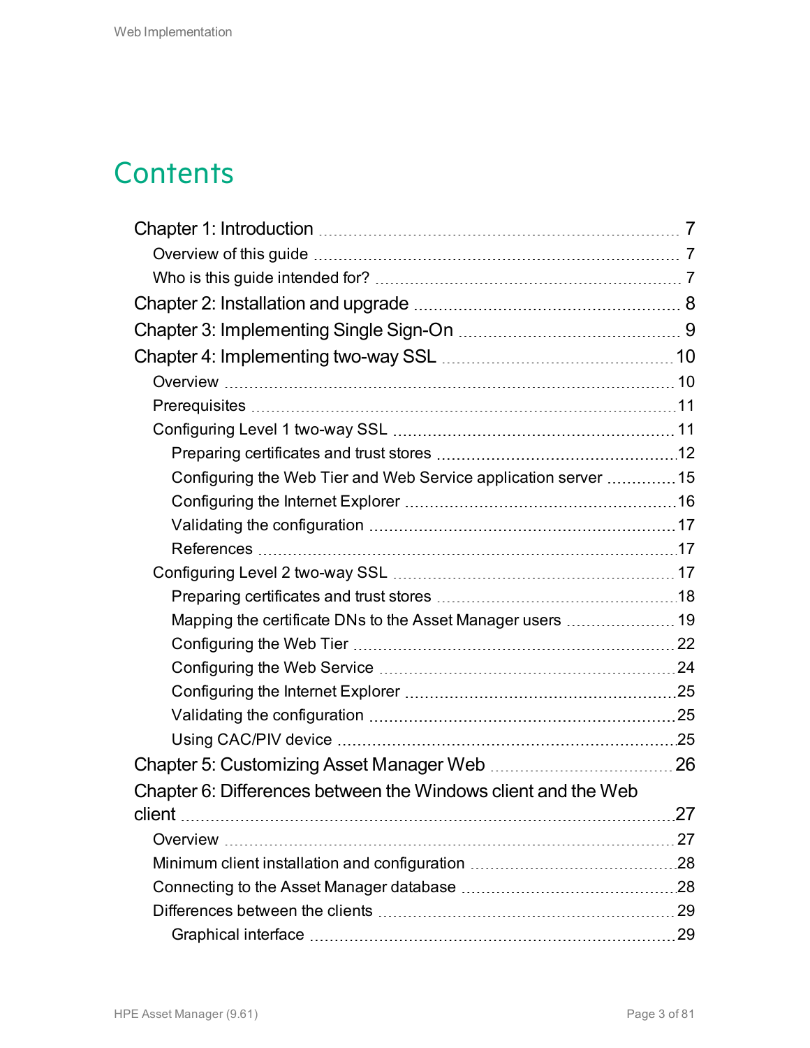# Contents

- Chapter 1: Introduction ..... 7
  - Overview of this guide ..... 7
  - Who is this guide intended for? ..... 7
- Chapter 2: Installation and upgrade ..... 8
- Chapter 3: Implementing Single Sign-On ..... 9
- Chapter 4: Implementing two-way SSL ..... 10
  - Overview ..... 10
  - Prerequisites ..... 11
  - Configuring Level 1 two-way SSL ..... 11
    - Preparing certificates and trust stores ..... 12
    - Configuring the Web Tier and Web Service application server ..... 15
    - Configuring the Internet Explorer ..... 16
    - Validating the configuration ..... 17
    - References ..... 17
  - Configuring Level 2 two-way SSL ..... 17
    - Preparing certificates and trust stores ..... 18
    - Mapping the certificate DNs to the Asset Manager users ..... 19
    - Configuring the Web Tier ..... 22
    - Configuring the Web Service ..... 24
    - Configuring the Internet Explorer ..... 25
    - Validating the configuration ..... 25
    - Using CAC/PIV device ..... 25
- Chapter 5: Customizing Asset Manager Web ..... 26
- Chapter 6: Differences between the Windows client and the Web client ..... 27
  - Overview ..... 27
  - Minimum client installation and configuration ..... 28
  - Connecting to the Asset Manager database ..... 28
  - Differences between the clients ..... 29
    - Graphical interface ..... 29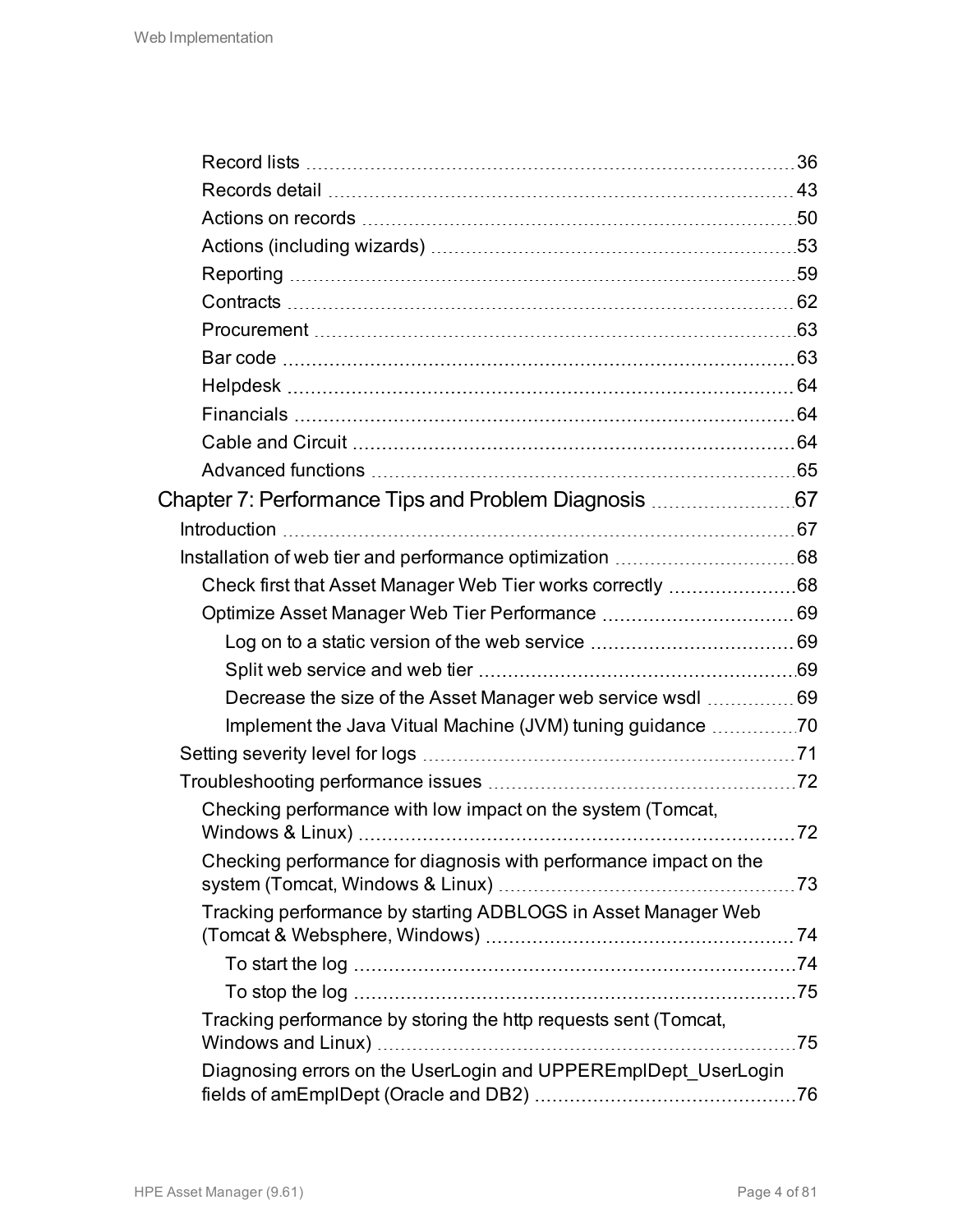Record lists 36
Records detail 43
Actions on records 50
Actions (including wizards) 53
Reporting 59
Contracts 62
Procurement 63
Bar code 63
Helpdesk 64
Financials 64
Cable and Circuit 64
Advanced functions 65

Chapter 7: Performance Tips and Problem Diagnosis 67

Introduction 67
Installation of web tier and performance optimization 68
Check first that Asset Manager Web Tier works correctly 68
Optimize Asset Manager Web Tier Performance 69
Log on to a static version of the web service 69
Split web service and web tier 69
Decrease the size of the Asset Manager web service wsdl 69
Implement the Java Vitual Machine (JVM) tuning guidance 70
Setting severity level for logs 71
Troubleshooting performance issues 72
Checking performance with low impact on the system (Tomcat, Windows & Linux) 72
Checking performance for diagnosis with performance impact on the system (Tomcat, Windows & Linux) 73
Tracking performance by starting ADBLOGS in Asset Manager Web (Tomcat & Websphere, Windows) 74
To start the log 74
To stop the log 75
Tracking performance by storing the http requests sent (Tomcat, Windows and Linux) 75
Diagnosing errors on the UserLogin and UPPEREmplDept_UserLogin fields of amEmplDept (Oracle and DB2) 76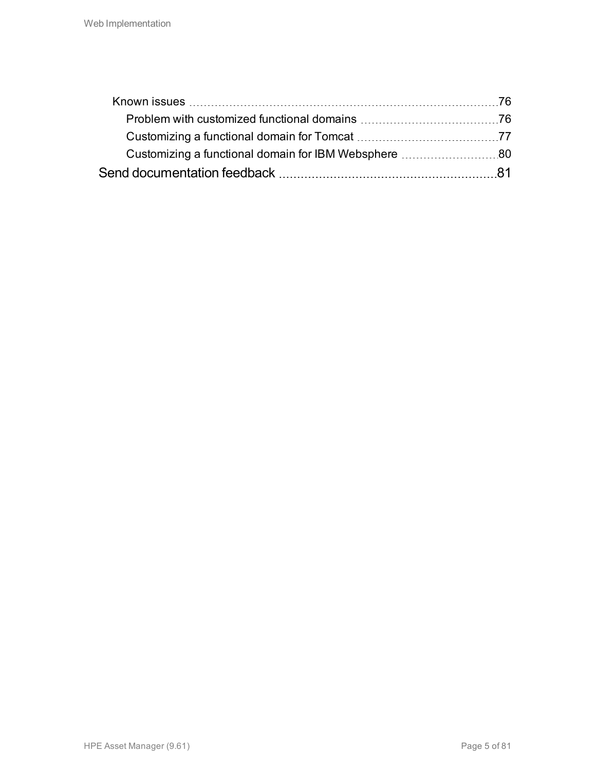- Known issues ........ 76
  - Problem with customized functional domains ........ 76
  - Customizing a functional domain for Tomcat ........ 77
  - Customizing a functional domain for IBM Websphere ........ 80

Send documentation feedback ........ 81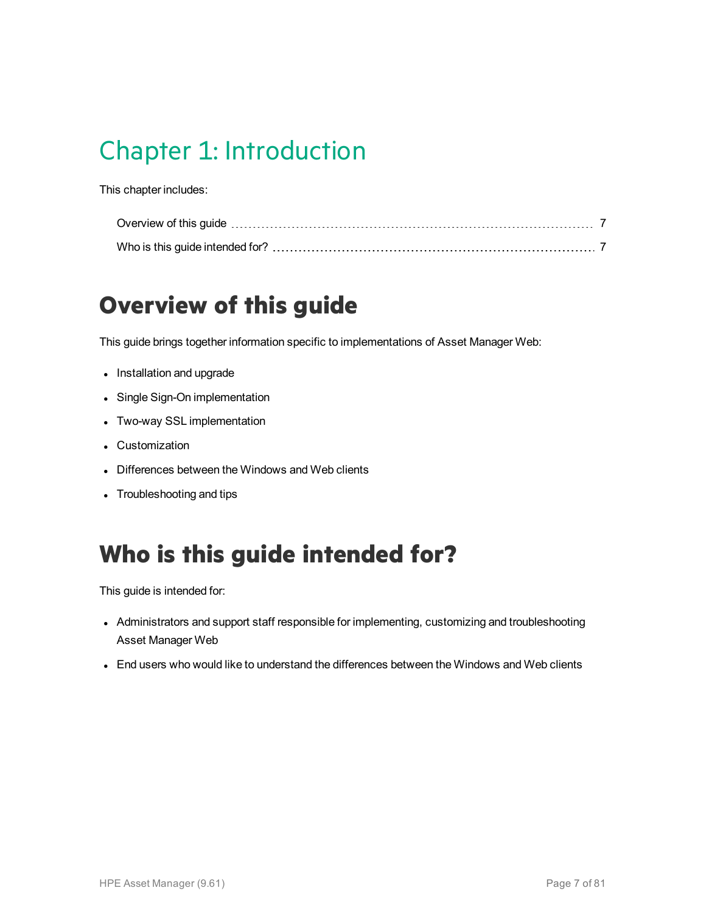# Chapter 1: Introduction

This chapter includes:

Overview of this guide ..... 7

Who is this guide intended for? ..... 7

## Overview of this guide

This guide brings together information specific to implementations of Asset Manager Web:

- Installation and upgrade
- Single Sign-On implementation
- Two-way SSL implementation
- Customization
- Differences between the Windows and Web clients
- Troubleshooting and tips

## Who is this guide intended for?

This guide is intended for:

- Administrators and support staff responsible for implementing, customizing and troubleshooting Asset Manager Web
- End users who would like to understand the differences between the Windows and Web clients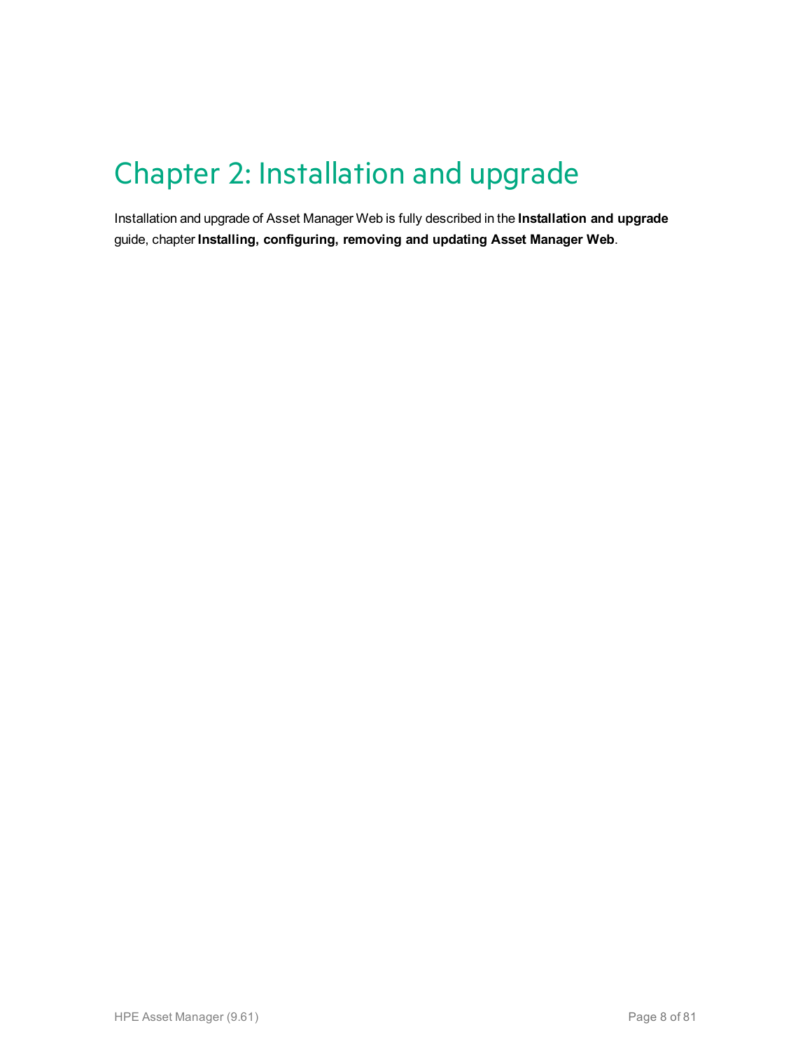# Chapter 2: Installation and upgrade

Installation and upgrade of Asset Manager Web is fully described in the **Installation and upgrade** guide, chapter **Installing, configuring, removing and updating Asset Manager Web**.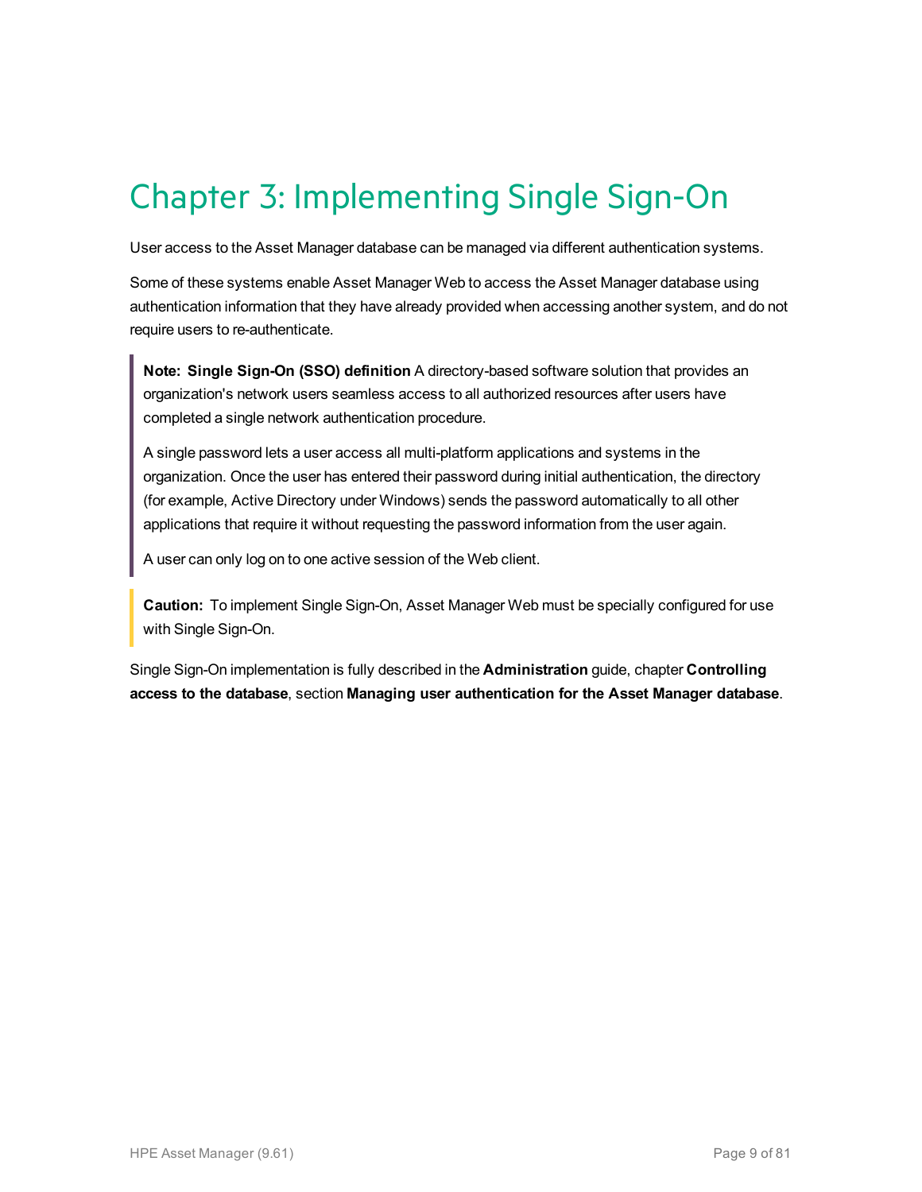# Chapter 3: Implementing Single Sign-On

User access to the Asset Manager database can be managed via different authentication systems.

Some of these systems enable Asset Manager Web to access the Asset Manager database using authentication information that they have already provided when accessing another system, and do not require users to re-authenticate.

> **Note: Single Sign-On (SSO) definition** A directory-based software solution that provides an organization's network users seamless access to all authorized resources after users have completed a single network authentication procedure.
>
> A single password lets a user access all multi-platform applications and systems in the organization. Once the user has entered their password during initial authentication, the directory (for example, Active Directory under Windows) sends the password automatically to all other applications that require it without requesting the password information from the user again.
>
> A user can only log on to one active session of the Web client.

> **Caution:** To implement Single Sign-On, Asset Manager Web must be specially configured for use with Single Sign-On.

Single Sign-On implementation is fully described in the **Administration** guide, chapter **Controlling access to the database**, section **Managing user authentication for the Asset Manager database**.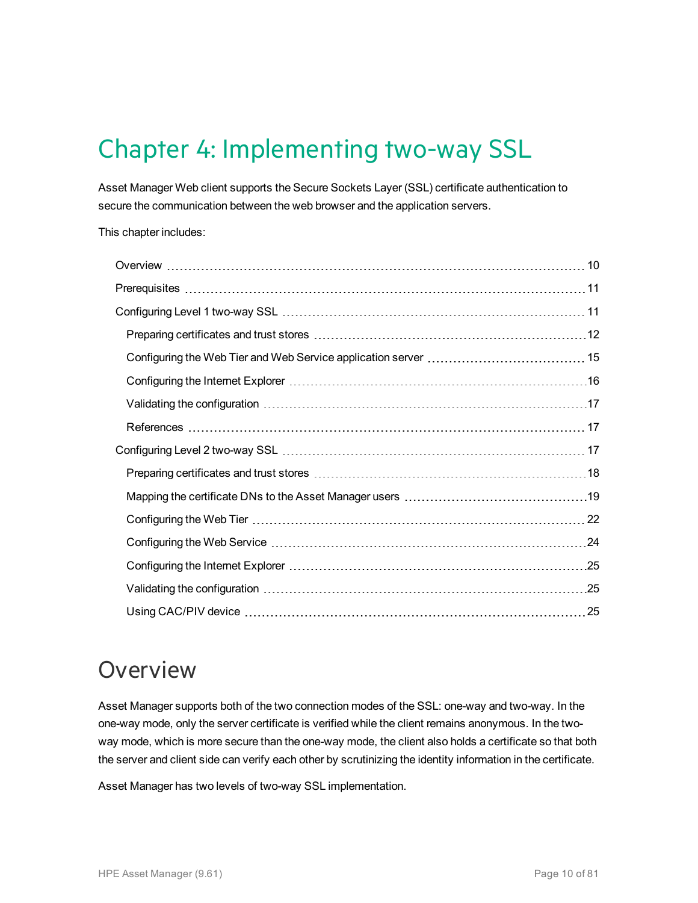# Chapter 4: Implementing two-way SSL

Asset Manager Web client supports the Secure Sockets Layer (SSL) certificate authentication to secure the communication between the web browser and the application servers.

This chapter includes:

- Overview ... 10
- Prerequisites ... 11
- Configuring Level 1 two-way SSL ... 11
  - Preparing certificates and trust stores ... 12
  - Configuring the Web Tier and Web Service application server ... 15
  - Configuring the Internet Explorer ... 16
  - Validating the configuration ... 17
  - References ... 17
- Configuring Level 2 two-way SSL ... 17
  - Preparing certificates and trust stores ... 18
  - Mapping the certificate DNs to the Asset Manager users ... 19
  - Configuring the Web Tier ... 22
  - Configuring the Web Service ... 24
  - Configuring the Internet Explorer ... 25
  - Validating the configuration ... 25
  - Using CAC/PIV device ... 25

## Overview

Asset Manager supports both of the two connection modes of the SSL: one-way and two-way. In the one-way mode, only the server certificate is verified while the client remains anonymous. In the two-way mode, which is more secure than the one-way mode, the client also holds a certificate so that both the server and client side can verify each other by scrutinizing the identity information in the certificate.

Asset Manager has two levels of two-way SSL implementation.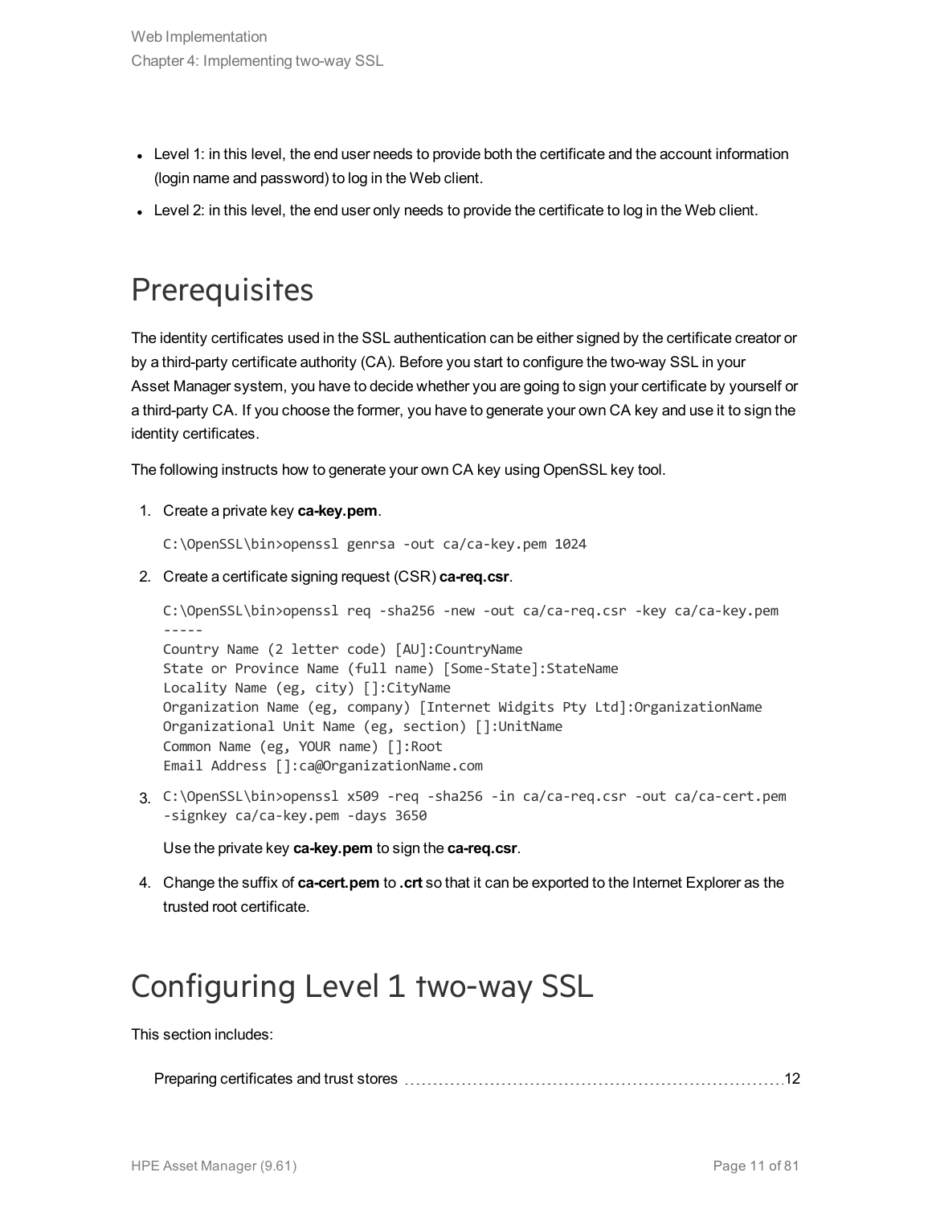- Level 1: in this level, the end user needs to provide both the certificate and the account information (login name and password) to log in the Web client.
- Level 2: in this level, the end user only needs to provide the certificate to log in the Web client.

## Prerequisites

The identity certificates used in the SSL authentication can be either signed by the certificate creator or by a third-party certificate authority (CA). Before you start to configure the two-way SSL in your Asset Manager system, you have to decide whether you are going to sign your certificate by yourself or a third-party CA. If you choose the former, you have to generate your own CA key and use it to sign the identity certificates.

The following instructs how to generate your own CA key using OpenSSL key tool.

1. Create a private key **ca-key.pem**.

   ```
   C:\OpenSSL\bin>openssl genrsa -out ca/ca-key.pem 1024
   ```

2. Create a certificate signing request (CSR) **ca-req.csr**.

   ```
   C:\OpenSSL\bin>openssl req -sha256 -new -out ca/ca-req.csr -key ca/ca-key.pem
   -----
   Country Name (2 letter code) [AU]:CountryName
   State or Province Name (full name) [Some-State]:StateName
   Locality Name (eg, city) []:CityName
   Organization Name (eg, company) [Internet Widgits Pty Ltd]:OrganizationName
   Organizational Unit Name (eg, section) []:UnitName
   Common Name (eg, YOUR name) []:Root
   Email Address []:ca@OrganizationName.com
   ```

3. ```
   C:\OpenSSL\bin>openssl x509 -req -sha256 -in ca/ca-req.csr -out ca/ca-cert.pem
   -signkey ca/ca-key.pem -days 3650
   ```

   Use the private key **ca-key.pem** to sign the **ca-req.csr**.

4. Change the suffix of **ca-cert.pem** to **.crt** so that it can be exported to the Internet Explorer as the trusted root certificate.

## Configuring Level 1 two-way SSL

This section includes:

Preparing certificates and trust stores ........ 12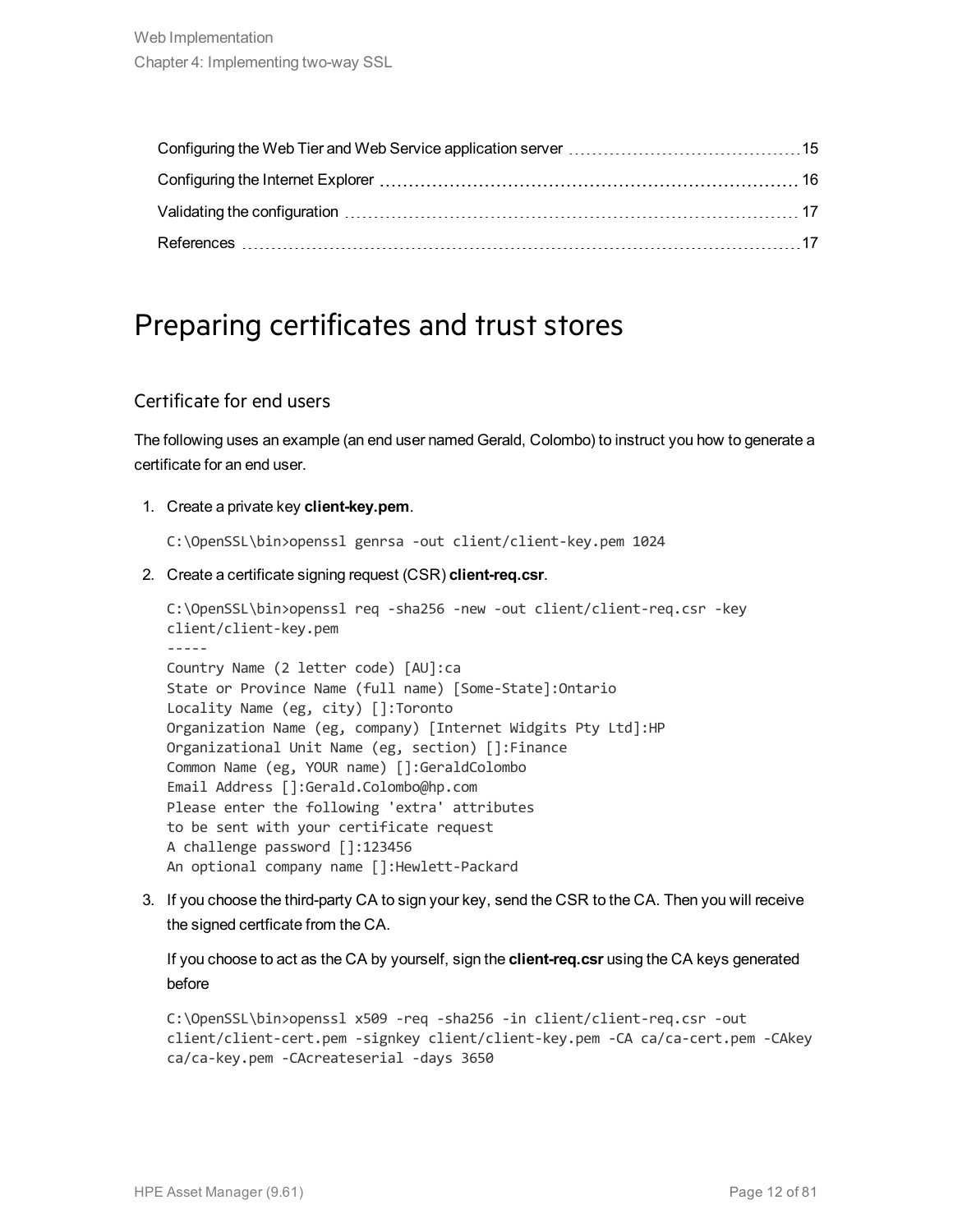Configuring the Web Tier and Web Service application server ... 15

Configuring the Internet Explorer ... 16

Validating the configuration ... 17

References ... 17

# Preparing certificates and trust stores

## Certificate for end users

The following uses an example (an end user named Gerald, Colombo) to instruct you how to generate a certificate for an end user.

1. Create a private key **client-key.pem**.

   ```
   C:\OpenSSL\bin>openssl genrsa -out client/client-key.pem 1024
   ```

2. Create a certificate signing request (CSR) **client-req.csr**.

   ```
   C:\OpenSSL\bin>openssl req -sha256 -new -out client/client-req.csr -key
   client/client-key.pem
   -----
   Country Name (2 letter code) [AU]:ca
   State or Province Name (full name) [Some-State]:Ontario
   Locality Name (eg, city) []:Toronto
   Organization Name (eg, company) [Internet Widgits Pty Ltd]:HP
   Organizational Unit Name (eg, section) []:Finance
   Common Name (eg, YOUR name) []:GeraldColombo
   Email Address []:Gerald.Colombo@hp.com
   Please enter the following 'extra' attributes
   to be sent with your certificate request
   A challenge password []:123456
   An optional company name []:Hewlett-Packard
   ```

3. If you choose the third-party CA to sign your key, send the CSR to the CA. Then you will receive the signed certficate from the CA.

   If you choose to act as the CA by yourself, sign the **client-req.csr** using the CA keys generated before

   ```
   C:\OpenSSL\bin>openssl x509 -req -sha256 -in client/client-req.csr -out
   client/client-cert.pem -signkey client/client-key.pem -CA ca/ca-cert.pem -CAkey
   ca/ca-key.pem -CAcreateserial -days 3650
   ```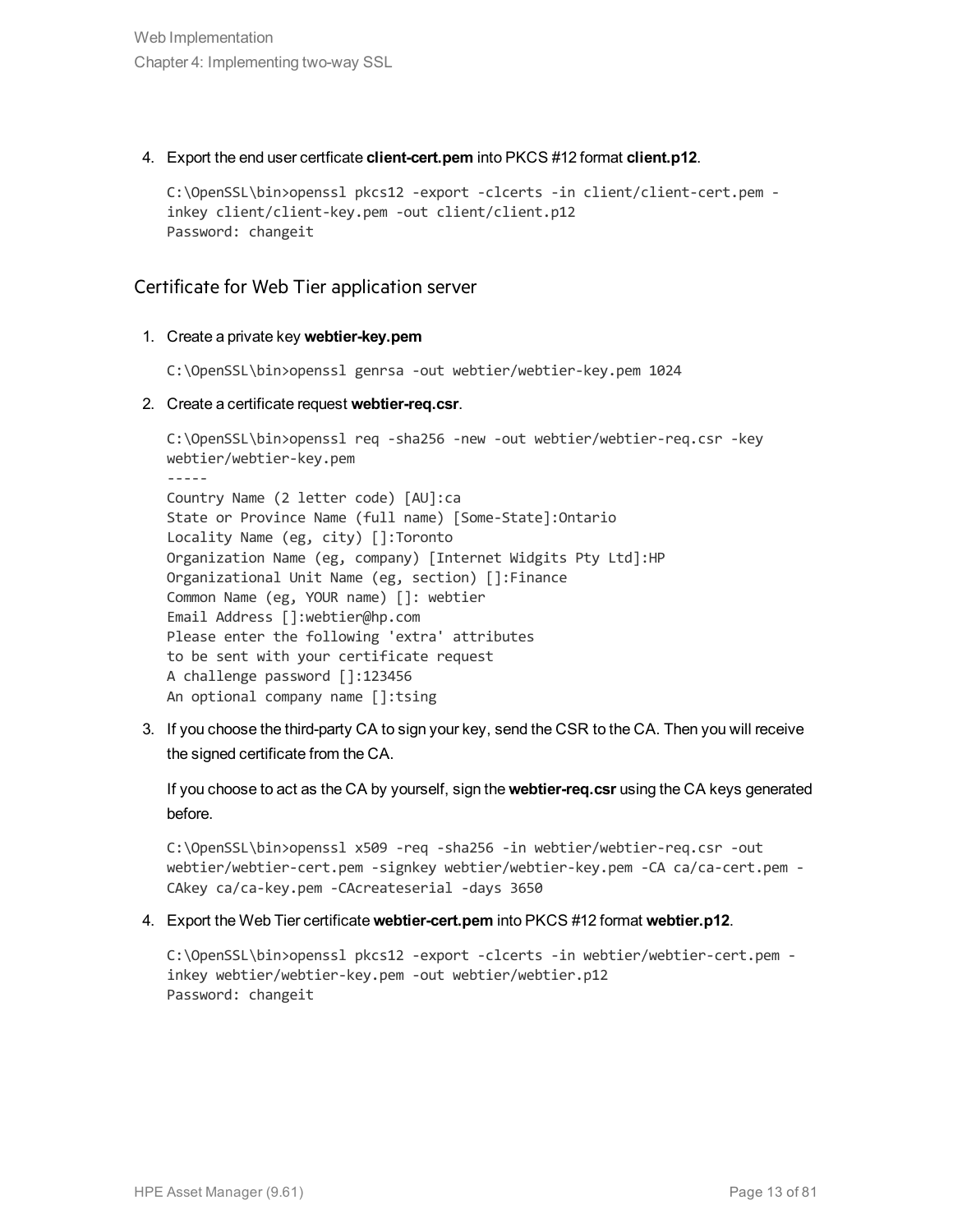4. Export the end user certficate **client-cert.pem** into PKCS #12 format **client.p12**.

   ```
   C:\OpenSSL\bin>openssl pkcs12 -export -clcerts -in client/client-cert.pem -
   inkey client/client-key.pem -out client/client.p12
   Password: changeit
   ```

## Certificate for Web Tier application server

1. Create a private key **webtier-key.pem**

   ```
   C:\OpenSSL\bin>openssl genrsa -out webtier/webtier-key.pem 1024
   ```

2. Create a certificate request **webtier-req.csr**.

   ```
   C:\OpenSSL\bin>openssl req -sha256 -new -out webtier/webtier-req.csr -key
   webtier/webtier-key.pem
   -----
   Country Name (2 letter code) [AU]:ca
   State or Province Name (full name) [Some-State]:Ontario
   Locality Name (eg, city) []:Toronto
   Organization Name (eg, company) [Internet Widgits Pty Ltd]:HP
   Organizational Unit Name (eg, section) []:Finance
   Common Name (eg, YOUR name) []: webtier
   Email Address []:webtier@hp.com
   Please enter the following 'extra' attributes
   to be sent with your certificate request
   A challenge password []:123456
   An optional company name []:tsing
   ```

3. If you choose the third-party CA to sign your key, send the CSR to the CA. Then you will receive the signed certificate from the CA.

   If you choose to act as the CA by yourself, sign the **webtier-req.csr** using the CA keys generated before.

   ```
   C:\OpenSSL\bin>openssl x509 -req -sha256 -in webtier/webtier-req.csr -out
   webtier/webtier-cert.pem -signkey webtier/webtier-key.pem -CA ca/ca-cert.pem -
   CAkey ca/ca-key.pem -CAcreateserial -days 3650
   ```

4. Export the Web Tier certificate **webtier-cert.pem** into PKCS #12 format **webtier.p12**.

   ```
   C:\OpenSSL\bin>openssl pkcs12 -export -clcerts -in webtier/webtier-cert.pem -
   inkey webtier/webtier-key.pem -out webtier/webtier.p12
   Password: changeit
   ```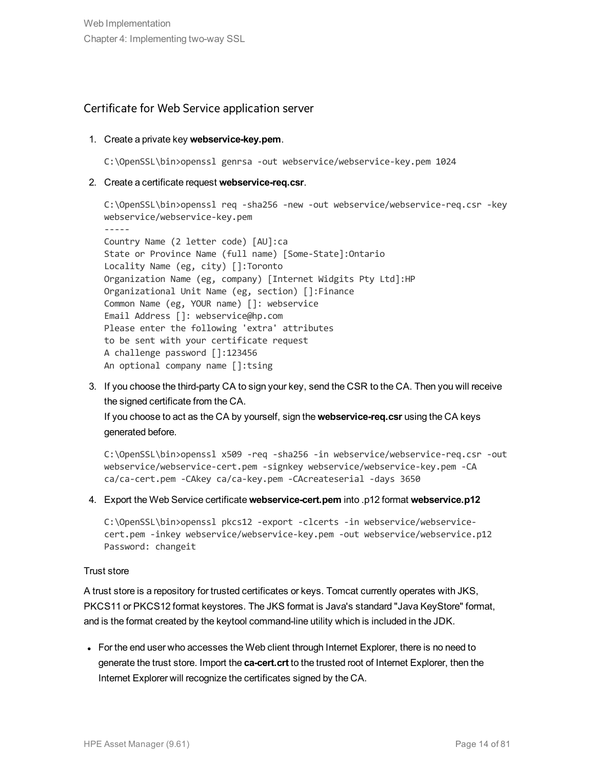## Certificate for Web Service application server

1. Create a private key **webservice-key.pem**.

   ```
   C:\OpenSSL\bin>openssl genrsa -out webservice/webservice-key.pem 1024
   ```

2. Create a certificate request **webservice-req.csr**.

   ```
   C:\OpenSSL\bin>openssl req -sha256 -new -out webservice/webservice-req.csr -key
   webservice/webservice-key.pem
   -----
   Country Name (2 letter code) [AU]:ca
   State or Province Name (full name) [Some-State]:Ontario
   Locality Name (eg, city) []:Toronto
   Organization Name (eg, company) [Internet Widgits Pty Ltd]:HP
   Organizational Unit Name (eg, section) []:Finance
   Common Name (eg, YOUR name) []: webservice
   Email Address []: webservice@hp.com
   Please enter the following 'extra' attributes
   to be sent with your certificate request
   A challenge password []:123456
   An optional company name []:tsing
   ```

3. If you choose the third-party CA to sign your key, send the CSR to the CA. Then you will receive the signed certificate from the CA.
   If you choose to act as the CA by yourself, sign the **webservice-req.csr** using the CA keys generated before.

   ```
   C:\OpenSSL\bin>openssl x509 -req -sha256 -in webservice/webservice-req.csr -out
   webservice/webservice-cert.pem -signkey webservice/webservice-key.pem -CA
   ca/ca-cert.pem -CAkey ca/ca-key.pem -CAcreateserial -days 3650
   ```

4. Export the Web Service certificate **webservice-cert.pem** into .p12 format **webservice.p12**

   ```
   C:\OpenSSL\bin>openssl pkcs12 -export -clcerts -in webservice/webservice-
   cert.pem -inkey webservice/webservice-key.pem -out webservice/webservice.p12
   Password: changeit
   ```

Trust store

A trust store is a repository for trusted certificates or keys. Tomcat currently operates with JKS, PKCS11 or PKCS12 format keystores. The JKS format is Java's standard "Java KeyStore" format, and is the format created by the keytool command-line utility which is included in the JDK.

- For the end user who accesses the Web client through Internet Explorer, there is no need to generate the trust store. Import the **ca-cert.crt** to the trusted root of Internet Explorer, then the Internet Explorer will recognize the certificates signed by the CA.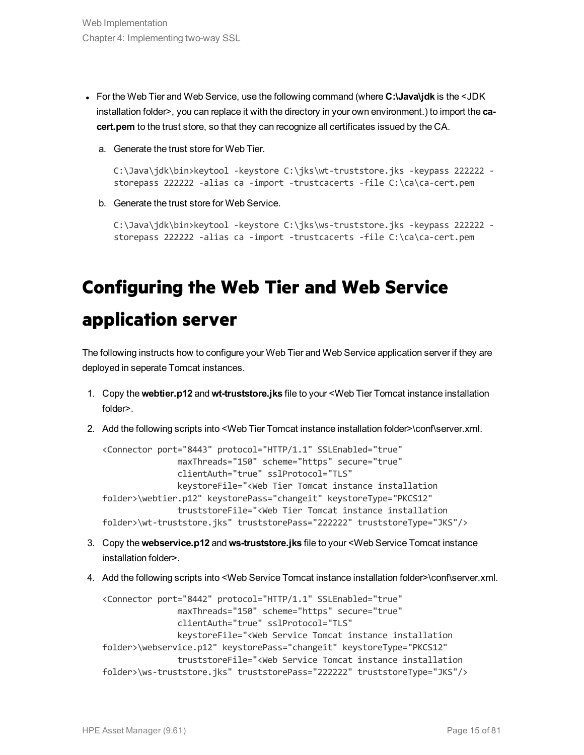- For the Web Tier and Web Service, use the following command (where **C:\Java\jdk** is the <JDK installation folder>, you can replace it with the directory in your own environment.) to import the **ca-cert.pem** to the trust store, so that they can recognize all certificates issued by the CA.

  a. Generate the trust store for Web Tier.

  ```
  C:\Java\jdk\bin>keytool -keystore C:\jks\wt-truststore.jks -keypass 222222 -storepass 222222 -alias ca -import -trustcacerts -file C:\ca\ca-cert.pem
  ```

  b. Generate the trust store for Web Service.

  ```
  C:\Java\jdk\bin>keytool -keystore C:\jks\ws-truststore.jks -keypass 222222 -storepass 222222 -alias ca -import -trustcacerts -file C:\ca\ca-cert.pem
  ```

# Configuring the Web Tier and Web Service application server

The following instructs how to configure your Web Tier and Web Service application server if they are deployed in seperate Tomcat instances.

1. Copy the **webtier.p12** and **wt-truststore.jks** file to your <Web Tier Tomcat instance installation folder>.
2. Add the following scripts into <Web Tier Tomcat instance installation folder>\conf\server.xml.

   ```
   <Connector port="8443" protocol="HTTP/1.1" SSLEnabled="true"
                  maxThreads="150" scheme="https" secure="true"
                  clientAuth="true" sslProtocol="TLS"
                  keystoreFile="<Web Tier Tomcat instance installation
   folder>\webtier.p12" keystorePass="changeit" keystoreType="PKCS12"
                  truststoreFile="<Web Tier Tomcat instance installation
   folder>\wt-truststore.jks" truststorePass="222222" truststoreType="JKS"/>
   ```

3. Copy the **webservice.p12** and **ws-truststore.jks** file to your <Web Service Tomcat instance installation folder>.
4. Add the following scripts into <Web Service Tomcat instance installation folder>\conf\server.xml.

   ```
   <Connector port="8442" protocol="HTTP/1.1" SSLEnabled="true"
                  maxThreads="150" scheme="https" secure="true"
                  clientAuth="true" sslProtocol="TLS"
                  keystoreFile="<Web Service Tomcat instance installation
   folder>\webservice.p12" keystorePass="changeit" keystoreType="PKCS12"
                  truststoreFile="<Web Service Tomcat instance installation
   folder>\ws-truststore.jks" truststorePass="222222" truststoreType="JKS"/>
   ```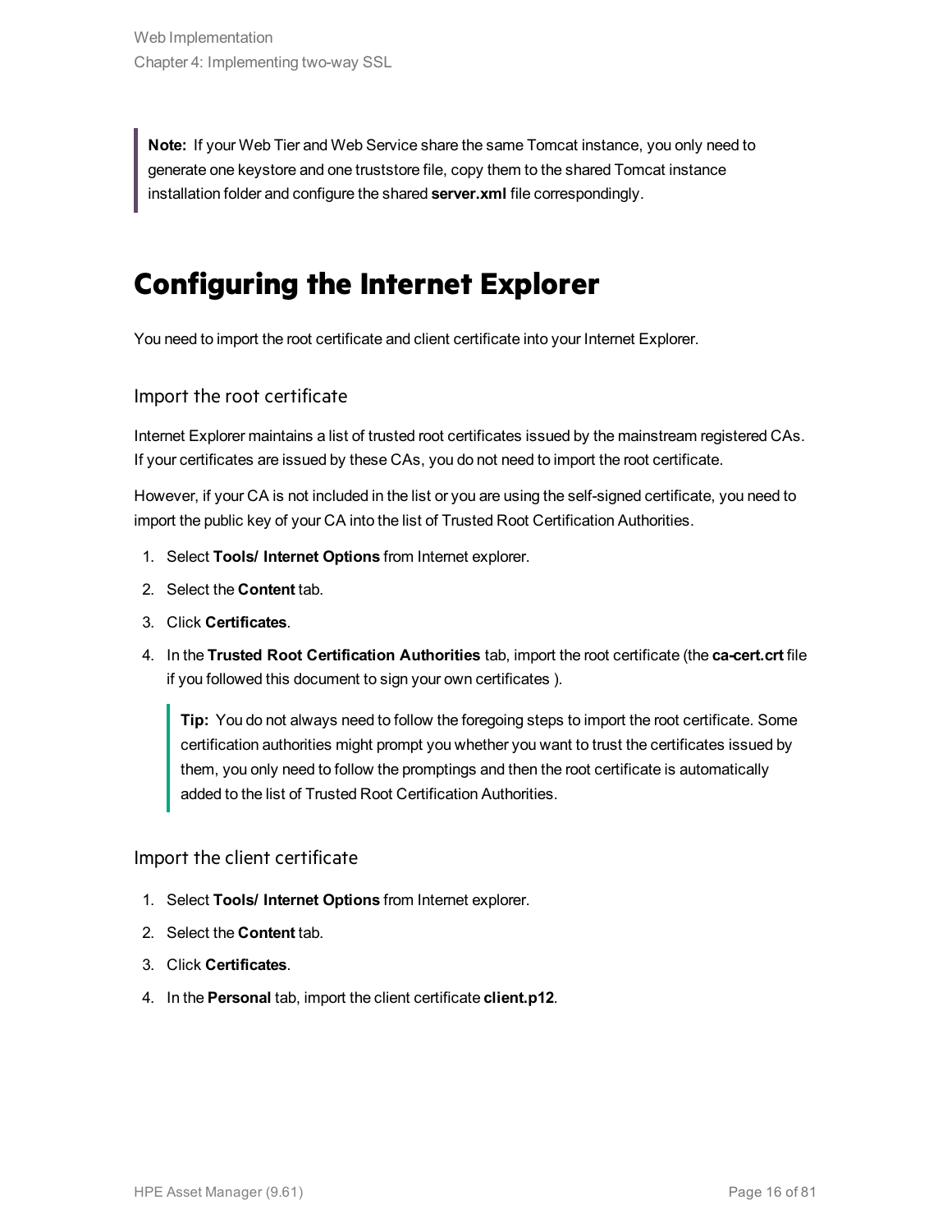> **Note:** If your Web Tier and Web Service share the same Tomcat instance, you only need to generate one keystore and one truststore file, copy them to the shared Tomcat instance installation folder and configure the shared **server.xml** file correspondingly.

# Configuring the Internet Explorer

You need to import the root certificate and client certificate into your Internet Explorer.

## Import the root certificate

Internet Explorer maintains a list of trusted root certificates issued by the mainstream registered CAs. If your certificates are issued by these CAs, you do not need to import the root certificate.

However, if your CA is not included in the list or you are using the self-signed certificate, you need to import the public key of your CA into the list of Trusted Root Certification Authorities.

1. Select **Tools/ Internet Options** from Internet explorer.
2. Select the **Content** tab.
3. Click **Certificates**.
4. In the **Trusted Root Certification Authorities** tab, import the root certificate (the **ca-cert.crt** file if you followed this document to sign your own certificates ).

   > **Tip:** You do not always need to follow the foregoing steps to import the root certificate. Some certification authorities might prompt you whether you want to trust the certificates issued by them, you only need to follow the promptings and then the root certificate is automatically added to the list of Trusted Root Certification Authorities.

## Import the client certificate

1. Select **Tools/ Internet Options** from Internet explorer.
2. Select the **Content** tab.
3. Click **Certificates**.
4. In the **Personal** tab, import the client certificate **client.p12**.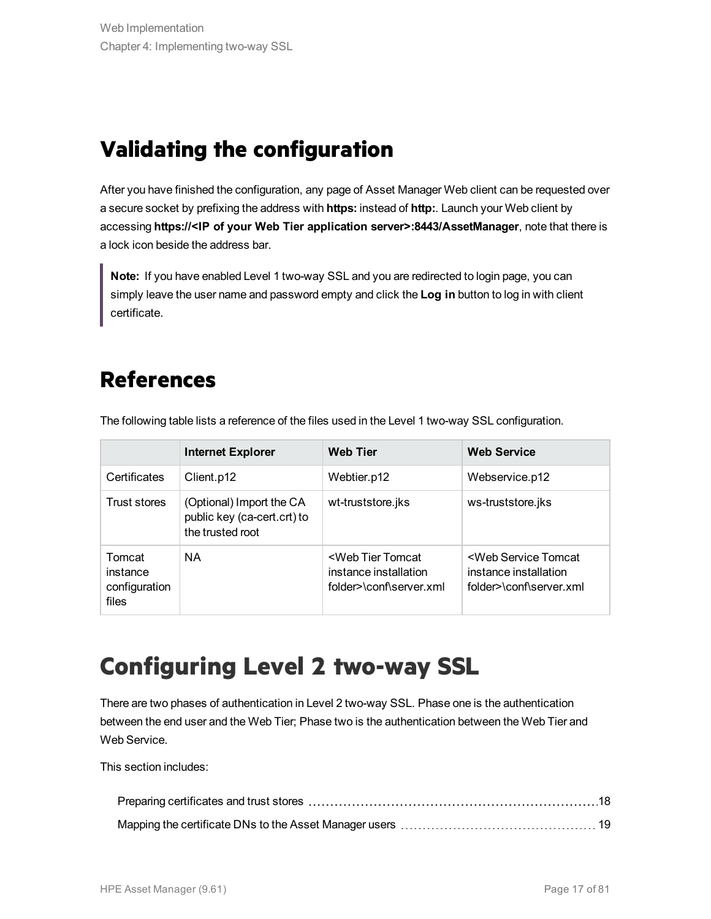## Validating the configuration

After you have finished the configuration, any page of Asset Manager Web client can be requested over a secure socket by prefixing the address with **https:** instead of **http:**. Launch your Web client by accessing **https://<IP of your Web Tier application server>:8443/AssetManager**, note that there is a lock icon beside the address bar.

> **Note:** If you have enabled Level 1 two-way SSL and you are redirected to login page, you can simply leave the user name and password empty and click the **Log in** button to log in with client certificate.

## References

The following table lists a reference of the files used in the Level 1 two-way SSL configuration.

| | Internet Explorer | Web Tier | Web Service |
|---|---|---|---|
| Certificates | Client.p12 | Webtier.p12 | Webservice.p12 |
| Trust stores | (Optional) Import the CA public key (ca-cert.crt) to the trusted root | wt-truststore.jks | ws-truststore.jks |
| Tomcat instance configuration files | NA | <Web Tier Tomcat instance installation folder>\conf\server.xml | <Web Service Tomcat instance installation folder>\conf\server.xml |

# Configuring Level 2 two-way SSL

There are two phases of authentication in Level 2 two-way SSL. Phase one is the authentication between the end user and the Web Tier; Phase two is the authentication between the Web Tier and Web Service.

This section includes:

- Preparing certificates and trust stores 18
- Mapping the certificate DNs to the Asset Manager users 19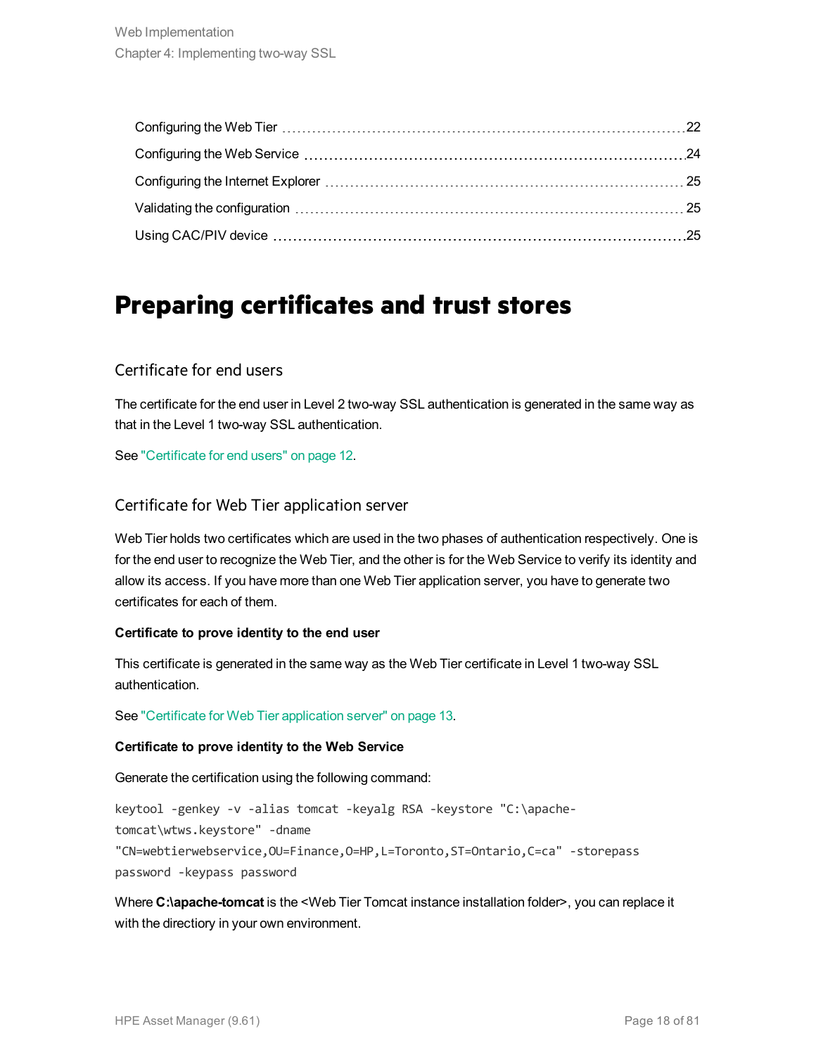Configuring the Web Tier ........ 22

Configuring the Web Service ........ 24

Configuring the Internet Explorer ........ 25

Validating the configuration ........ 25

Using CAC/PIV device ........ 25

# Preparing certificates and trust stores

## Certificate for end users

The certificate for the end user in Level 2 two-way SSL authentication is generated in the same way as that in the Level 1 two-way SSL authentication.

See "Certificate for end users" on page 12.

## Certificate for Web Tier application server

Web Tier holds two certificates which are used in the two phases of authentication respectively. One is for the end user to recognize the Web Tier, and the other is for the Web Service to verify its identity and allow its access. If you have more than one Web Tier application server, you have to generate two certificates for each of them.

**Certificate to prove identity to the end user**

This certificate is generated in the same way as the Web Tier certificate in Level 1 two-way SSL authentication.

See "Certificate for Web Tier application server" on page 13.

**Certificate to prove identity to the Web Service**

Generate the certification using the following command:

```
keytool -genkey -v -alias tomcat -keyalg RSA -keystore "C:\apache-
tomcat\wtws.keystore" -dname
"CN=webtierwebservice,OU=Finance,O=HP,L=Toronto,ST=Ontario,C=ca" -storepass
password -keypass password
```

Where **C:\apache-tomcat** is the <Web Tier Tomcat instance installation folder>, you can replace it with the directiory in your own environment.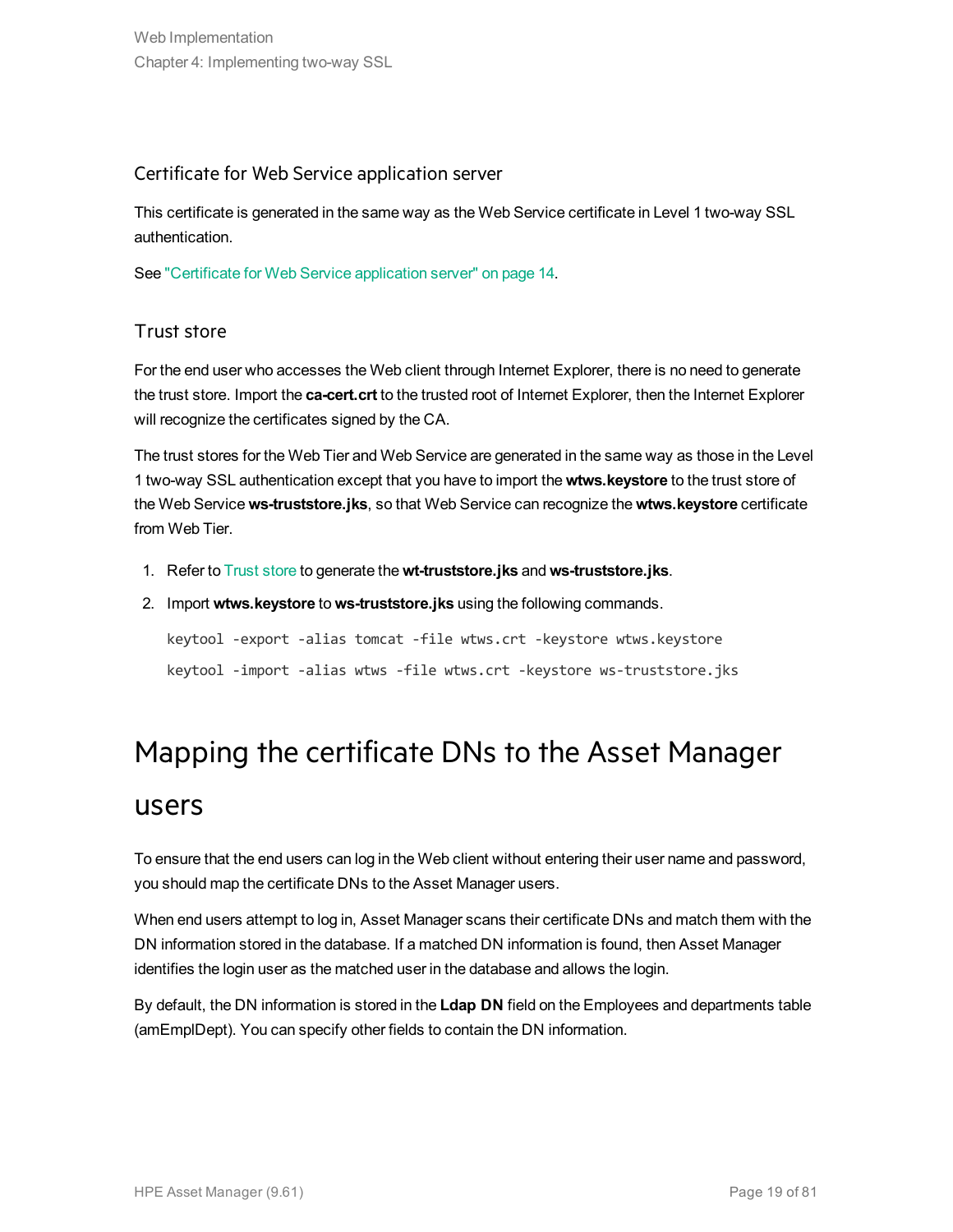### Certificate for Web Service application server

This certificate is generated in the same way as the Web Service certificate in Level 1 two-way SSL authentication.

See "Certificate for Web Service application server" on page 14.

### Trust store

For the end user who accesses the Web client through Internet Explorer, there is no need to generate the trust store. Import the **ca-cert.crt** to the trusted root of Internet Explorer, then the Internet Explorer will recognize the certificates signed by the CA.

The trust stores for the Web Tier and Web Service are generated in the same way as those in the Level 1 two-way SSL authentication except that you have to import the **wtws.keystore** to the trust store of the Web Service **ws-truststore.jks**, so that Web Service can recognize the **wtws.keystore** certificate from Web Tier.

1. Refer to Trust store to generate the **wt-truststore.jks** and **ws-truststore.jks**.
2. Import **wtws.keystore** to **ws-truststore.jks** using the following commands.

   ```
   keytool -export -alias tomcat -file wtws.crt -keystore wtws.keystore
   keytool -import -alias wtws -file wtws.crt -keystore ws-truststore.jks
   ```

## Mapping the certificate DNs to the Asset Manager users

To ensure that the end users can log in the Web client without entering their user name and password, you should map the certificate DNs to the Asset Manager users.

When end users attempt to log in, Asset Manager scans their certificate DNs and match them with the DN information stored in the database. If a matched DN information is found, then Asset Manager identifies the login user as the matched user in the database and allows the login.

By default, the DN information is stored in the **Ldap DN** field on the Employees and departments table (amEmplDept). You can specify other fields to contain the DN information.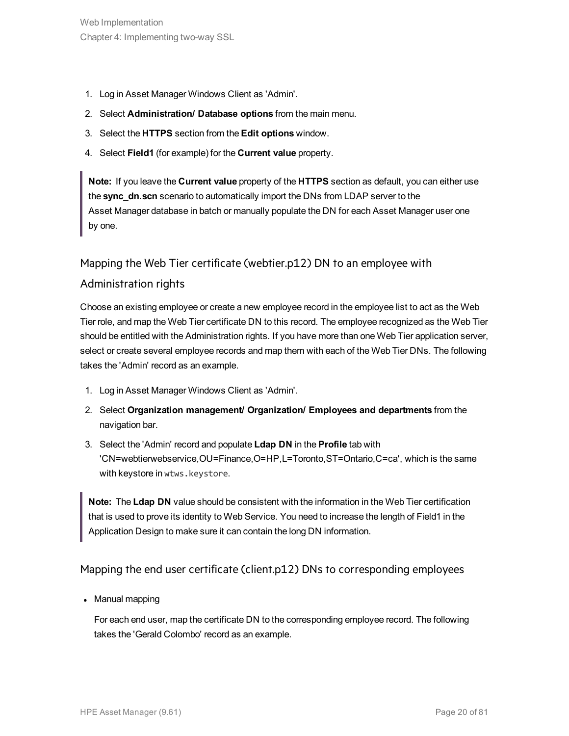1. Log in Asset Manager Windows Client as 'Admin'.
2. Select **Administration/ Database options** from the main menu.
3. Select the **HTTPS** section from the **Edit options** window.
4. Select **Field1** (for example) for the **Current value** property.

> **Note:** If you leave the **Current value** property of the **HTTPS** section as default, you can either use the **sync_dn.scn** scenario to automatically import the DNs from LDAP server to the Asset Manager database in batch or manually populate the DN for each Asset Manager user one by one.

### Mapping the Web Tier certificate (webtier.p12) DN to an employee with Administration rights

Choose an existing employee or create a new employee record in the employee list to act as the Web Tier role, and map the Web Tier certificate DN to this record. The employee recognized as the Web Tier should be entitled with the Administration rights. If you have more than one Web Tier application server, select or create several employee records and map them with each of the Web Tier DNs. The following takes the 'Admin' record as an example.

1. Log in Asset Manager Windows Client as 'Admin'.
2. Select **Organization management/ Organization/ Employees and departments** from the navigation bar.
3. Select the 'Admin' record and populate **Ldap DN** in the **Profile** tab with 'CN=webtierwebservice,OU=Finance,O=HP,L=Toronto,ST=Ontario,C=ca', which is the same with keystore in `wtws.keystore`.

> **Note:** The **Ldap DN** value should be consistent with the information in the Web Tier certification that is used to prove its identity to Web Service. You need to increase the length of Field1 in the Application Design to make sure it can contain the long DN information.

### Mapping the end user certificate (client.p12) DNs to corresponding employees

- Manual mapping

  For each end user, map the certificate DN to the corresponding employee record. The following takes the 'Gerald Colombo' record as an example.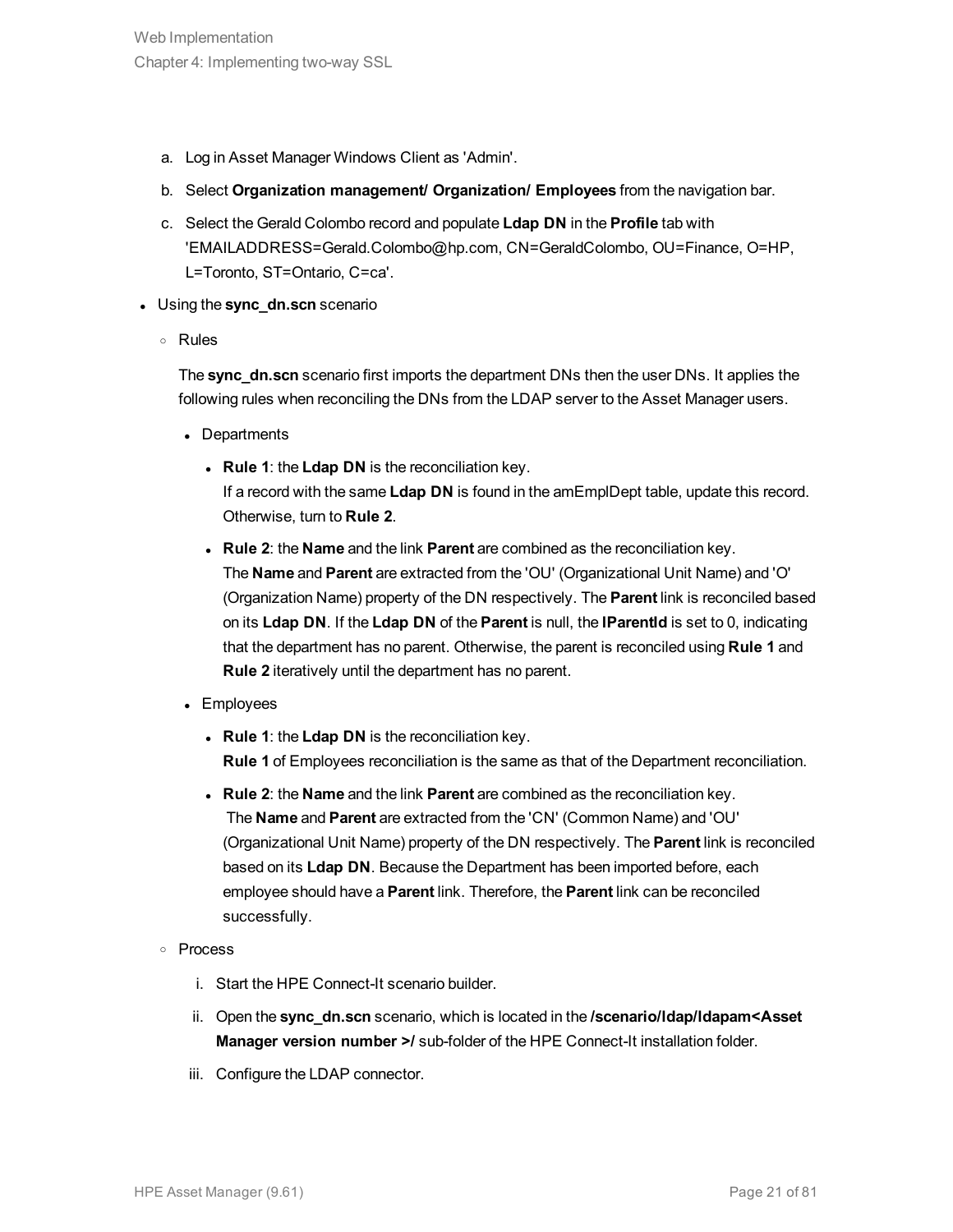a. Log in Asset Manager Windows Client as 'Admin'.
b. Select **Organization management/ Organization/ Employees** from the navigation bar.
c. Select the Gerald Colombo record and populate **Ldap DN** in the **Profile** tab with 'EMAILADDRESS=Gerald.Colombo@hp.com, CN=GeraldColombo, OU=Finance, O=HP, L=Toronto, ST=Ontario, C=ca'.

- Using the **sync_dn.scn** scenario
  - Rules

    The **sync_dn.scn** scenario first imports the department DNs then the user DNs. It applies the following rules when reconciling the DNs from the LDAP server to the Asset Manager users.

    - Departments
      - **Rule 1**: the **Ldap DN** is the reconciliation key.
        If a record with the same **Ldap DN** is found in the amEmplDept table, update this record. Otherwise, turn to **Rule 2**.
      - **Rule 2**: the **Name** and the link **Parent** are combined as the reconciliation key.
        The **Name** and **Parent** are extracted from the 'OU' (Organizational Unit Name) and 'O' (Organization Name) property of the DN respectively. The **Parent** link is reconciled based on its **Ldap DN**. If the **Ldap DN** of the **Parent** is null, the **lParentId** is set to 0, indicating that the department has no parent. Otherwise, the parent is reconciled using **Rule 1** and **Rule 2** iteratively until the department has no parent.
    - Employees
      - **Rule 1**: the **Ldap DN** is the reconciliation key.
        **Rule 1** of Employees reconciliation is the same as that of the Department reconciliation.
      - **Rule 2**: the **Name** and the link **Parent** are combined as the reconciliation key.
        The **Name** and **Parent** are extracted from the 'CN' (Common Name) and 'OU' (Organizational Unit Name) property of the DN respectively. The **Parent** link is reconciled based on its **Ldap DN**. Because the Department has been imported before, each employee should have a **Parent** link. Therefore, the **Parent** link can be reconciled successfully.
  - Process

    i. Start the HPE Connect-It scenario builder.
    ii. Open the **sync_dn.scn** scenario, which is located in the **/scenario/ldap/ldapam<Asset Manager version number >/** sub-folder of the HPE Connect-It installation folder.
    iii. Configure the LDAP connector.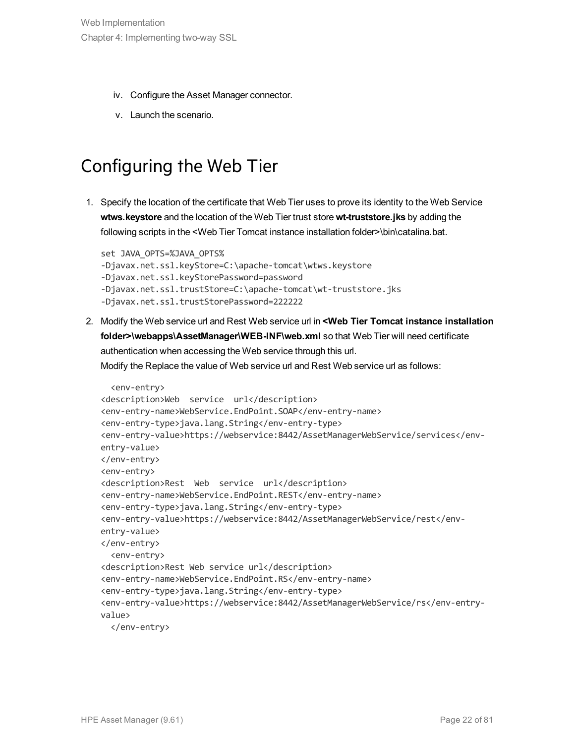iv. Configure the Asset Manager connector.

   v. Launch the scenario.

## Configuring the Web Tier

1. Specify the location of the certificate that Web Tier uses to prove its identity to the Web Service **wtws.keystore** and the location of the Web Tier trust store **wt-truststore.jks** by adding the following scripts in the <Web Tier Tomcat instance installation folder>\bin\catalina.bat.

   ```
   set JAVA_OPTS=%JAVA_OPTS%
   -Djavax.net.ssl.keyStore=C:\apache-tomcat\wtws.keystore
   -Djavax.net.ssl.keyStorePassword=password
   -Djavax.net.ssl.trustStore=C:\apache-tomcat\wt-truststore.jks
   -Djavax.net.ssl.trustStorePassword=222222
   ```

2. Modify the Web service url and Rest Web service url in **<Web Tier Tomcat instance installation folder>\webapps\AssetManager\WEB-INF\web.xml** so that Web Tier will need certificate authentication when accessing the Web service through this url.
   Modify the Replace the value of Web service url and Rest Web service url as follows:

   ```
     <env-entry>
   <description>Web  service  url</description>
   <env-entry-name>WebService.EndPoint.SOAP</env-entry-name>
   <env-entry-type>java.lang.String</env-entry-type>
   <env-entry-value>https://webservice:8442/AssetManagerWebService/services</env-
   entry-value>
   </env-entry>
   <env-entry>
   <description>Rest  Web  service  url</description>
   <env-entry-name>WebService.EndPoint.REST</env-entry-name>
   <env-entry-type>java.lang.String</env-entry-type>
   <env-entry-value>https://webservice:8442/AssetManagerWebService/rest</env-
   entry-value>
   </env-entry>
     <env-entry>
   <description>Rest Web service url</description>
   <env-entry-name>WebService.EndPoint.RS</env-entry-name>
   <env-entry-type>java.lang.String</env-entry-type>
   <env-entry-value>https://webservice:8442/AssetManagerWebService/rs</env-entry-
   value>
     </env-entry>
   ```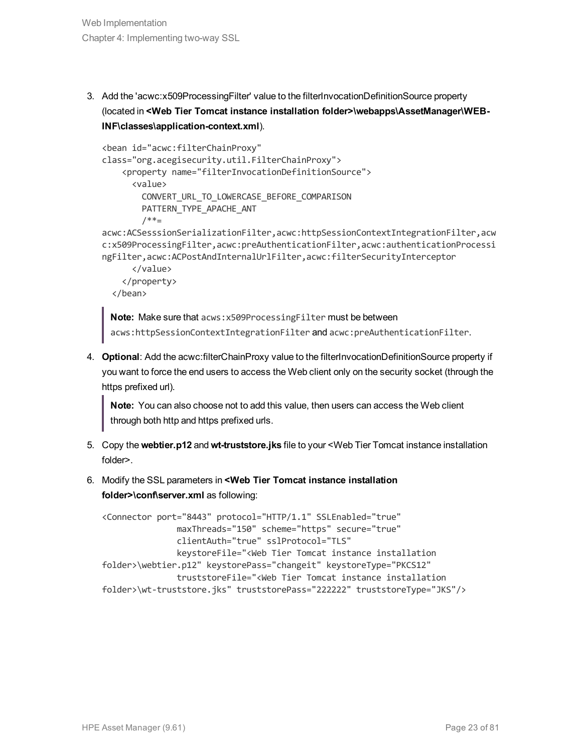3. Add the 'acwc:x509ProcessingFilter' value to the filterInvocationDefinitionSource property (located in **<Web Tier Tomcat instance installation folder>\webapps\AssetManager\WEB-INF\classes\application-context.xml**).

   ```
   <bean id="acwc:filterChainProxy"
   class="org.acegisecurity.util.FilterChainProxy">
       <property name="filterInvocationDefinitionSource">
         <value>
           CONVERT_URL_TO_LOWERCASE_BEFORE_COMPARISON
           PATTERN_TYPE_APACHE_ANT
           /**=
   acwc:ACSesssionSerializationFilter,acwc:httpSessionContextIntegrationFilter,acw
   c:x509ProcessingFilter,acwc:preAuthenticationFilter,acwc:authenticationProcessi
   ngFilter,acwc:ACPostAndInternalUrlFilter,acwc:filterSecurityInterceptor
         </value>
       </property>
     </bean>
   ```

   > **Note:** Make sure that `acws:x509ProcessingFilter` must be between `acws:httpSessionContextIntegrationFilter` and `acwc:preAuthenticationFilter`.

4. **Optional**: Add the acwc:filterChainProxy value to the filterInvocationDefinitionSource property if you want to force the end users to access the Web client only on the security socket (through the https prefixed url).

   > **Note:** You can also choose not to add this value, then users can access the Web client through both http and https prefixed urls.

5. Copy the **webtier.p12** and **wt-truststore.jks** file to your <Web Tier Tomcat instance installation folder>.

6. Modify the SSL parameters in **<Web Tier Tomcat instance installation folder>\conf\server.xml** as following:

   ```
   <Connector port="8443" protocol="HTTP/1.1" SSLEnabled="true"
                  maxThreads="150" scheme="https" secure="true"
                  clientAuth="true" sslProtocol="TLS"
                  keystoreFile="<Web Tier Tomcat instance installation
   folder>\webtier.p12" keystorePass="changeit" keystoreType="PKCS12"
                  truststoreFile="<Web Tier Tomcat instance installation
   folder>\wt-truststore.jks" truststorePass="222222" truststoreType="JKS"/>
   ```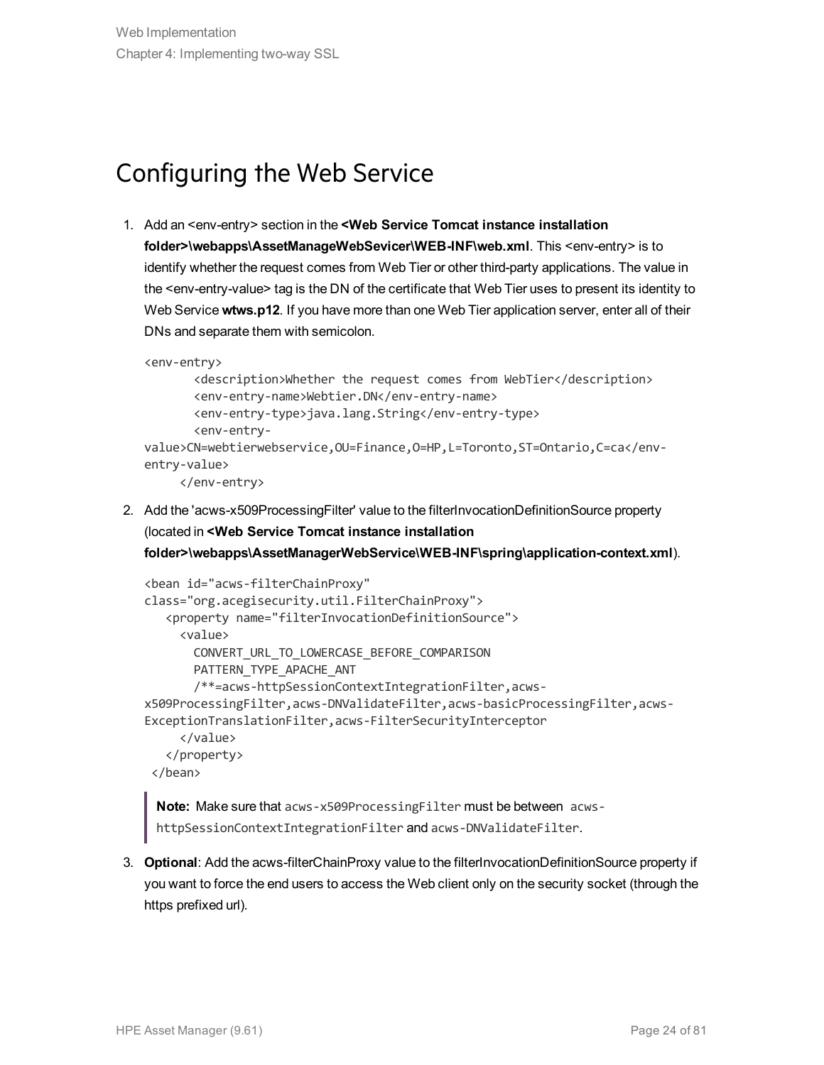# Configuring the Web Service

1. Add an <env-entry> section in the **<Web Service Tomcat instance installation folder>\webapps\AssetManageWebServicer\WEB-INF\web.xml**. This <env-entry> is to identify whether the request comes from Web Tier or other third-party applications. The value in the <env-entry-value> tag is the DN of the certificate that Web Tier uses to present its identity to Web Service **wtws.p12**. If you have more than one Web Tier application server, enter all of their DNs and separate them with semicolon.

```
<env-entry>
       <description>Whether the request comes from WebTier</description>
       <env-entry-name>Webtier.DN</env-entry-name>
       <env-entry-type>java.lang.String</env-entry-type>
       <env-entry-
value>CN=webtierwebservice,OU=Finance,O=HP,L=Toronto,ST=Ontario,C=ca</env-
entry-value>
     </env-entry>
```

2. Add the 'acws-x509ProcessingFilter' value to the filterInvocationDefinitionSource property (located in **<Web Service Tomcat instance installation folder>\webapps\AssetManagerWebService\WEB-INF\spring\application-context.xml**).

```
<bean id="acws-filterChainProxy"
class="org.acegisecurity.util.FilterChainProxy">
   <property name="filterInvocationDefinitionSource">
     <value>
       CONVERT_URL_TO_LOWERCASE_BEFORE_COMPARISON
       PATTERN_TYPE_APACHE_ANT
       /**=acws-httpSessionContextIntegrationFilter,acws-
x509ProcessingFilter,acws-DNValidateFilter,acws-basicProcessingFilter,acws-
ExceptionTranslationFilter,acws-FilterSecurityInterceptor
     </value>
   </property>
 </bean>
```

> **Note:** Make sure that `acws-x509ProcessingFilter` must be between `acws-httpSessionContextIntegrationFilter` and `acws-DNValidateFilter`.

3. **Optional**: Add the acws-filterChainProxy value to the filterInvocationDefinitionSource property if you want to force the end users to access the Web client only on the security socket (through the https prefixed url).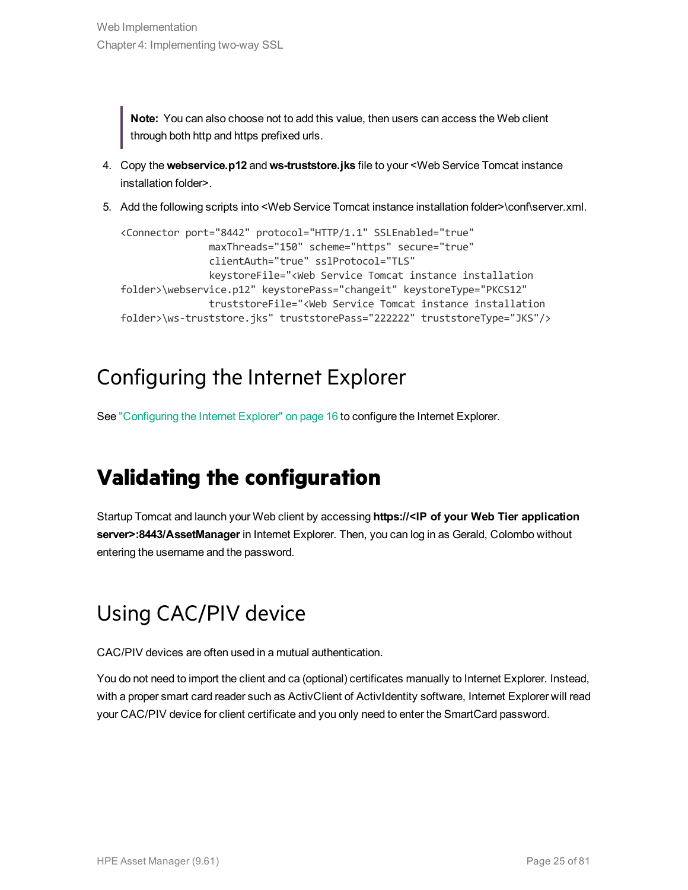> **Note:** You can also choose not to add this value, then users can access the Web client through both http and https prefixed urls.

4. Copy the **webservice.p12** and **ws-truststore.jks** file to your <Web Service Tomcat instance installation folder>.
5. Add the following scripts into <Web Service Tomcat instance installation folder>\conf\server.xml.

```
<Connector port="8442" protocol="HTTP/1.1" SSLEnabled="true"
               maxThreads="150" scheme="https" secure="true"
               clientAuth="true" sslProtocol="TLS"
               keystoreFile="<Web Service Tomcat instance installation
folder>\webservice.p12" keystorePass="changeit" keystoreType="PKCS12"
               truststoreFile="<Web Service Tomcat instance installation
folder>\ws-truststore.jks" truststorePass="222222" truststoreType="JKS"/>
```

## Configuring the Internet Explorer

See "Configuring the Internet Explorer" on page 16 to configure the Internet Explorer.

# Validating the configuration

Startup Tomcat and launch your Web client by accessing **https://<IP of your Web Tier application server>:8443/AssetManager** in Internet Explorer. Then, you can log in as Gerald, Colombo without entering the username and the password.

## Using CAC/PIV device

CAC/PIV devices are often used in a mutual authentication.

You do not need to import the client and ca (optional) certificates manually to Internet Explorer. Instead, with a proper smart card reader such as ActivClient of ActivIdentity software, Internet Explorer will read your CAC/PIV device for client certificate and you only need to enter the SmartCard password.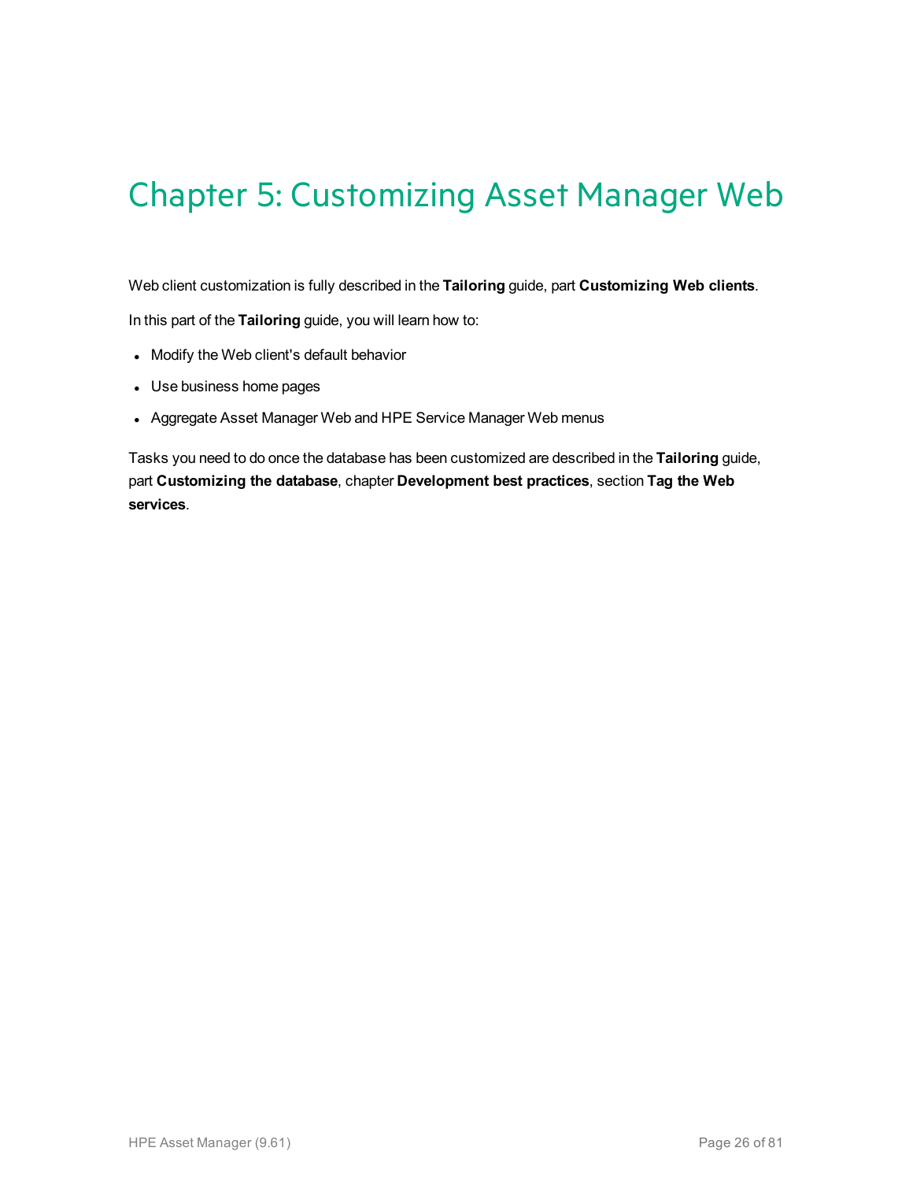# Chapter 5: Customizing Asset Manager Web

Web client customization is fully described in the **Tailoring** guide, part **Customizing Web clients**.

In this part of the **Tailoring** guide, you will learn how to:

- Modify the Web client's default behavior
- Use business home pages
- Aggregate Asset Manager Web and HPE Service Manager Web menus

Tasks you need to do once the database has been customized are described in the **Tailoring** guide, part **Customizing the database**, chapter **Development best practices**, section **Tag the Web services**.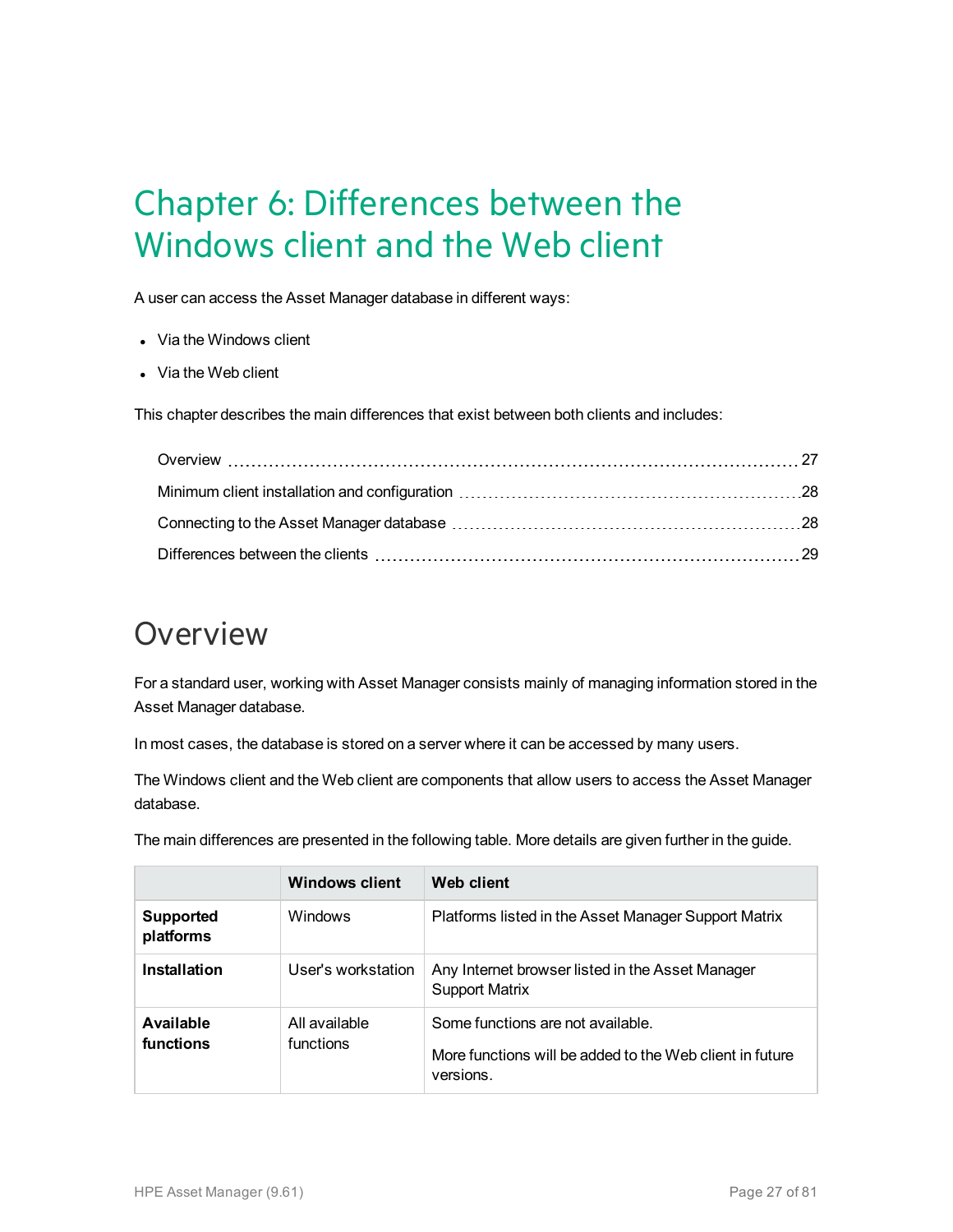# Chapter 6: Differences between the Windows client and the Web client

A user can access the Asset Manager database in different ways:

- Via the Windows client
- Via the Web client

This chapter describes the main differences that exist between both clients and includes:

- Overview ........ 27
- Minimum client installation and configuration ........ 28
- Connecting to the Asset Manager database ........ 28
- Differences between the clients ........ 29

## Overview

For a standard user, working with Asset Manager consists mainly of managing information stored in the Asset Manager database.

In most cases, the database is stored on a server where it can be accessed by many users.

The Windows client and the Web client are components that allow users to access the Asset Manager database.

The main differences are presented in the following table. More details are given further in the guide.

| | Windows client | Web client |
|---|---|---|
| **Supported platforms** | Windows | Platforms listed in the Asset Manager Support Matrix |
| **Installation** | User's workstation | Any Internet browser listed in the Asset Manager Support Matrix |
| **Available functions** | All available functions | Some functions are not available.<br><br>More functions will be added to the Web client in future versions. |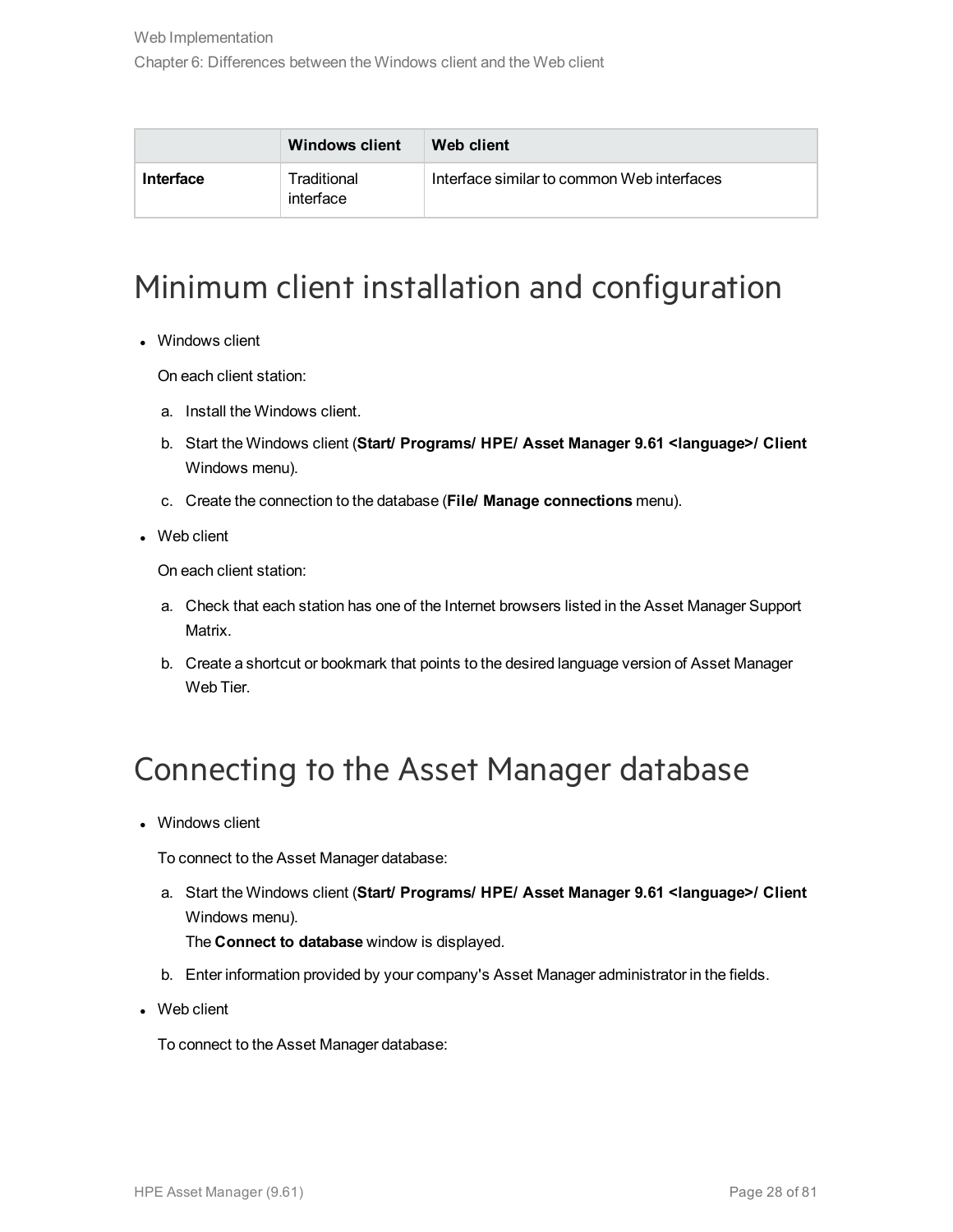| | Windows client | Web client |
|---|---|---|
| **Interface** | Traditional interface | Interface similar to common Web interfaces |

# Minimum client installation and configuration

- Windows client

  On each client station:

  a. Install the Windows client.

  b. Start the Windows client (**Start/ Programs/ HPE/ Asset Manager 9.61 <language>/ Client** Windows menu).

  c. Create the connection to the database (**File/ Manage connections** menu).

- Web client

  On each client station:

  a. Check that each station has one of the Internet browsers listed in the Asset Manager Support Matrix.

  b. Create a shortcut or bookmark that points to the desired language version of Asset Manager Web Tier.

# Connecting to the Asset Manager database

- Windows client

  To connect to the Asset Manager database:

  a. Start the Windows client (**Start/ Programs/ HPE/ Asset Manager 9.61 <language>/ Client** Windows menu).
     The **Connect to database** window is displayed.

  b. Enter information provided by your company's Asset Manager administrator in the fields.

- Web client

  To connect to the Asset Manager database: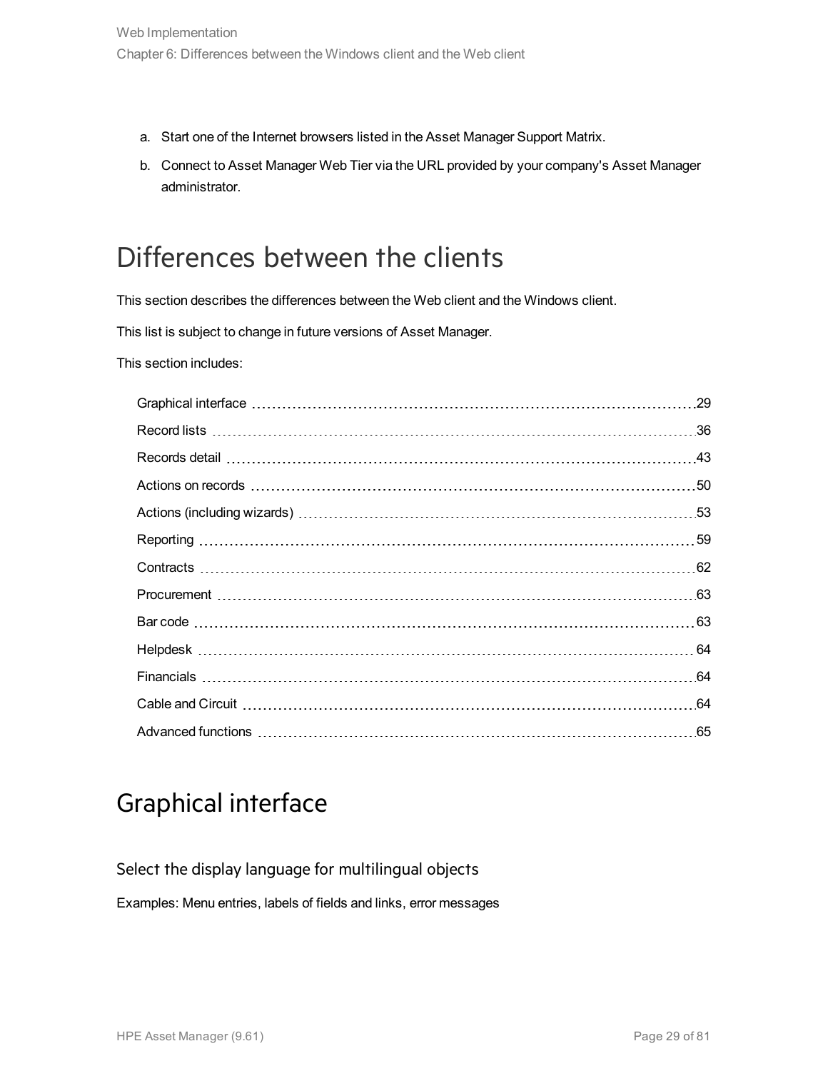a. Start one of the Internet browsers listed in the Asset Manager Support Matrix.
b. Connect to Asset Manager Web Tier via the URL provided by your company's Asset Manager administrator.

# Differences between the clients

This section describes the differences between the Web client and the Windows client.

This list is subject to change in future versions of Asset Manager.

This section includes:

| | |
|---|---|
| Graphical interface | 29 |
| Record lists | 36 |
| Records detail | 43 |
| Actions on records | 50 |
| Actions (including wizards) | 53 |
| Reporting | 59 |
| Contracts | 62 |
| Procurement | 63 |
| Bar code | 63 |
| Helpdesk | 64 |
| Financials | 64 |
| Cable and Circuit | 64 |
| Advanced functions | 65 |

# Graphical interface

### Select the display language for multilingual objects

Examples: Menu entries, labels of fields and links, error messages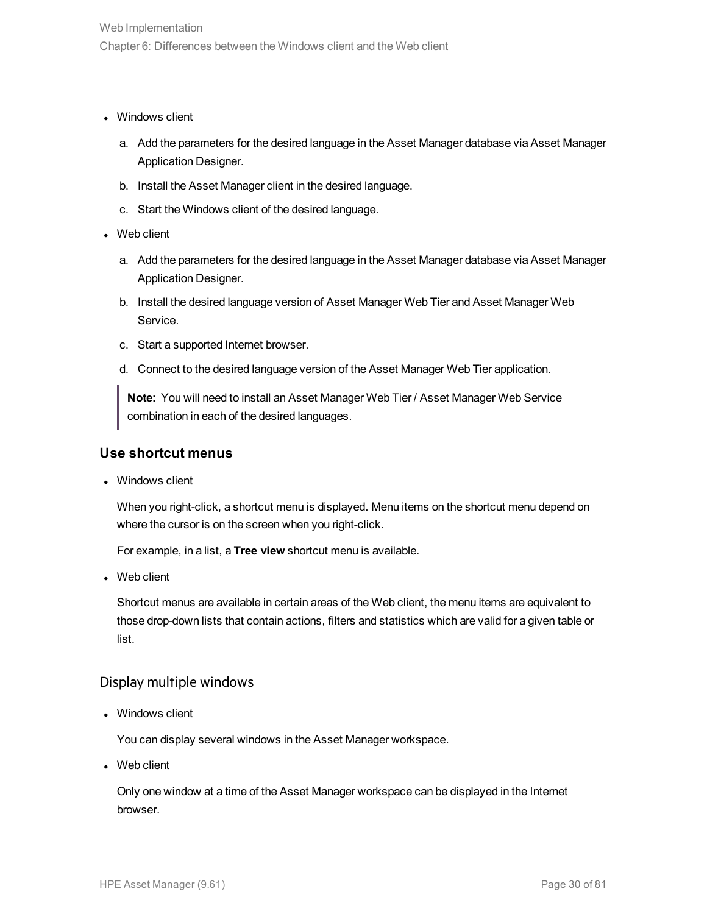- Windows client
    a. Add the parameters for the desired language in the Asset Manager database via Asset Manager Application Designer.
    b. Install the Asset Manager client in the desired language.
    c. Start the Windows client of the desired language.
- Web client
    a. Add the parameters for the desired language in the Asset Manager database via Asset Manager Application Designer.
    b. Install the desired language version of Asset Manager Web Tier and Asset Manager Web Service.
    c. Start a supported Internet browser.
    d. Connect to the desired language version of the Asset Manager Web Tier application.

> **Note:** You will need to install an Asset Manager Web Tier / Asset Manager Web Service combination in each of the desired languages.

### Use shortcut menus

- Windows client

  When you right-click, a shortcut menu is displayed. Menu items on the shortcut menu depend on where the cursor is on the screen when you right-click.

  For example, in a list, a **Tree view** shortcut menu is available.

- Web client

  Shortcut menus are available in certain areas of the Web client, the menu items are equivalent to those drop-down lists that contain actions, filters and statistics which are valid for a given table or list.

#### Display multiple windows

- Windows client

  You can display several windows in the Asset Manager workspace.

- Web client

  Only one window at a time of the Asset Manager workspace can be displayed in the Internet browser.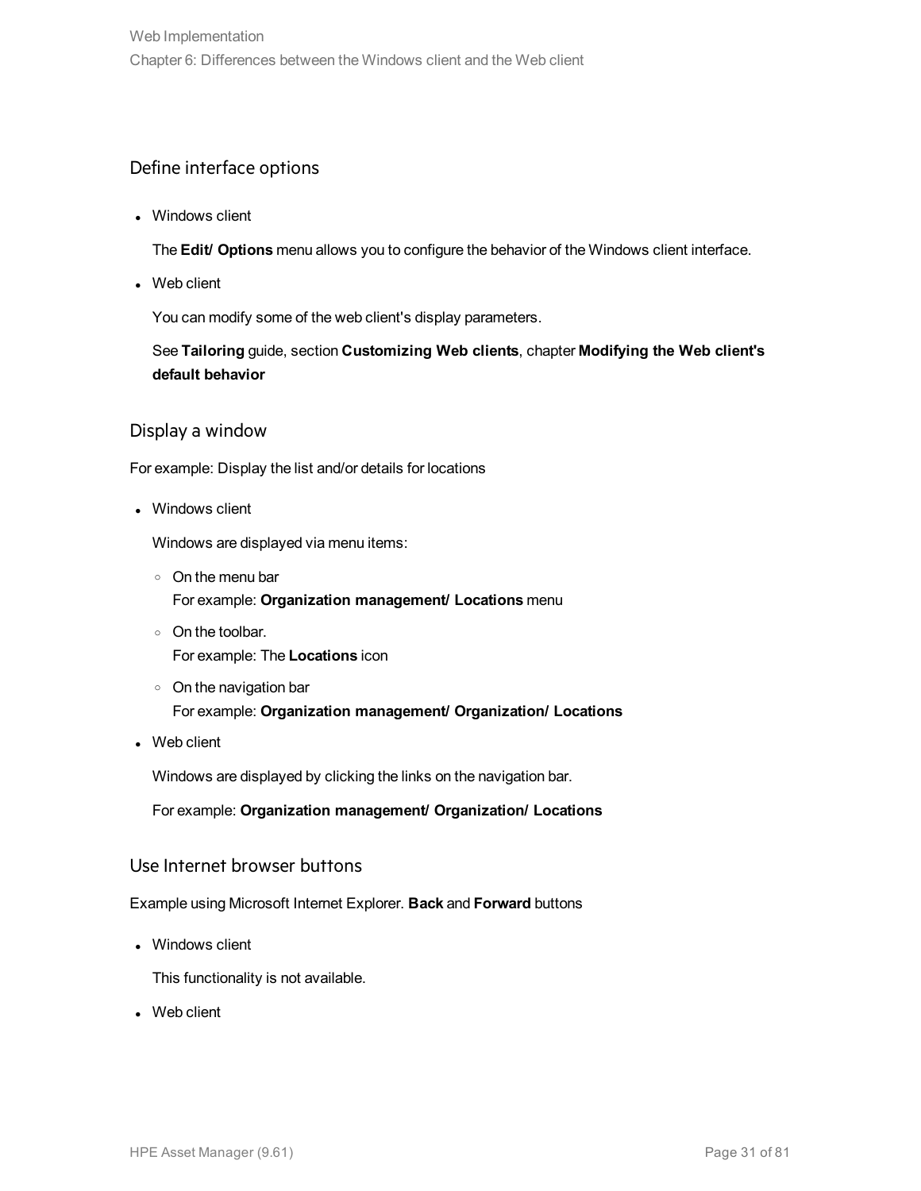### Define interface options

- Windows client

  The **Edit/ Options** menu allows you to configure the behavior of the Windows client interface.

- Web client

  You can modify some of the web client's display parameters.

  See **Tailoring** guide, section **Customizing Web clients**, chapter **Modifying the Web client's default behavior**

### Display a window

For example: Display the list and/or details for locations

- Windows client

  Windows are displayed via menu items:

  - On the menu bar
    For example: **Organization management/ Locations** menu
  - On the toolbar.
    For example: The **Locations** icon
  - On the navigation bar
    For example: **Organization management/ Organization/ Locations**

- Web client

  Windows are displayed by clicking the links on the navigation bar.

  For example: **Organization management/ Organization/ Locations**

### Use Internet browser buttons

Example using Microsoft Internet Explorer. **Back** and **Forward** buttons

- Windows client

  This functionality is not available.

- Web client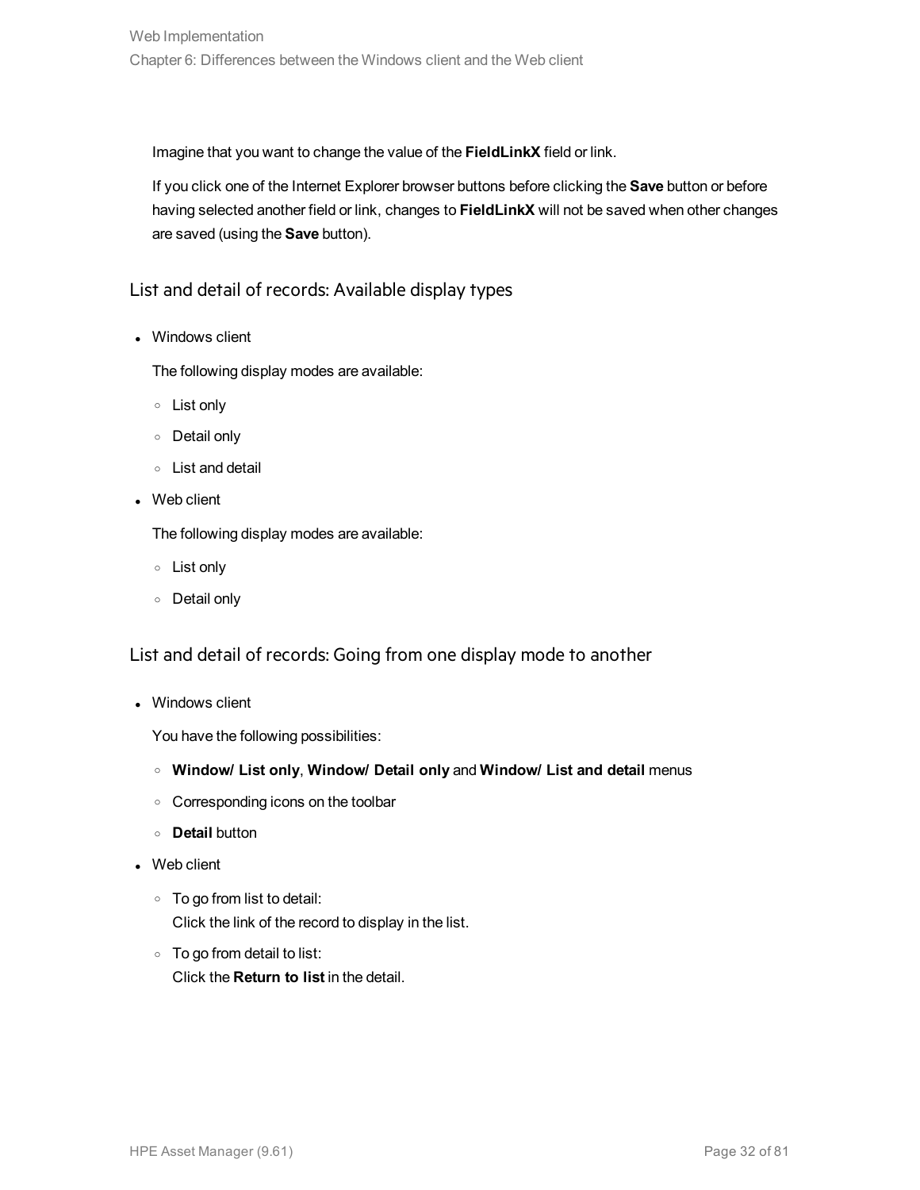Imagine that you want to change the value of the **FieldLinkX** field or link.

If you click one of the Internet Explorer browser buttons before clicking the **Save** button or before having selected another field or link, changes to **FieldLinkX** will not be saved when other changes are saved (using the **Save** button).

## List and detail of records: Available display types

- Windows client

  The following display modes are available:

  - List only
  - Detail only
  - List and detail

- Web client

  The following display modes are available:

  - List only
  - Detail only

## List and detail of records: Going from one display mode to another

- Windows client

  You have the following possibilities:

  - **Window/ List only**, **Window/ Detail only** and **Window/ List and detail** menus
  - Corresponding icons on the toolbar
  - **Detail** button

- Web client

  - To go from list to detail:
    Click the link of the record to display in the list.
  - To go from detail to list:
    Click the **Return to list** in the detail.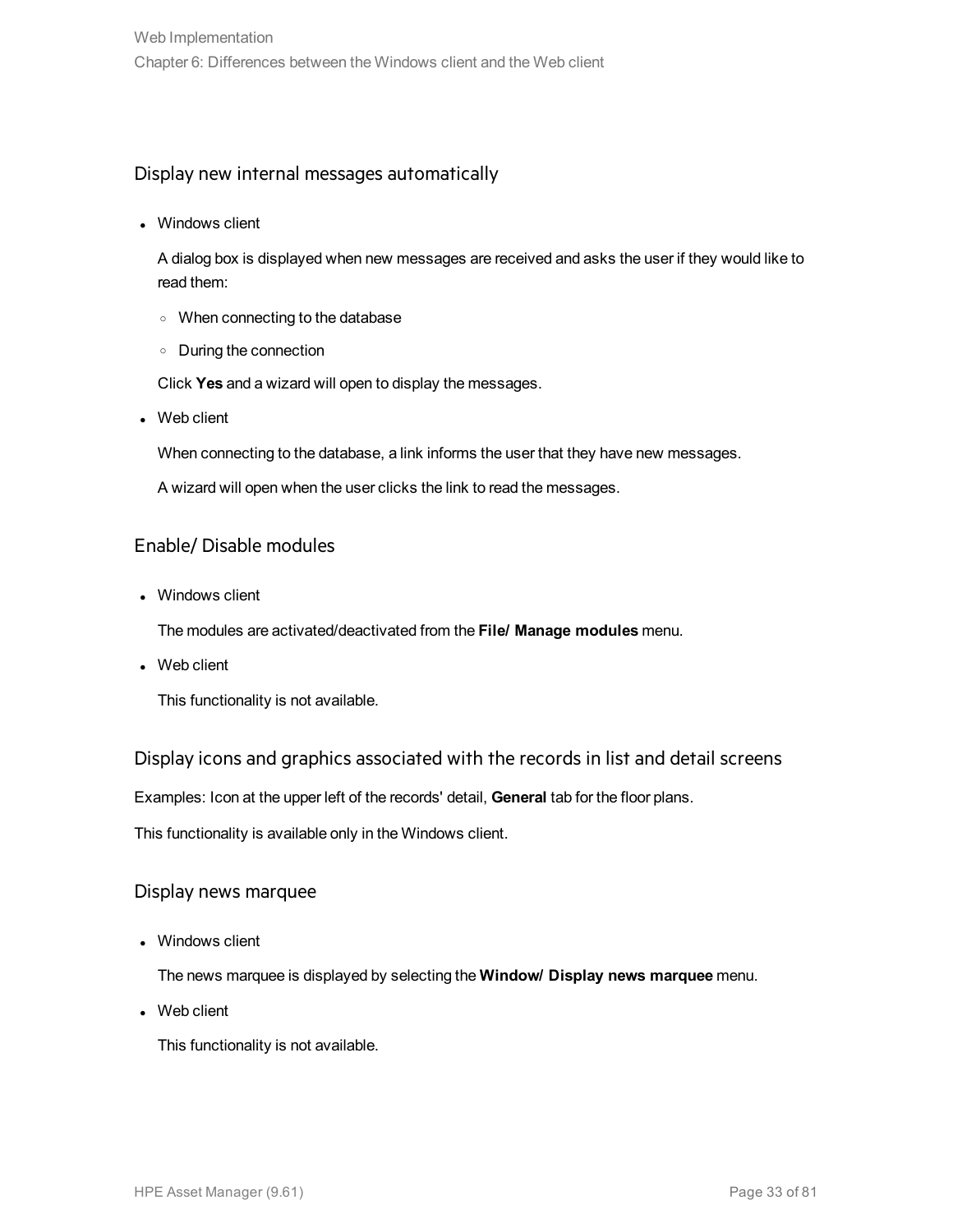### Display new internal messages automatically

- Windows client

  A dialog box is displayed when new messages are received and asks the user if they would like to read them:

  - When connecting to the database
  - During the connection

  Click **Yes** and a wizard will open to display the messages.

- Web client

  When connecting to the database, a link informs the user that they have new messages.

  A wizard will open when the user clicks the link to read the messages.

### Enable/ Disable modules

- Windows client

  The modules are activated/deactivated from the **File/ Manage modules** menu.

- Web client

  This functionality is not available.

### Display icons and graphics associated with the records in list and detail screens

Examples: Icon at the upper left of the records' detail, **General** tab for the floor plans.

This functionality is available only in the Windows client.

### Display news marquee

- Windows client

  The news marquee is displayed by selecting the **Window/ Display news marquee** menu.

- Web client

  This functionality is not available.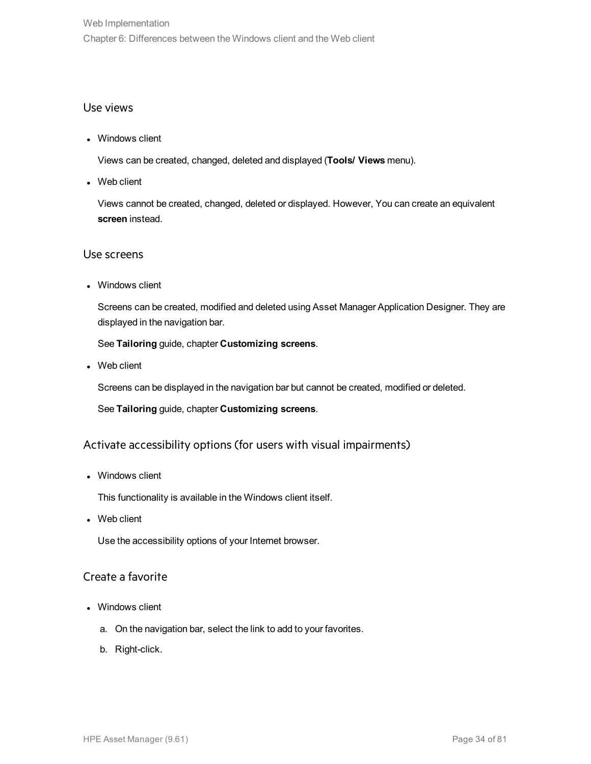### Use views

- Windows client

  Views can be created, changed, deleted and displayed (**Tools/ Views** menu).

- Web client

  Views cannot be created, changed, deleted or displayed. However, You can create an equivalent **screen** instead.

### Use screens

- Windows client

  Screens can be created, modified and deleted using Asset Manager Application Designer. They are displayed in the navigation bar.

  See **Tailoring** guide, chapter **Customizing screens**.

- Web client

  Screens can be displayed in the navigation bar but cannot be created, modified or deleted.

  See **Tailoring** guide, chapter **Customizing screens**.

### Activate accessibility options (for users with visual impairments)

- Windows client

  This functionality is available in the Windows client itself.

- Web client

  Use the accessibility options of your Internet browser.

### Create a favorite

- Windows client

  a. On the navigation bar, select the link to add to your favorites.

  b. Right-click.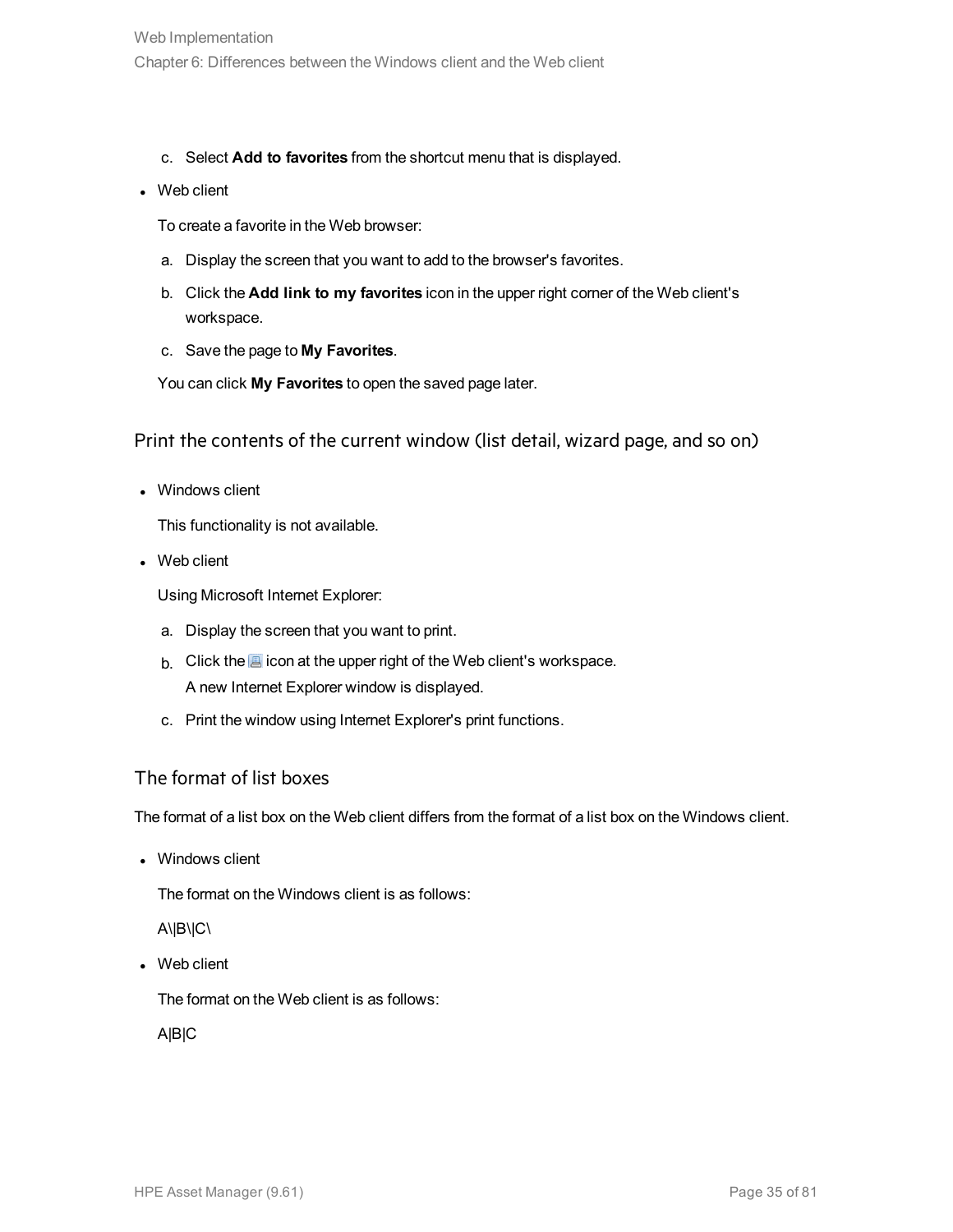c. Select **Add to favorites** from the shortcut menu that is displayed.

- Web client

  To create a favorite in the Web browser:

  a. Display the screen that you want to add to the browser's favorites.

  b. Click the **Add link to my favorites** icon in the upper right corner of the Web client's workspace.

  c. Save the page to **My Favorites**.

  You can click **My Favorites** to open the saved page later.

## Print the contents of the current window (list detail, wizard page, and so on)

- Windows client

  This functionality is not available.

- Web client

  Using Microsoft Internet Explorer:

  a. Display the screen that you want to print.

  b. Click the icon at the upper right of the Web client's workspace.
     A new Internet Explorer window is displayed.

  c. Print the window using Internet Explorer's print functions.

## The format of list boxes

The format of a list box on the Web client differs from the format of a list box on the Windows client.

- Windows client

  The format on the Windows client is as follows:

  A\|B\|C\

- Web client

  The format on the Web client is as follows:

  A|B|C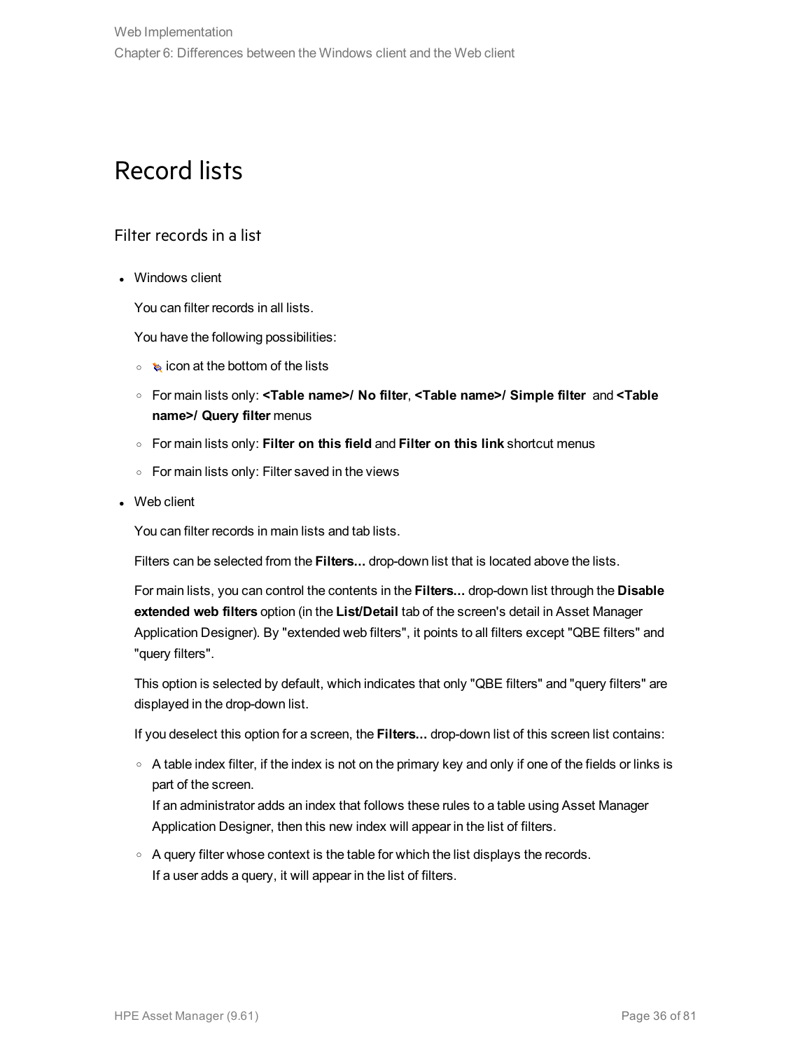# Record lists

## Filter records in a list

- Windows client

  You can filter records in all lists.

  You have the following possibilities:

  - icon at the bottom of the lists
  - For main lists only: **<Table name>/ No filter**, **<Table name>/ Simple filter** and **<Table name>/ Query filter** menus
  - For main lists only: **Filter on this field** and **Filter on this link** shortcut menus
  - For main lists only: Filter saved in the views

- Web client

  You can filter records in main lists and tab lists.

  Filters can be selected from the **Filters...** drop-down list that is located above the lists.

  For main lists, you can control the contents in the **Filters...** drop-down list through the **Disable extended web filters** option (in the **List/Detail** tab of the screen's detail in Asset Manager Application Designer). By "extended web filters", it points to all filters except "QBE filters" and "query filters".

  This option is selected by default, which indicates that only "QBE filters" and "query filters" are displayed in the drop-down list.

  If you deselect this option for a screen, the **Filters...** drop-down list of this screen list contains:

  - A table index filter, if the index is not on the primary key and only if one of the fields or links is part of the screen.
    If an administrator adds an index that follows these rules to a table using Asset Manager Application Designer, then this new index will appear in the list of filters.
  - A query filter whose context is the table for which the list displays the records.
    If a user adds a query, it will appear in the list of filters.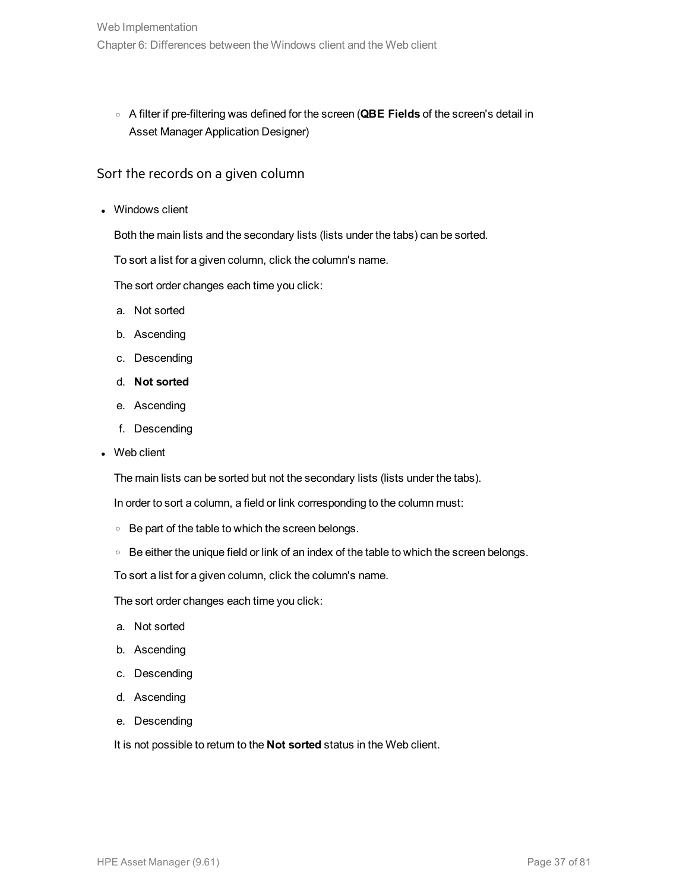- A filter if pre-filtering was defined for the screen (**QBE Fields** of the screen's detail in Asset Manager Application Designer)

## Sort the records on a given column

- Windows client

  Both the main lists and the secondary lists (lists under the tabs) can be sorted.

  To sort a list for a given column, click the column's name.

  The sort order changes each time you click:

  a. Not sorted
  b. Ascending
  c. Descending
  d. **Not sorted**
  e. Ascending
  f. Descending

- Web client

  The main lists can be sorted but not the secondary lists (lists under the tabs).

  In order to sort a column, a field or link corresponding to the column must:

  - Be part of the table to which the screen belongs.
  - Be either the unique field or link of an index of the table to which the screen belongs.

  To sort a list for a given column, click the column's name.

  The sort order changes each time you click:

  a. Not sorted
  b. Ascending
  c. Descending
  d. Ascending
  e. Descending

  It is not possible to return to the **Not sorted** status in the Web client.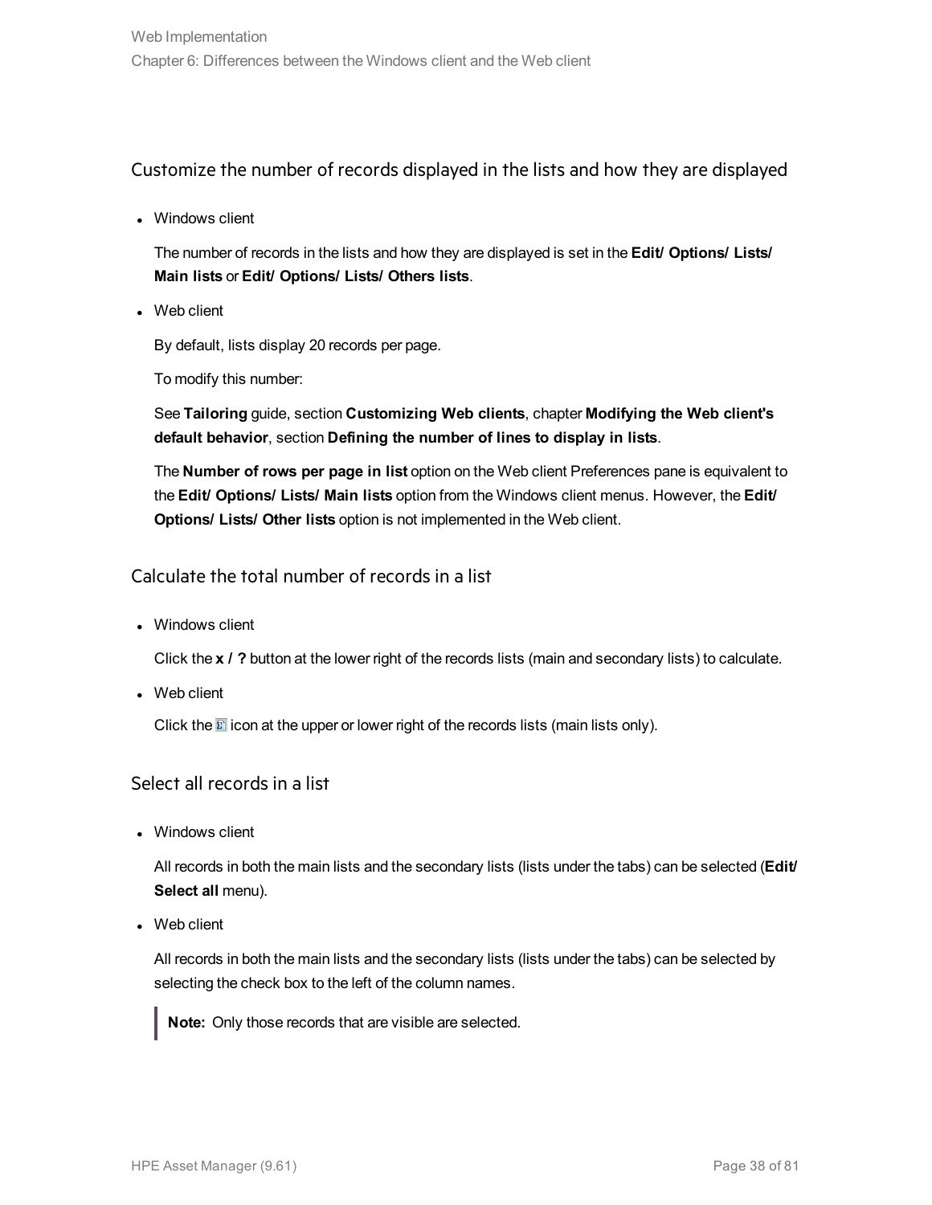### Customize the number of records displayed in the lists and how they are displayed

- Windows client

  The number of records in the lists and how they are displayed is set in the **Edit/ Options/ Lists/ Main lists** or **Edit/ Options/ Lists/ Others lists**.

- Web client

  By default, lists display 20 records per page.

  To modify this number:

  See **Tailoring** guide, section **Customizing Web clients**, chapter **Modifying the Web client's default behavior**, section **Defining the number of lines to display in lists**.

  The **Number of rows per page in list** option on the Web client Preferences pane is equivalent to the **Edit/ Options/ Lists/ Main lists** option from the Windows client menus. However, the **Edit/ Options/ Lists/ Other lists** option is not implemented in the Web client.

### Calculate the total number of records in a list

- Windows client

  Click the **x / ?** button at the lower right of the records lists (main and secondary lists) to calculate.

- Web client

  Click the Σ icon at the upper or lower right of the records lists (main lists only).

### Select all records in a list

- Windows client

  All records in both the main lists and the secondary lists (lists under the tabs) can be selected (**Edit/ Select all** menu).

- Web client

  All records in both the main lists and the secondary lists (lists under the tabs) can be selected by selecting the check box to the left of the column names.

  > **Note:** Only those records that are visible are selected.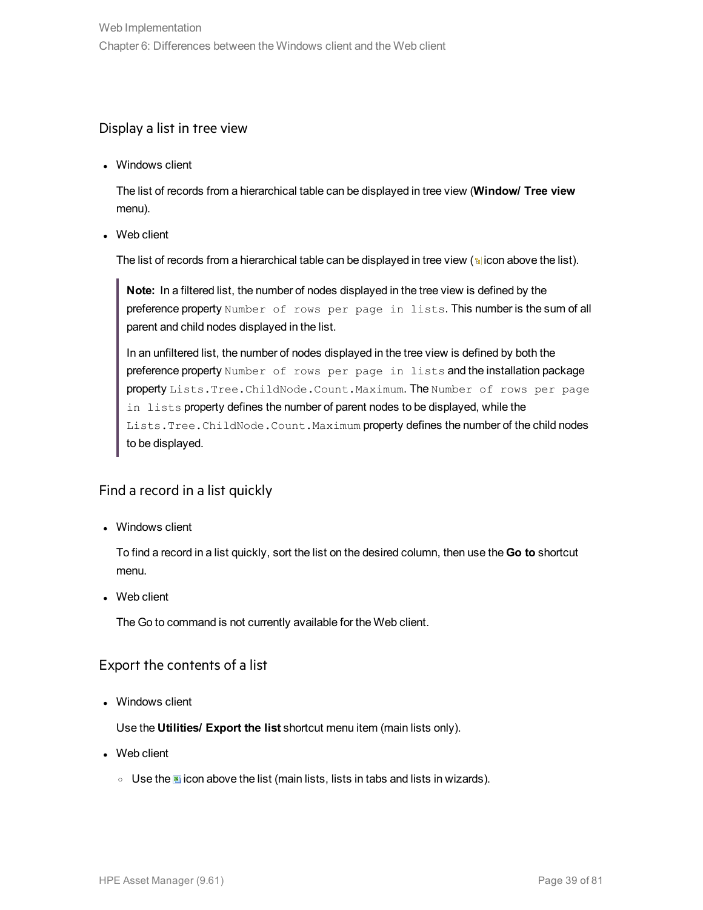## Display a list in tree view

- Windows client

  The list of records from a hierarchical table can be displayed in tree view (**Window/ Tree view** menu).

- Web client

  The list of records from a hierarchical table can be displayed in tree view ( icon above the list).

> **Note:** In a filtered list, the number of nodes displayed in the tree view is defined by the preference property `Number of rows per page in lists`. This number is the sum of all parent and child nodes displayed in the list.
>
> In an unfiltered list, the number of nodes displayed in the tree view is defined by both the preference property `Number of rows per page in lists` and the installation package property `Lists.Tree.ChildNode.Count.Maximum`. The `Number of rows per page in lists` property defines the number of parent nodes to be displayed, while the `Lists.Tree.ChildNode.Count.Maximum` property defines the number of the child nodes to be displayed.

## Find a record in a list quickly

- Windows client

  To find a record in a list quickly, sort the list on the desired column, then use the **Go to** shortcut menu.

- Web client

  The Go to command is not currently available for the Web client.

## Export the contents of a list

- Windows client

  Use the **Utilities/ Export the list** shortcut menu item (main lists only).

- Web client

  - Use the  icon above the list (main lists, lists in tabs and lists in wizards).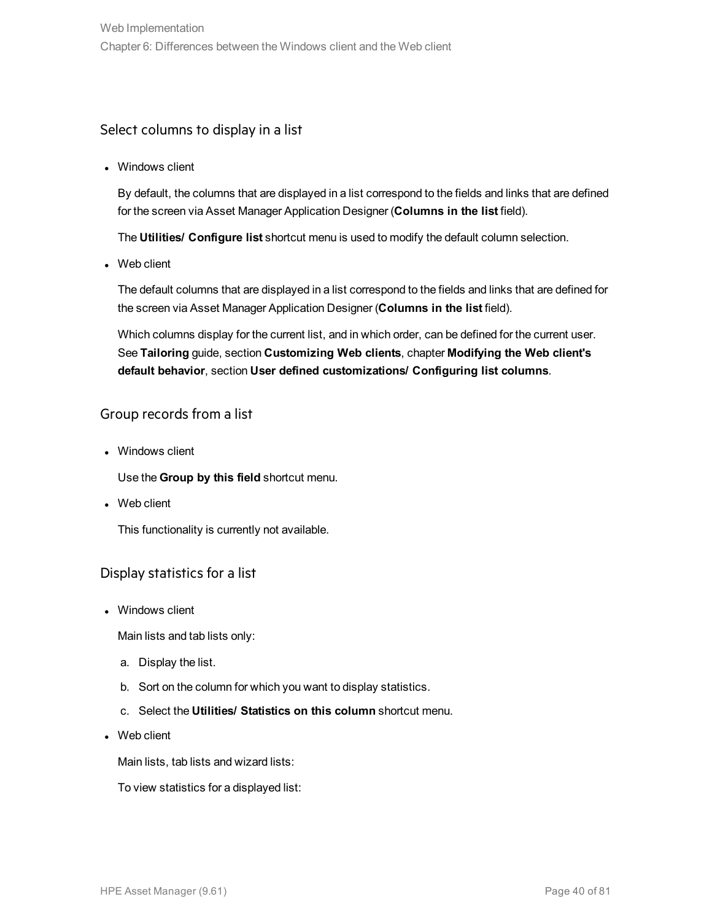### Select columns to display in a list

- Windows client

  By default, the columns that are displayed in a list correspond to the fields and links that are defined for the screen via Asset Manager Application Designer (**Columns in the list** field).

  The **Utilities/ Configure list** shortcut menu is used to modify the default column selection.

- Web client

  The default columns that are displayed in a list correspond to the fields and links that are defined for the screen via Asset Manager Application Designer (**Columns in the list** field).

  Which columns display for the current list, and in which order, can be defined for the current user. See **Tailoring** guide, section **Customizing Web clients**, chapter **Modifying the Web client's default behavior**, section **User defined customizations/ Configuring list columns**.

### Group records from a list

- Windows client

  Use the **Group by this field** shortcut menu.

- Web client

  This functionality is currently not available.

### Display statistics for a list

- Windows client

  Main lists and tab lists only:

  a. Display the list.

  b. Sort on the column for which you want to display statistics.

  c. Select the **Utilities/ Statistics on this column** shortcut menu.

- Web client

  Main lists, tab lists and wizard lists:

  To view statistics for a displayed list: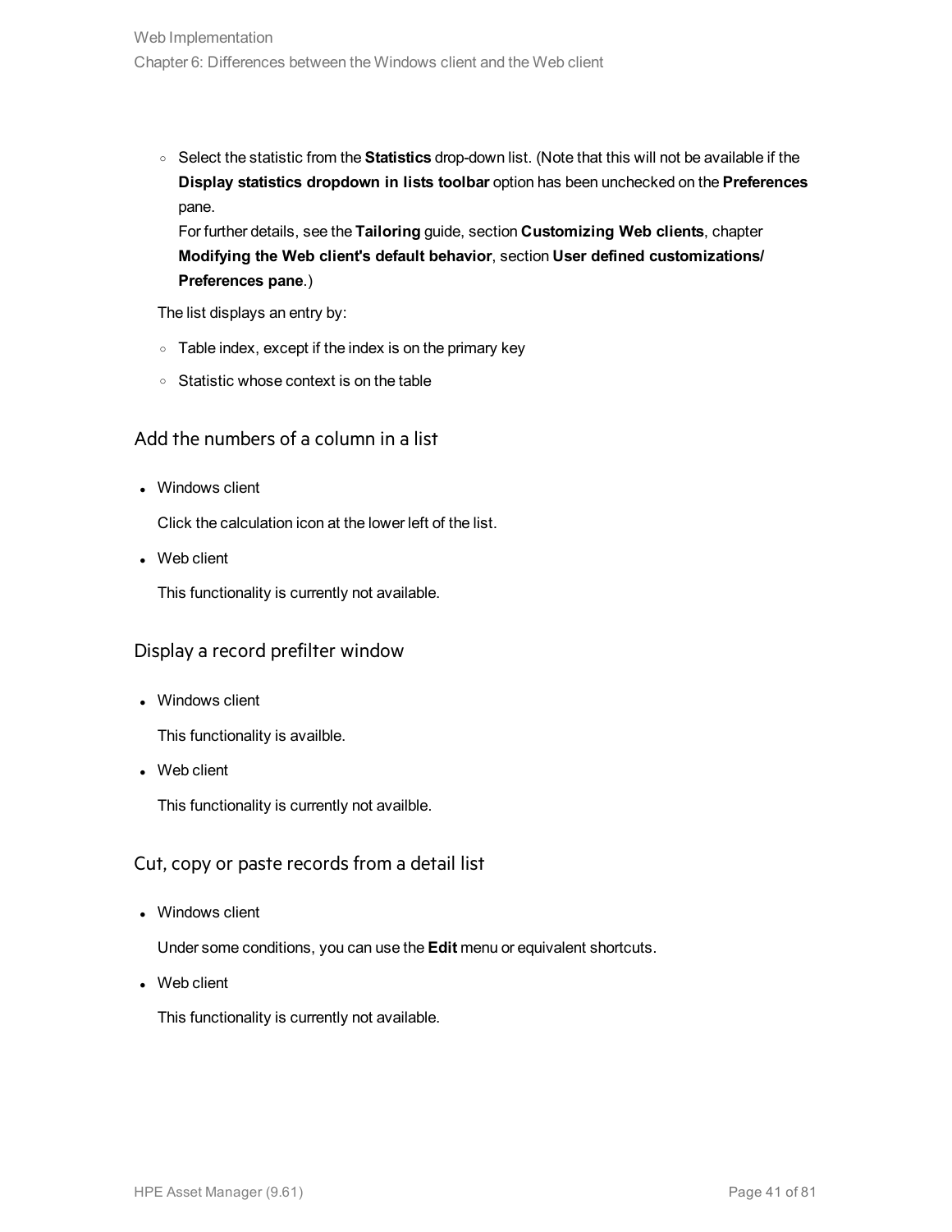- Select the statistic from the **Statistics** drop-down list. (Note that this will not be available if the **Display statistics dropdown in lists toolbar** option has been unchecked on the **Preferences** pane.
  For further details, see the **Tailoring** guide, section **Customizing Web clients**, chapter **Modifying the Web client's default behavior**, section **User defined customizations/ Preferences pane**.)

The list displays an entry by:

- Table index, except if the index is on the primary key
- Statistic whose context is on the table

## Add the numbers of a column in a list

- Windows client

  Click the calculation icon at the lower left of the list.

- Web client

  This functionality is currently not available.

## Display a record prefilter window

- Windows client

  This functionality is availble.

- Web client

  This functionality is currently not availble.

## Cut, copy or paste records from a detail list

- Windows client

  Under some conditions, you can use the **Edit** menu or equivalent shortcuts.

- Web client

  This functionality is currently not available.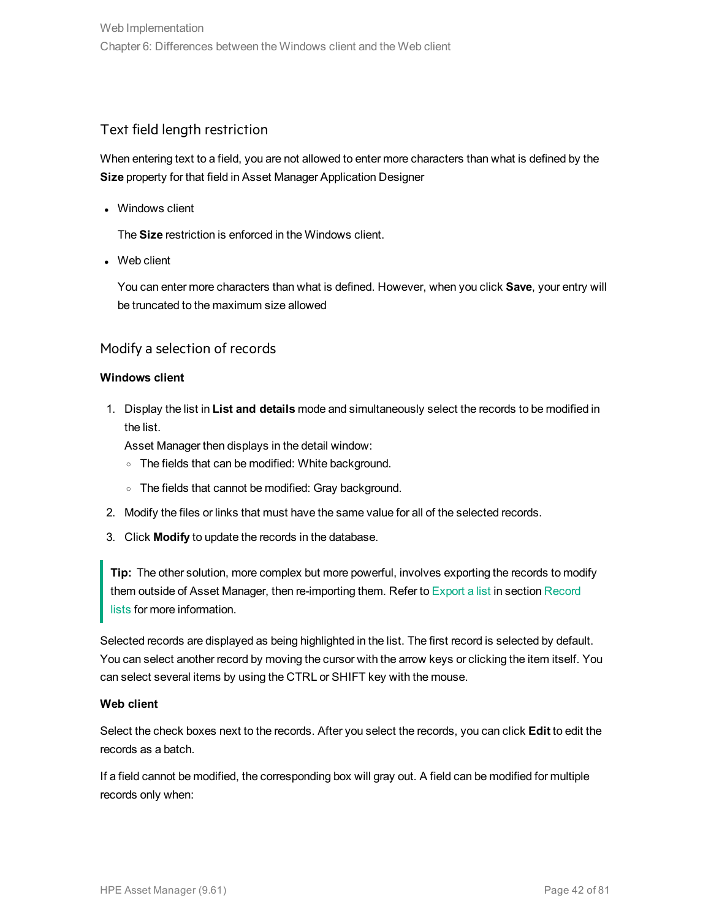## Text field length restriction

When entering text to a field, you are not allowed to enter more characters than what is defined by the **Size** property for that field in Asset Manager Application Designer

- Windows client

  The **Size** restriction is enforced in the Windows client.

- Web client

  You can enter more characters than what is defined. However, when you click **Save**, your entry will be truncated to the maximum size allowed

## Modify a selection of records

**Windows client**

1. Display the list in **List and details** mode and simultaneously select the records to be modified in the list.
   Asset Manager then displays in the detail window:
   - The fields that can be modified: White background.
   - The fields that cannot be modified: Gray background.
2. Modify the files or links that must have the same value for all of the selected records.
3. Click **Modify** to update the records in the database.

> **Tip:** The other solution, more complex but more powerful, involves exporting the records to modify them outside of Asset Manager, then re-importing them. Refer to Export a list in section Record lists for more information.

Selected records are displayed as being highlighted in the list. The first record is selected by default. You can select another record by moving the cursor with the arrow keys or clicking the item itself. You can select several items by using the CTRL or SHIFT key with the mouse.

**Web client**

Select the check boxes next to the records. After you select the records, you can click **Edit** to edit the records as a batch.

If a field cannot be modified, the corresponding box will gray out. A field can be modified for multiple records only when: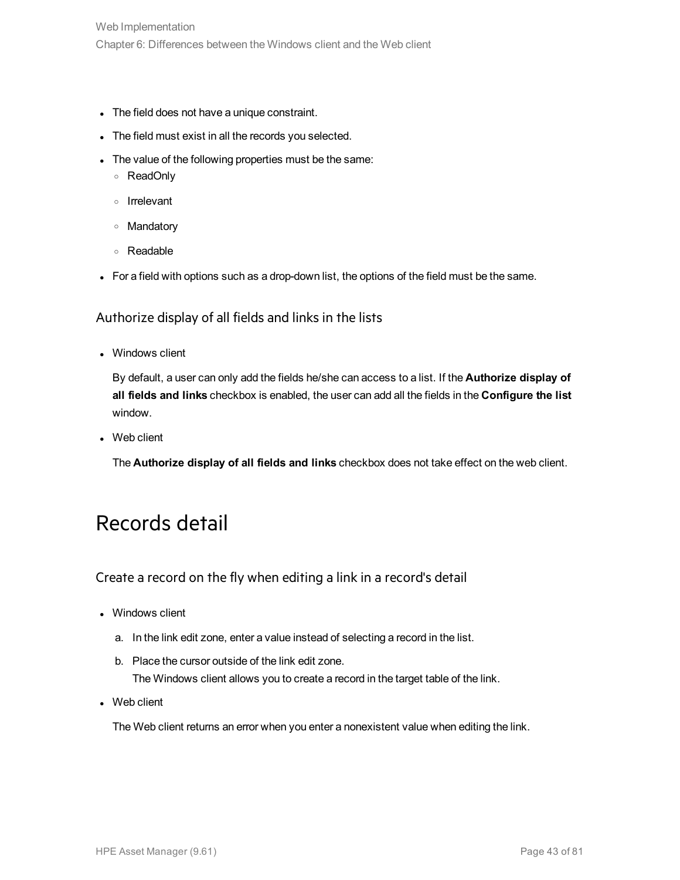- The field does not have a unique constraint.
- The field must exist in all the records you selected.
- The value of the following properties must be the same:
  - ReadOnly
  - Irrelevant
  - Mandatory
  - Readable
- For a field with options such as a drop-down list, the options of the field must be the same.

### Authorize display of all fields and links in the lists

- Windows client

  By default, a user can only add the fields he/she can access to a list. If the **Authorize display of all fields and links** checkbox is enabled, the user can add all the fields in the **Configure the list** window.

- Web client

  The **Authorize display of all fields and links** checkbox does not take effect on the web client.

## Records detail

### Create a record on the fly when editing a link in a record's detail

- Windows client

  a. In the link edit zone, enter a value instead of selecting a record in the list.

  b. Place the cursor outside of the link edit zone.
     The Windows client allows you to create a record in the target table of the link.

- Web client

  The Web client returns an error when you enter a nonexistent value when editing the link.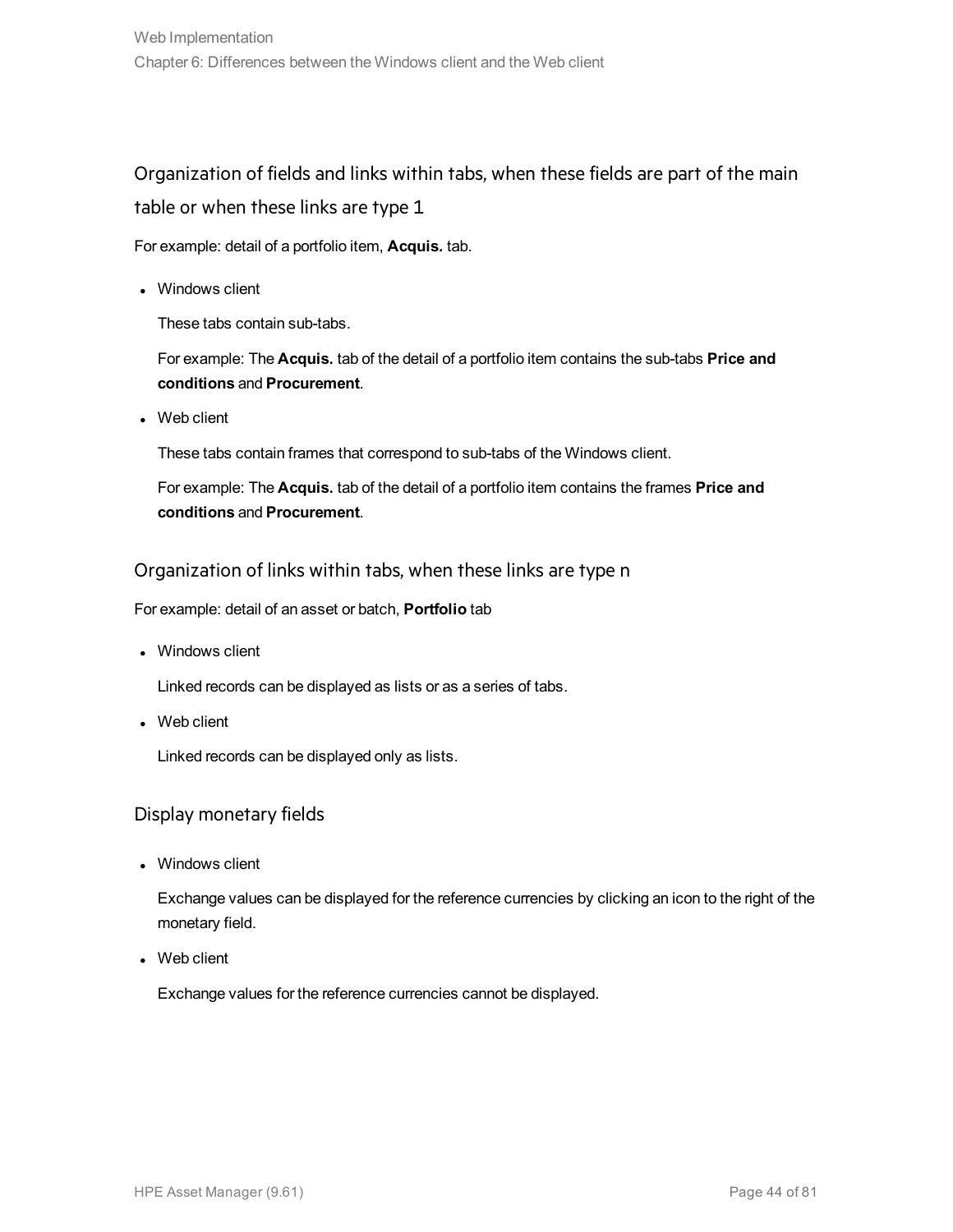## Organization of fields and links within tabs, when these fields are part of the main table or when these links are type 1

For example: detail of a portfolio item, **Acquis.** tab.

- Windows client

  These tabs contain sub-tabs.

  For example: The **Acquis.** tab of the detail of a portfolio item contains the sub-tabs **Price and conditions** and **Procurement**.

- Web client

  These tabs contain frames that correspond to sub-tabs of the Windows client.

  For example: The **Acquis.** tab of the detail of a portfolio item contains the frames **Price and conditions** and **Procurement**.

### Organization of links within tabs, when these links are type n

For example: detail of an asset or batch, **Portfolio** tab

- Windows client

  Linked records can be displayed as lists or as a series of tabs.

- Web client

  Linked records can be displayed only as lists.

### Display monetary fields

- Windows client

  Exchange values can be displayed for the reference currencies by clicking an icon to the right of the monetary field.

- Web client

  Exchange values for the reference currencies cannot be displayed.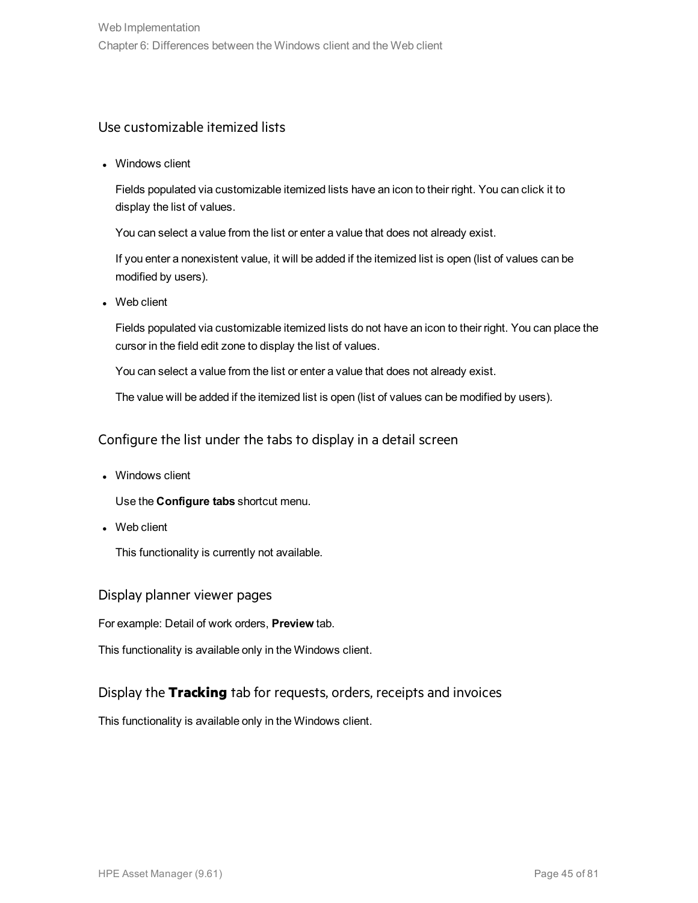### Use customizable itemized lists

- Windows client

  Fields populated via customizable itemized lists have an icon to their right. You can click it to display the list of values.

  You can select a value from the list or enter a value that does not already exist.

  If you enter a nonexistent value, it will be added if the itemized list is open (list of values can be modified by users).

- Web client

  Fields populated via customizable itemized lists do not have an icon to their right. You can place the cursor in the field edit zone to display the list of values.

  You can select a value from the list or enter a value that does not already exist.

  The value will be added if the itemized list is open (list of values can be modified by users).

### Configure the list under the tabs to display in a detail screen

- Windows client

  Use the **Configure tabs** shortcut menu.

- Web client

  This functionality is currently not available.

### Display planner viewer pages

For example: Detail of work orders, **Preview** tab.

This functionality is available only in the Windows client.

### Display the **Tracking** tab for requests, orders, receipts and invoices

This functionality is available only in the Windows client.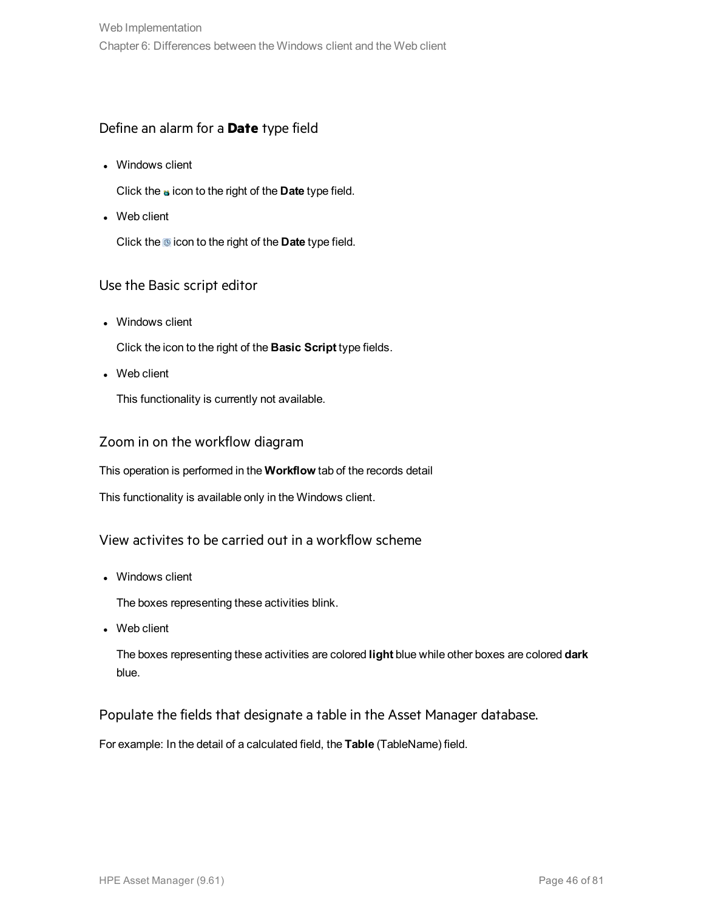### Define an alarm for a **Date** type field

- Windows client

  Click the icon to the right of the **Date** type field.

- Web client

  Click the icon to the right of the **Date** type field.

### Use the Basic script editor

- Windows client

  Click the icon to the right of the **Basic Script** type fields.

- Web client

  This functionality is currently not available.

### Zoom in on the workflow diagram

This operation is performed in the **Workflow** tab of the records detail

This functionality is available only in the Windows client.

### View activites to be carried out in a workflow scheme

- Windows client

  The boxes representing these activities blink.

- Web client

  The boxes representing these activities are colored **light** blue while other boxes are colored **dark** blue.

### Populate the fields that designate a table in the Asset Manager database.

For example: In the detail of a calculated field, the **Table** (TableName) field.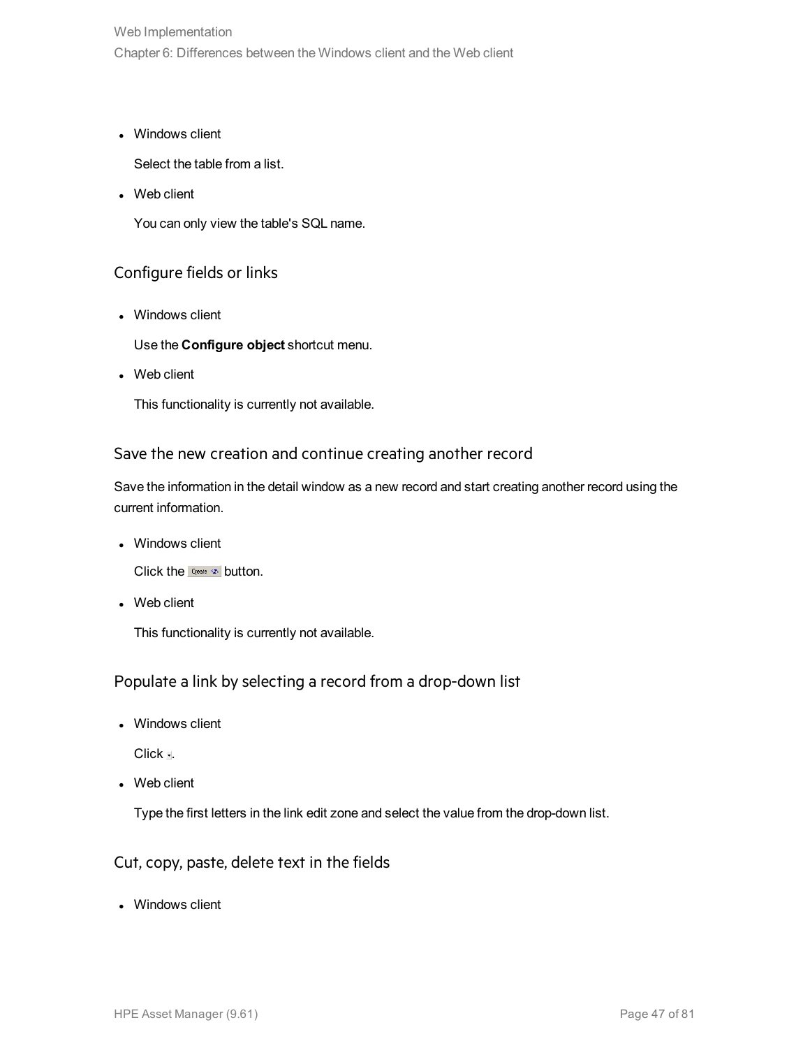- Windows client

  Select the table from a list.

- Web client

  You can only view the table's SQL name.

### Configure fields or links

- Windows client

  Use the **Configure object** shortcut menu.

- Web client

  This functionality is currently not available.

### Save the new creation and continue creating another record

Save the information in the detail window as a new record and start creating another record using the current information.

- Windows client

  Click the Create button.

- Web client

  This functionality is currently not available.

### Populate a link by selecting a record from a drop-down list

- Windows client

  Click .

- Web client

  Type the first letters in the link edit zone and select the value from the drop-down list.

### Cut, copy, paste, delete text in the fields

- Windows client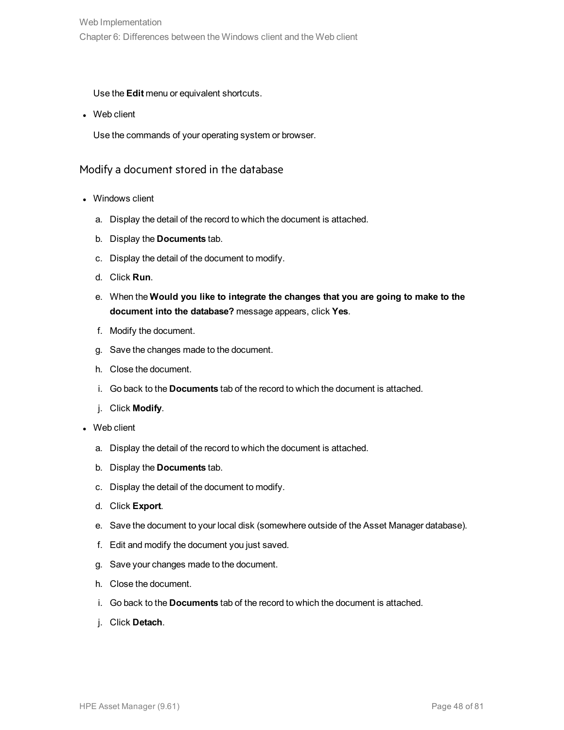Use the **Edit** menu or equivalent shortcuts.

- Web client

  Use the commands of your operating system or browser.

### Modify a document stored in the database

- Windows client
  a. Display the detail of the record to which the document is attached.
  b. Display the **Documents** tab.
  c. Display the detail of the document to modify.
  d. Click **Run**.
  e. When the **Would you like to integrate the changes that you are going to make to the document into the database?** message appears, click **Yes**.
  f. Modify the document.
  g. Save the changes made to the document.
  h. Close the document.
  i. Go back to the **Documents** tab of the record to which the document is attached.
  j. Click **Modify**.
- Web client
  a. Display the detail of the record to which the document is attached.
  b. Display the **Documents** tab.
  c. Display the detail of the document to modify.
  d. Click **Export**.
  e. Save the document to your local disk (somewhere outside of the Asset Manager database).
  f. Edit and modify the document you just saved.
  g. Save your changes made to the document.
  h. Close the document.
  i. Go back to the **Documents** tab of the record to which the document is attached.
  j. Click **Detach**.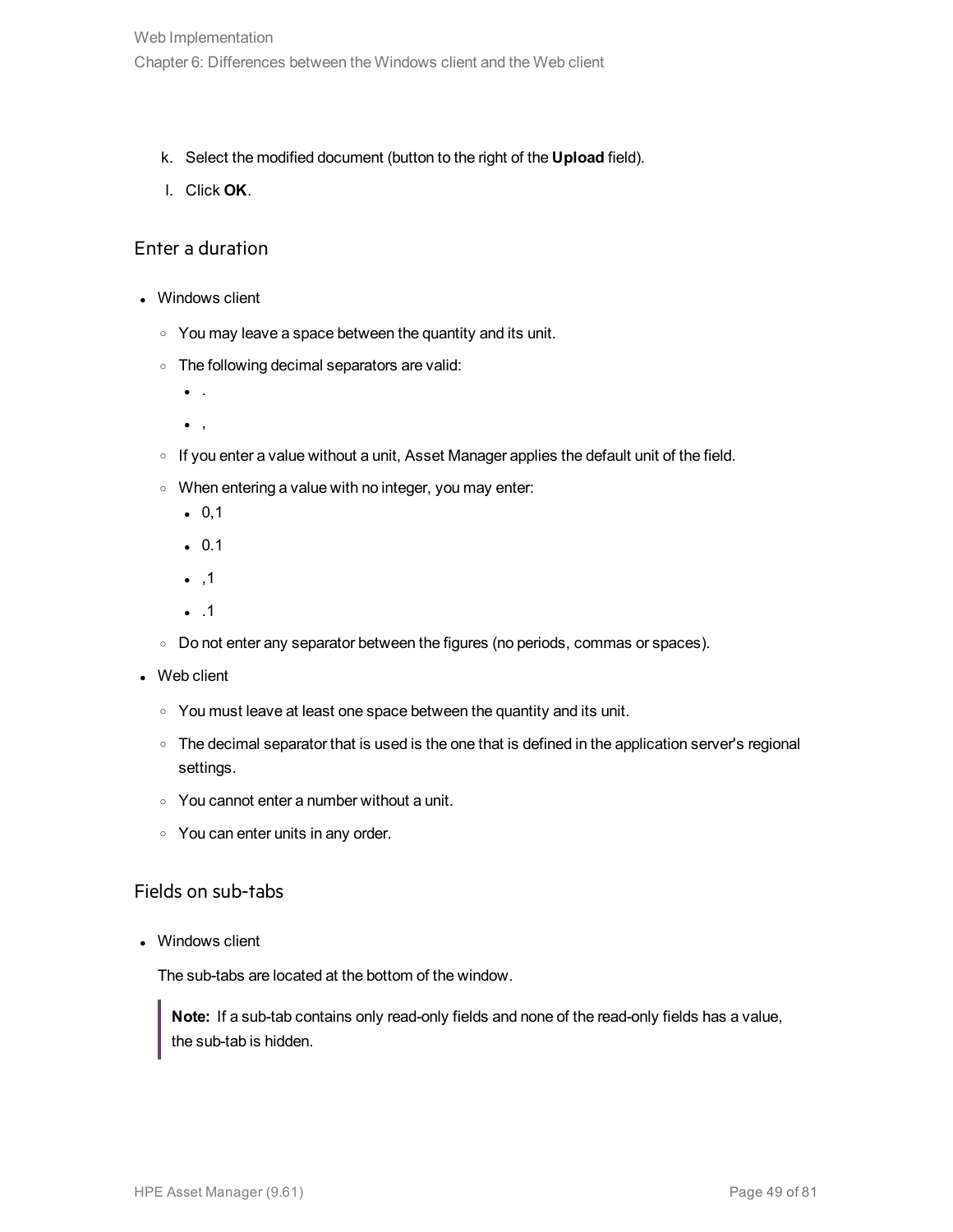k. Select the modified document (button to the right of the **Upload** field).

l. Click **OK**.

### Enter a duration

- Windows client
  - You may leave a space between the quantity and its unit.
  - The following decimal separators are valid:
    - .
    - ,
  - If you enter a value without a unit, Asset Manager applies the default unit of the field.
  - When entering a value with no integer, you may enter:
    - 0,1
    - 0.1
    - ,1
    - .1
  - Do not enter any separator between the figures (no periods, commas or spaces).
- Web client
  - You must leave at least one space between the quantity and its unit.
  - The decimal separator that is used is the one that is defined in the application server's regional settings.
  - You cannot enter a number without a unit.
  - You can enter units in any order.

### Fields on sub-tabs

- Windows client

  The sub-tabs are located at the bottom of the window.

  > **Note:** If a sub-tab contains only read-only fields and none of the read-only fields has a value, the sub-tab is hidden.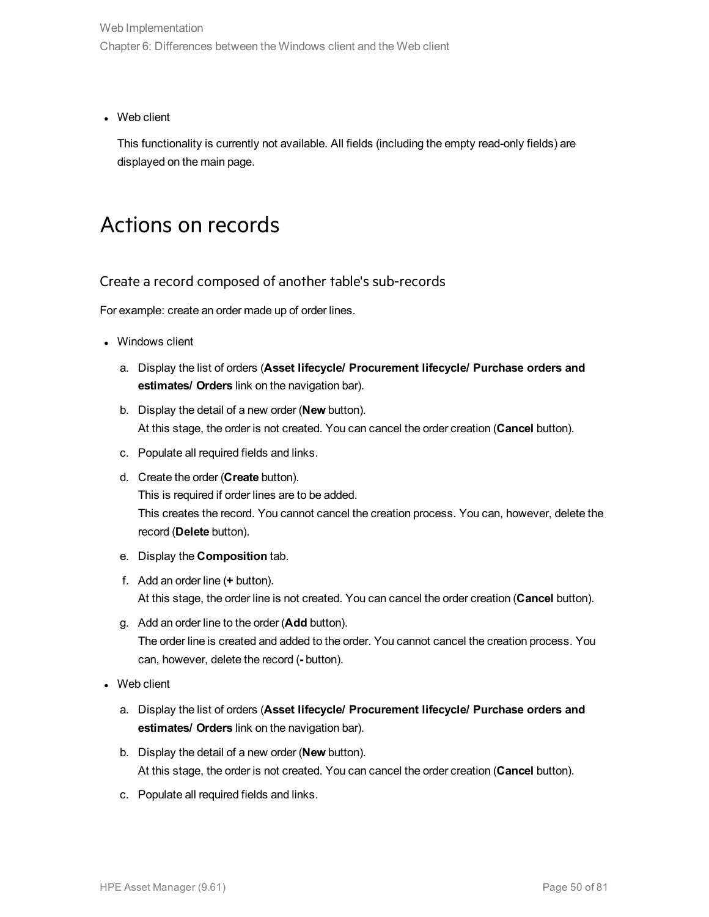- Web client

  This functionality is currently not available. All fields (including the empty read-only fields) are displayed on the main page.

# Actions on records

## Create a record composed of another table's sub-records

For example: create an order made up of order lines.

- Windows client

  a. Display the list of orders (**Asset lifecycle/ Procurement lifecycle/ Purchase orders and estimates/ Orders** link on the navigation bar).

  b. Display the detail of a new order (**New** button).
     At this stage, the order is not created. You can cancel the order creation (**Cancel** button).

  c. Populate all required fields and links.

  d. Create the order (**Create** button).
     This is required if order lines are to be added.
     This creates the record. You cannot cancel the creation process. You can, however, delete the record (**Delete** button).

  e. Display the **Composition** tab.

  f. Add an order line (**+** button).
     At this stage, the order line is not created. You can cancel the order creation (**Cancel** button).

  g. Add an order line to the order (**Add** button).
     The order line is created and added to the order. You cannot cancel the creation process. You can, however, delete the record (**-** button).

- Web client

  a. Display the list of orders (**Asset lifecycle/ Procurement lifecycle/ Purchase orders and estimates/ Orders** link on the navigation bar).

  b. Display the detail of a new order (**New** button).
     At this stage, the order is not created. You can cancel the order creation (**Cancel** button).

  c. Populate all required fields and links.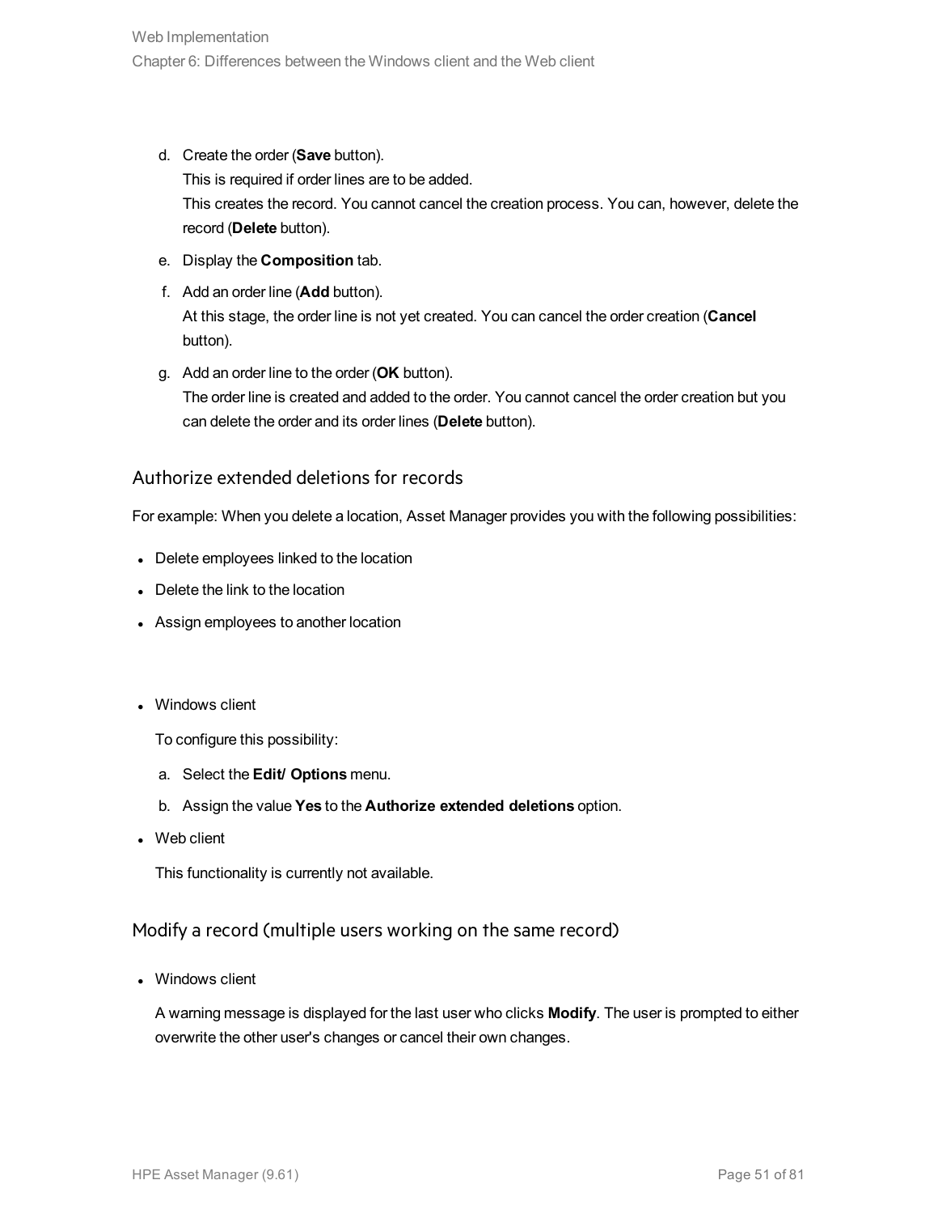d. Create the order (**Save** button).
   This is required if order lines are to be added.
   This creates the record. You cannot cancel the creation process. You can, however, delete the record (**Delete** button).
e. Display the **Composition** tab.
f. Add an order line (**Add** button).
   At this stage, the order line is not yet created. You can cancel the order creation (**Cancel** button).
g. Add an order line to the order (**OK** button).
   The order line is created and added to the order. You cannot cancel the order creation but you can delete the order and its order lines (**Delete** button).

### Authorize extended deletions for records

For example: When you delete a location, Asset Manager provides you with the following possibilities:

- Delete employees linked to the location
- Delete the link to the location
- Assign employees to another location

- Windows client

  To configure this possibility:

  a. Select the **Edit/ Options** menu.
  b. Assign the value **Yes** to the **Authorize extended deletions** option.
- Web client

  This functionality is currently not available.

### Modify a record (multiple users working on the same record)

- Windows client

  A warning message is displayed for the last user who clicks **Modify**. The user is prompted to either overwrite the other user's changes or cancel their own changes.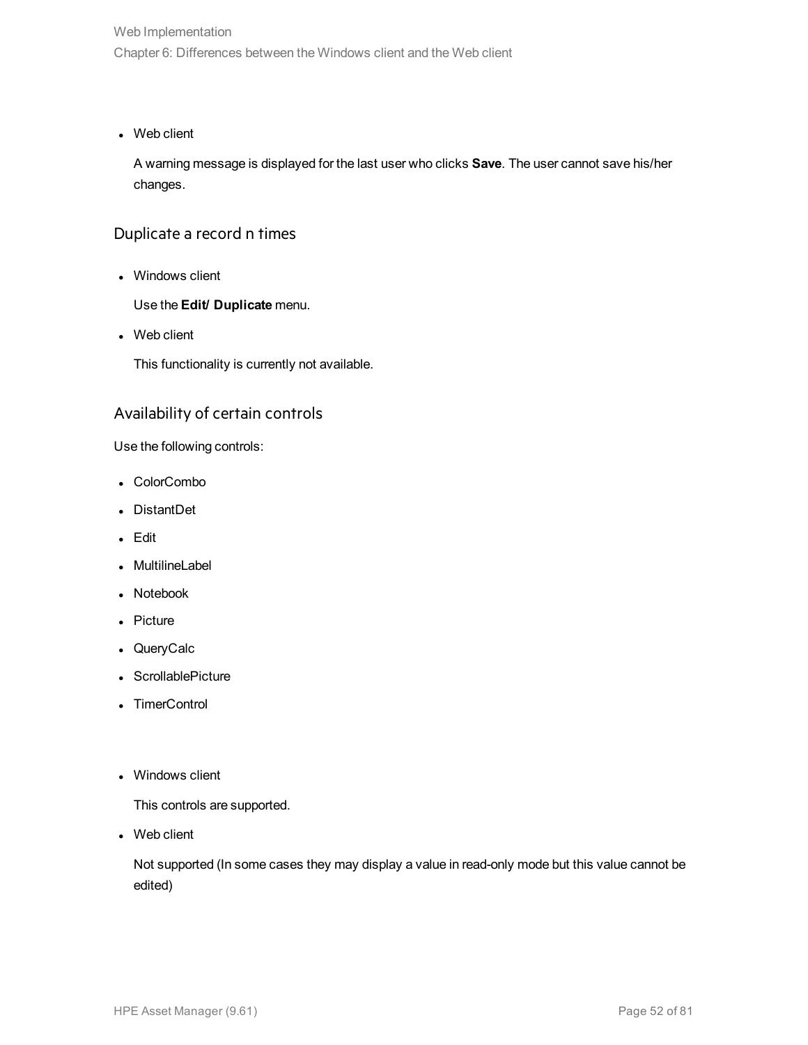- Web client

  A warning message is displayed for the last user who clicks **Save**. The user cannot save his/her changes.

### Duplicate a record n times

- Windows client

  Use the **Edit/ Duplicate** menu.

- Web client

  This functionality is currently not available.

### Availability of certain controls

Use the following controls:

- ColorCombo
- DistantDet
- Edit
- MultilineLabel
- Notebook
- Picture
- QueryCalc
- ScrollablePicture
- TimerControl

- Windows client

  This controls are supported.

- Web client

  Not supported (In some cases they may display a value in read-only mode but this value cannot be edited)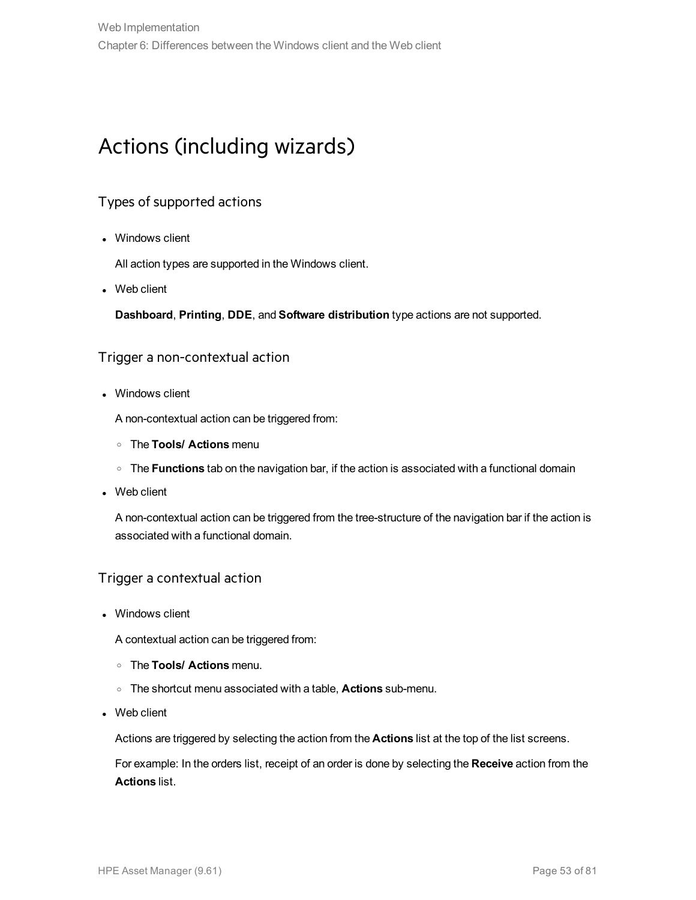# Actions (including wizards)

## Types of supported actions

- Windows client

  All action types are supported in the Windows client.

- Web client

  **Dashboard**, **Printing**, **DDE**, and **Software distribution** type actions are not supported.

## Trigger a non-contextual action

- Windows client

  A non-contextual action can be triggered from:

  - The **Tools/ Actions** menu
  - The **Functions** tab on the navigation bar, if the action is associated with a functional domain

- Web client

  A non-contextual action can be triggered from the tree-structure of the navigation bar if the action is associated with a functional domain.

## Trigger a contextual action

- Windows client

  A contextual action can be triggered from:

  - The **Tools/ Actions** menu.
  - The shortcut menu associated with a table, **Actions** sub-menu.

- Web client

  Actions are triggered by selecting the action from the **Actions** list at the top of the list screens.

  For example: In the orders list, receipt of an order is done by selecting the **Receive** action from the **Actions** list.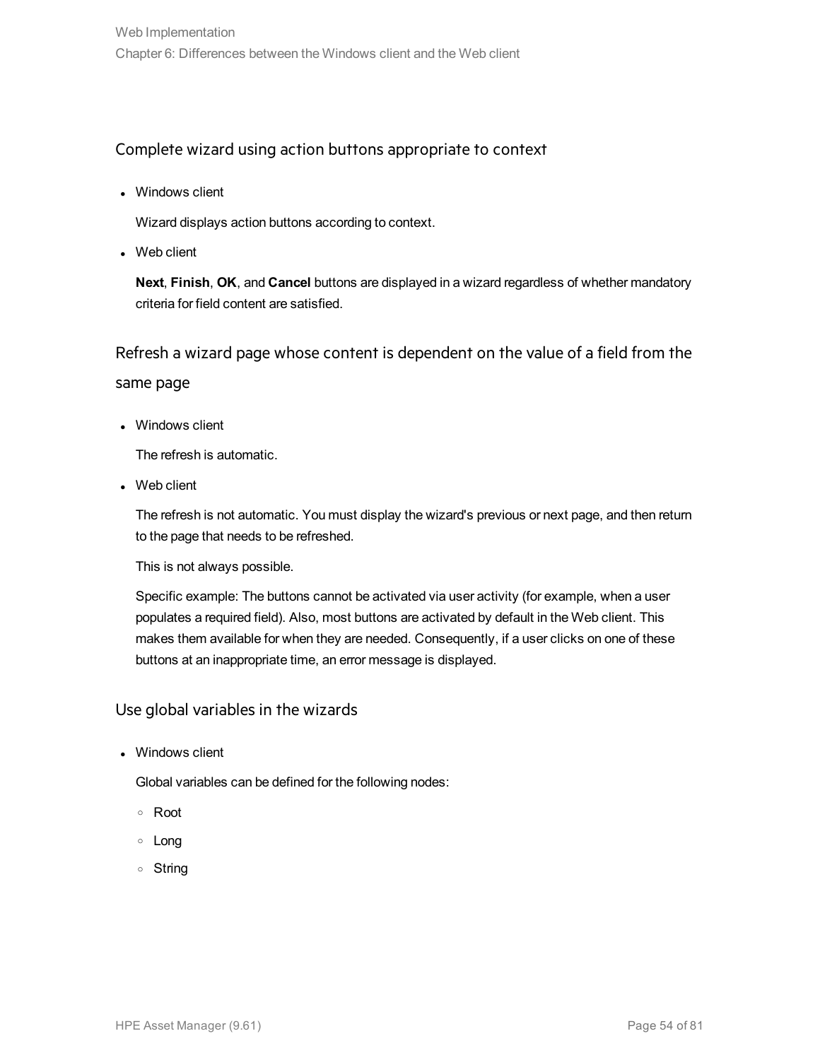### Complete wizard using action buttons appropriate to context

- Windows client

  Wizard displays action buttons according to context.

- Web client

  **Next**, **Finish**, **OK**, and **Cancel** buttons are displayed in a wizard regardless of whether mandatory criteria for field content are satisfied.

### Refresh a wizard page whose content is dependent on the value of a field from the same page

- Windows client

  The refresh is automatic.

- Web client

  The refresh is not automatic. You must display the wizard's previous or next page, and then return to the page that needs to be refreshed.

  This is not always possible.

  Specific example: The buttons cannot be activated via user activity (for example, when a user populates a required field). Also, most buttons are activated by default in the Web client. This makes them available for when they are needed. Consequently, if a user clicks on one of these buttons at an inappropriate time, an error message is displayed.

### Use global variables in the wizards

- Windows client

  Global variables can be defined for the following nodes:

  - Root
  - Long
  - String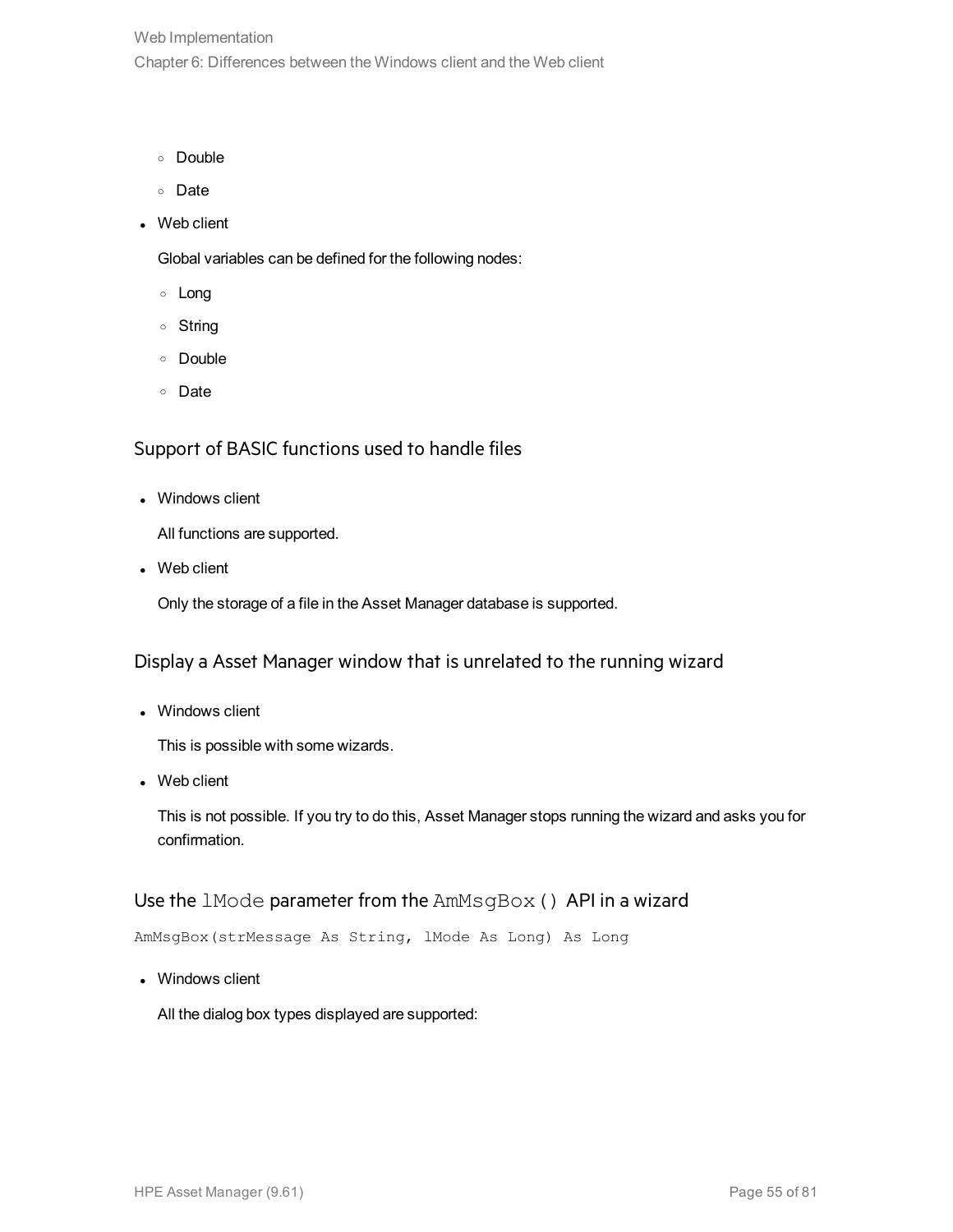- Double
- Date

- Web client

  Global variables can be defined for the following nodes:

  - Long
  - String
  - Double
  - Date

### Support of BASIC functions used to handle files

- Windows client

  All functions are supported.

- Web client

  Only the storage of a file in the Asset Manager database is supported.

### Display a Asset Manager window that is unrelated to the running wizard

- Windows client

  This is possible with some wizards.

- Web client

  This is not possible. If you try to do this, Asset Manager stops running the wizard and asks you for confirmation.

### Use the `lMode` parameter from the `AmMsgBox()` API in a wizard

```
AmMsgBox(strMessage As String, lMode As Long) As Long
```

- Windows client

  All the dialog box types displayed are supported: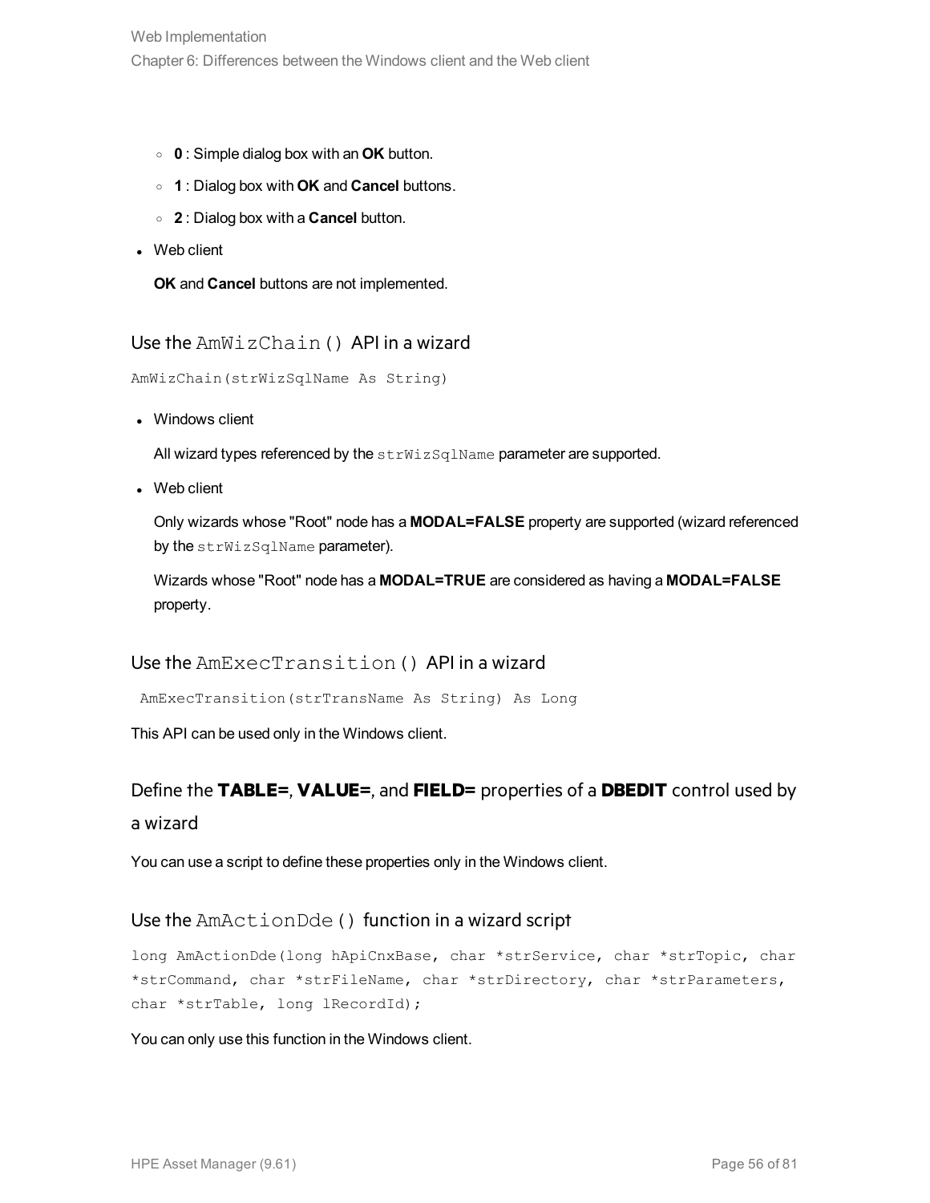- **0** : Simple dialog box with an **OK** button.
- **1** : Dialog box with **OK** and **Cancel** buttons.
- **2** : Dialog box with a **Cancel** button.

- Web client

  **OK** and **Cancel** buttons are not implemented.

### Use the `AmWizChain()` API in a wizard

```
AmWizChain(strWizSqlName As String)
```

- Windows client

  All wizard types referenced by the `strWizSqlName` parameter are supported.

- Web client

  Only wizards whose "Root" node has a **MODAL=FALSE** property are supported (wizard referenced by the `strWizSqlName` parameter).

  Wizards whose "Root" node has a **MODAL=TRUE** are considered as having a **MODAL=FALSE** property.

### Use the `AmExecTransition()` API in a wizard

```
AmExecTransition(strTransName As String) As Long
```

This API can be used only in the Windows client.

### Define the **TABLE=**, **VALUE=**, and **FIELD=** properties of a **DBEDIT** control used by a wizard

You can use a script to define these properties only in the Windows client.

### Use the `AmActionDde()` function in a wizard script

```
long AmActionDde(long hApiCnxBase, char *strService, char *strTopic, char
*strCommand, char *strFileName, char *strDirectory, char *strParameters,
char *strTable, long lRecordId);
```

You can only use this function in the Windows client.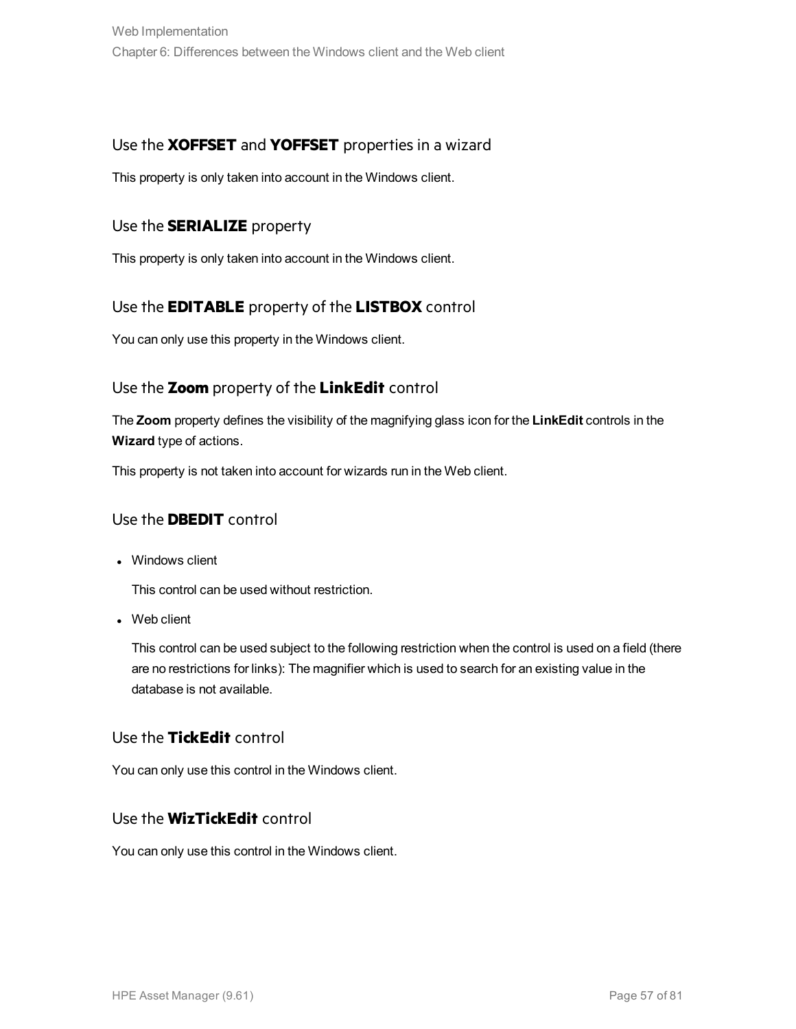### Use the **XOFFSET** and **YOFFSET** properties in a wizard

This property is only taken into account in the Windows client.

### Use the **SERIALIZE** property

This property is only taken into account in the Windows client.

### Use the **EDITABLE** property of the **LISTBOX** control

You can only use this property in the Windows client.

### Use the **Zoom** property of the **LinkEdit** control

The **Zoom** property defines the visibility of the magnifying glass icon for the **LinkEdit** controls in the **Wizard** type of actions.

This property is not taken into account for wizards run in the Web client.

### Use the **DBEDIT** control

- Windows client

  This control can be used without restriction.

- Web client

  This control can be used subject to the following restriction when the control is used on a field (there are no restrictions for links): The magnifier which is used to search for an existing value in the database is not available.

### Use the **TickEdit** control

You can only use this control in the Windows client.

### Use the **WizTickEdit** control

You can only use this control in the Windows client.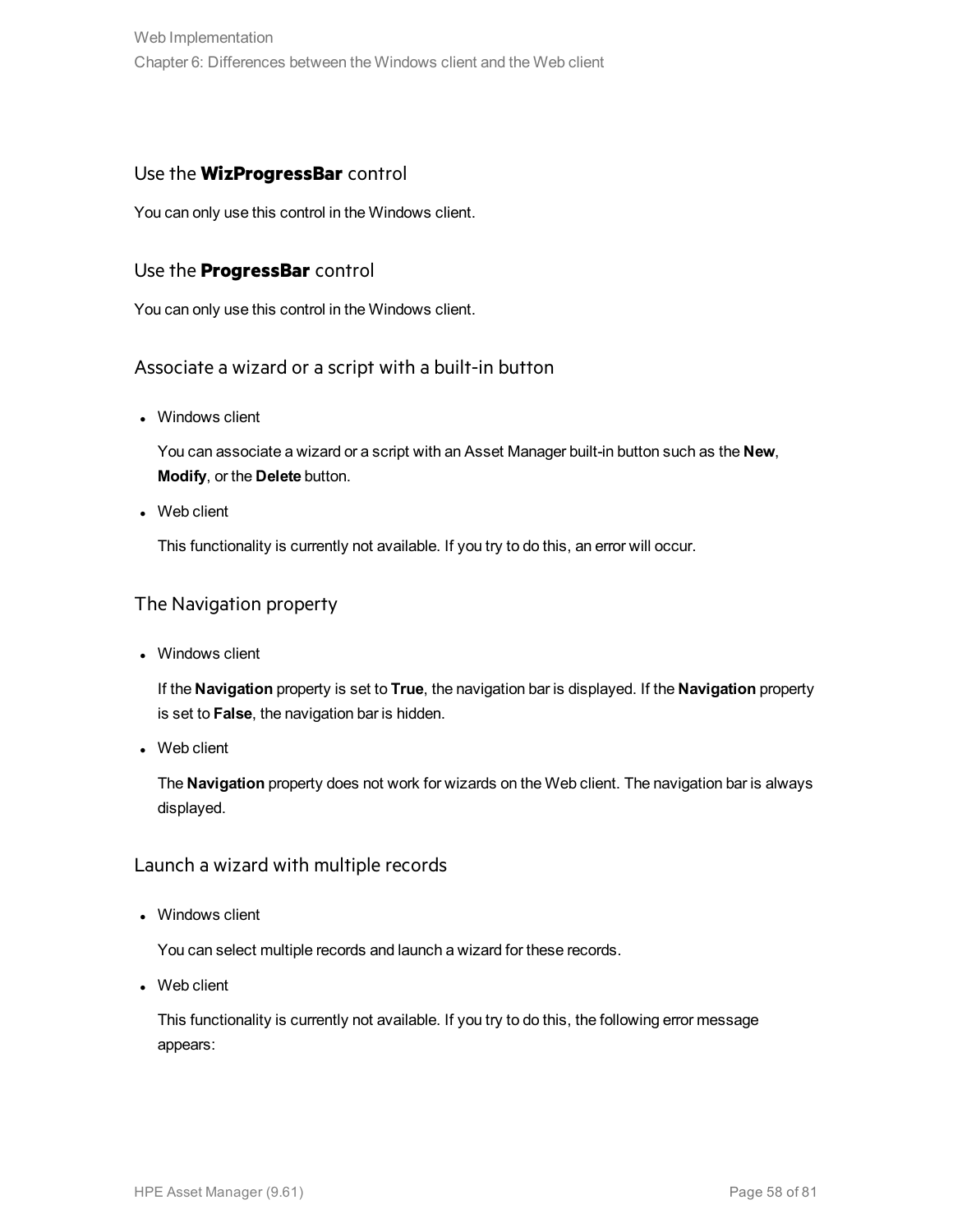### Use the **WizProgressBar** control

You can only use this control in the Windows client.

### Use the **ProgressBar** control

You can only use this control in the Windows client.

### Associate a wizard or a script with a built-in button

- Windows client

  You can associate a wizard or a script with an Asset Manager built-in button such as the **New**, **Modify**, or the **Delete** button.

- Web client

  This functionality is currently not available. If you try to do this, an error will occur.

### The Navigation property

- Windows client

  If the **Navigation** property is set to **True**, the navigation bar is displayed. If the **Navigation** property is set to **False**, the navigation bar is hidden.

- Web client

  The **Navigation** property does not work for wizards on the Web client. The navigation bar is always displayed.

### Launch a wizard with multiple records

- Windows client

  You can select multiple records and launch a wizard for these records.

- Web client

  This functionality is currently not available. If you try to do this, the following error message appears: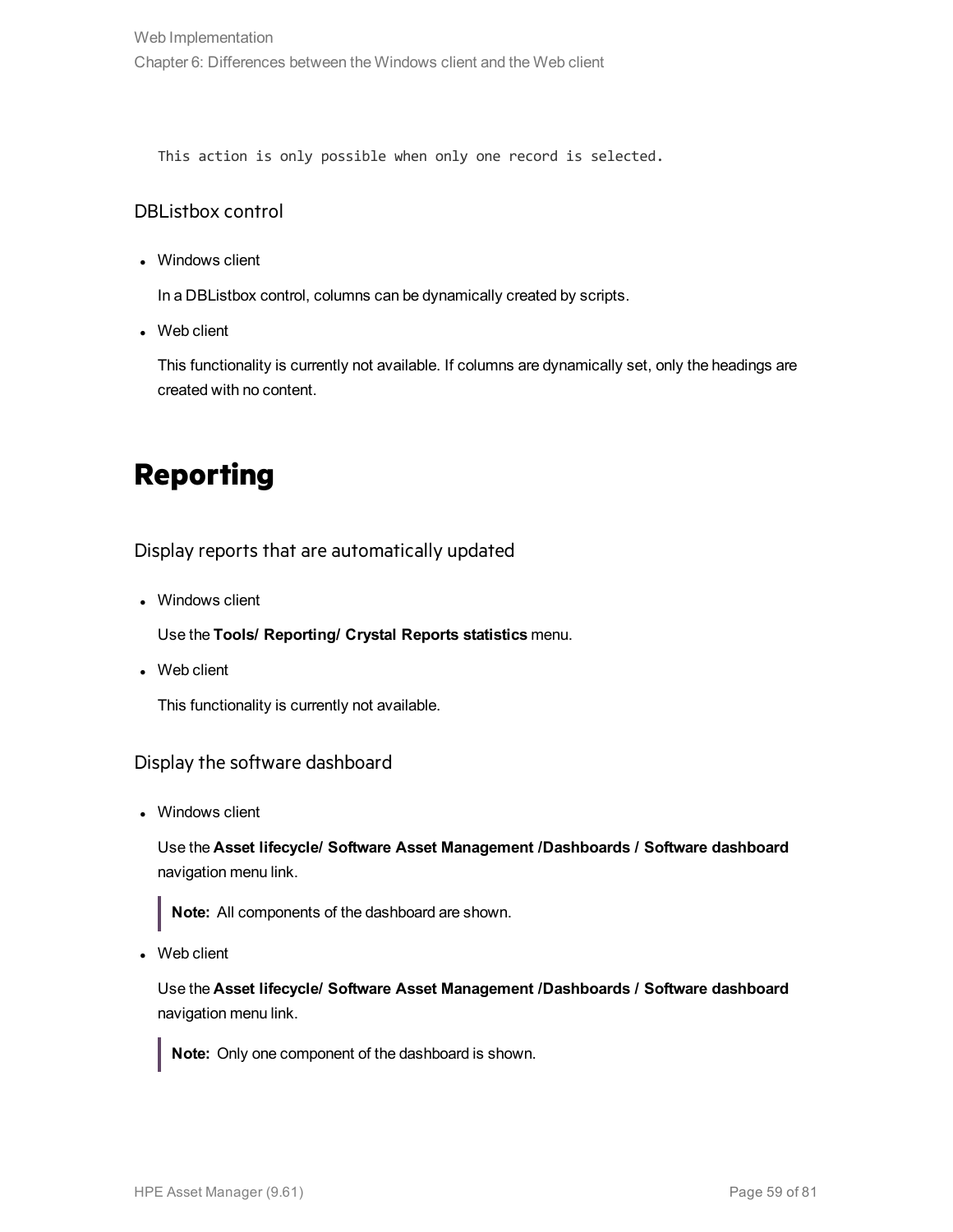```
This action is only possible when only one record is selected.
```

### DBListbox control

- Windows client

  In a DBListbox control, columns can be dynamically created by scripts.

- Web client

  This functionality is currently not available. If columns are dynamically set, only the headings are created with no content.

## Reporting

### Display reports that are automatically updated

- Windows client

  Use the **Tools/ Reporting/ Crystal Reports statistics** menu.

- Web client

  This functionality is currently not available.

### Display the software dashboard

- Windows client

  Use the **Asset lifecycle/ Software Asset Management /Dashboards / Software dashboard** navigation menu link.

  > **Note:** All components of the dashboard are shown.

- Web client

  Use the **Asset lifecycle/ Software Asset Management /Dashboards / Software dashboard** navigation menu link.

  > **Note:** Only one component of the dashboard is shown.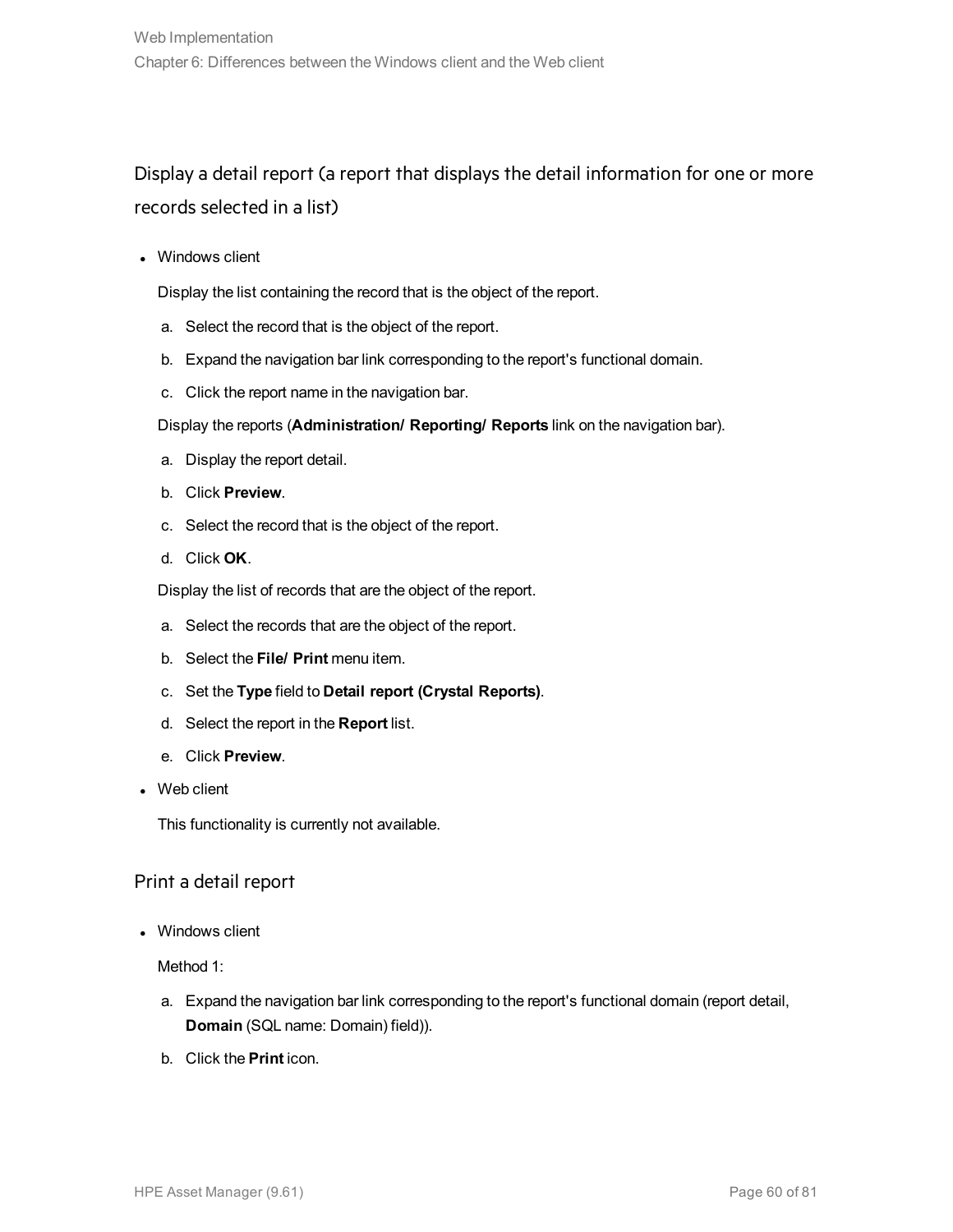## Display a detail report (a report that displays the detail information for one or more records selected in a list)

- Windows client

  Display the list containing the record that is the object of the report.

  a. Select the record that is the object of the report.
  b. Expand the navigation bar link corresponding to the report's functional domain.
  c. Click the report name in the navigation bar.

  Display the reports (**Administration/ Reporting/ Reports** link on the navigation bar).

  a. Display the report detail.
  b. Click **Preview**.
  c. Select the record that is the object of the report.
  d. Click **OK**.

  Display the list of records that are the object of the report.

  a. Select the records that are the object of the report.
  b. Select the **File/ Print** menu item.
  c. Set the **Type** field to **Detail report (Crystal Reports)**.
  d. Select the report in the **Report** list.
  e. Click **Preview**.

- Web client

  This functionality is currently not available.

### Print a detail report

- Windows client

  Method 1:

  a. Expand the navigation bar link corresponding to the report's functional domain (report detail, **Domain** (SQL name: Domain) field)).
  b. Click the **Print** icon.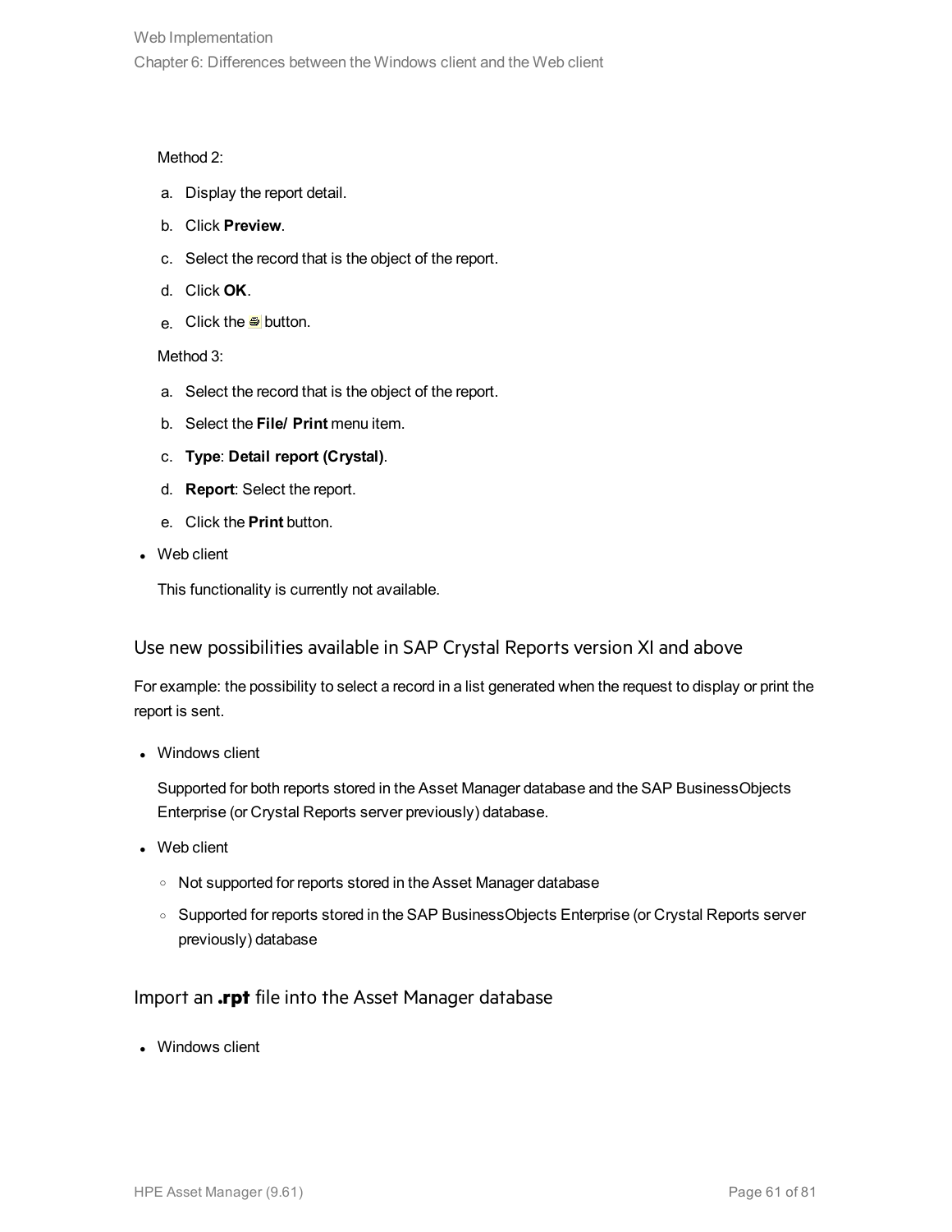Method 2:

a. Display the report detail.
b. Click **Preview**.
c. Select the record that is the object of the report.
d. Click **OK**.
e. Click the button.

Method 3:

a. Select the record that is the object of the report.
b. Select the **File/ Print** menu item.
c. **Type**: **Detail report (Crystal)**.
d. **Report**: Select the report.
e. Click the **Print** button.

- Web client

  This functionality is currently not available.

### Use new possibilities available in SAP Crystal Reports version XI and above

For example: the possibility to select a record in a list generated when the request to display or print the report is sent.

- Windows client

  Supported for both reports stored in the Asset Manager database and the SAP BusinessObjects Enterprise (or Crystal Reports server previously) database.

- Web client
  - Not supported for reports stored in the Asset Manager database
  - Supported for reports stored in the SAP BusinessObjects Enterprise (or Crystal Reports server previously) database

### Import an **.rpt** file into the Asset Manager database

- Windows client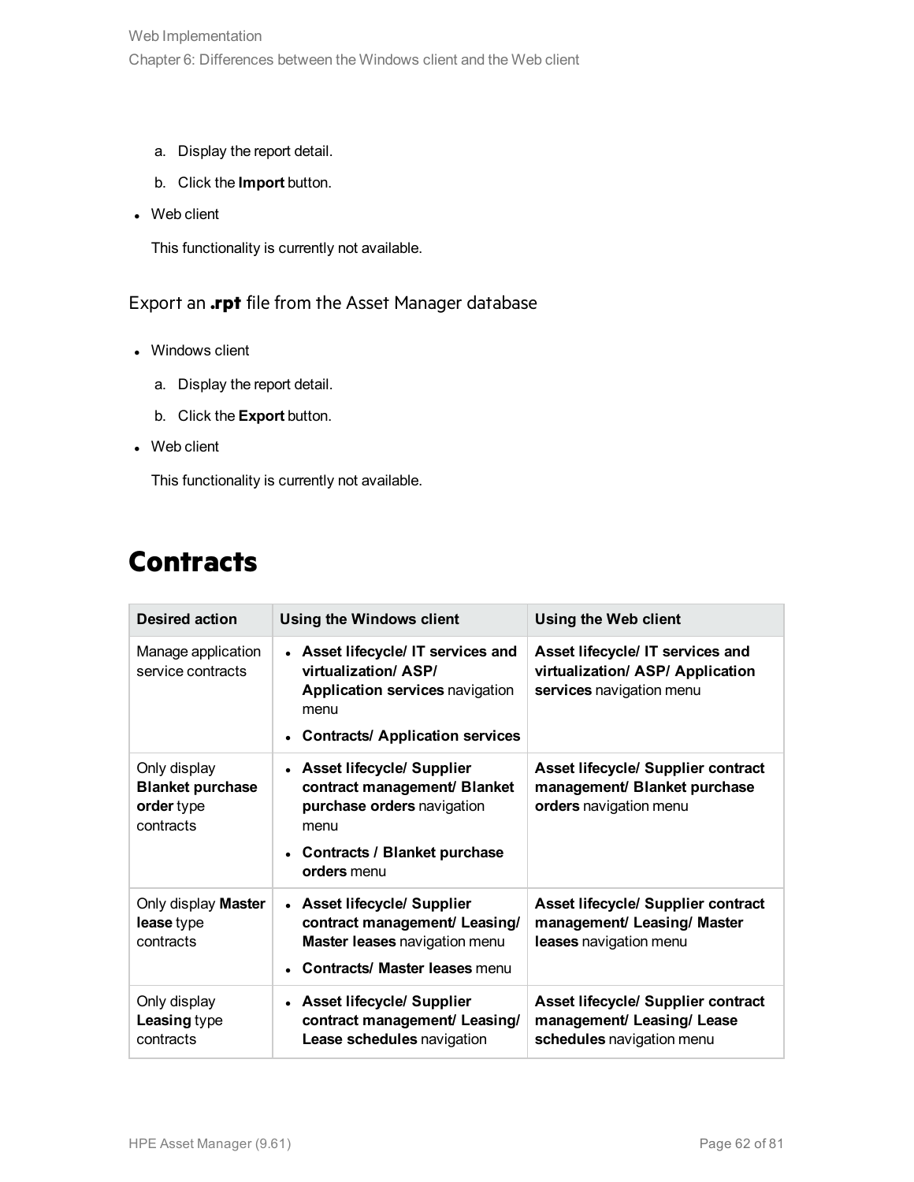a. Display the report detail.

b. Click the **Import** button.

- Web client

  This functionality is currently not available.

### Export an **.rpt** file from the Asset Manager database

- Windows client

  a. Display the report detail.

  b. Click the **Export** button.

- Web client

  This functionality is currently not available.

## Contracts

| Desired action | Using the Windows client | Using the Web client |
| --- | --- | --- |
| Manage application service contracts | • **Asset lifecycle/ IT services and virtualization/ ASP/ Application services** navigation menu<br>• **Contracts/ Application services** | **Asset lifecycle/ IT services and virtualization/ ASP/ Application services** navigation menu |
| Only display **Blanket purchase order** type contracts | • **Asset lifecycle/ Supplier contract management/ Blanket purchase orders** navigation menu<br>• **Contracts / Blanket purchase orders** menu | **Asset lifecycle/ Supplier contract management/ Blanket purchase orders** navigation menu |
| Only display **Master lease** type contracts | • **Asset lifecycle/ Supplier contract management/ Leasing/ Master leases** navigation menu<br>• **Contracts/ Master leases** menu | **Asset lifecycle/ Supplier contract management/ Leasing/ Master leases** navigation menu |
| Only display **Leasing** type contracts | • **Asset lifecycle/ Supplier contract management/ Leasing/ Lease schedules** navigation | **Asset lifecycle/ Supplier contract management/ Leasing/ Lease schedules** navigation menu |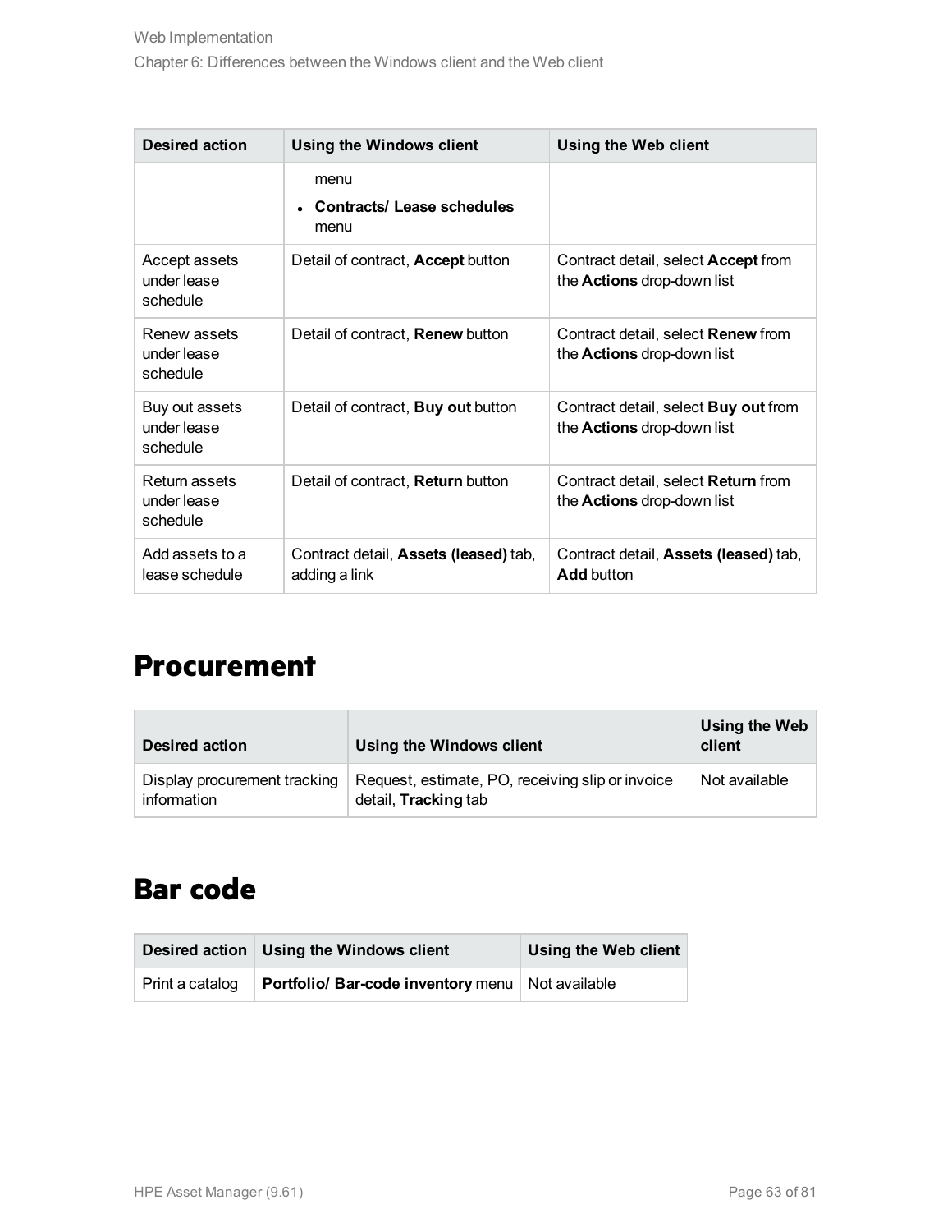| Desired action | Using the Windows client | Using the Web client |
| --- | --- | --- |
| | menu<br>• **Contracts/ Lease schedules** menu | |
| Accept assets under lease schedule | Detail of contract, **Accept** button | Contract detail, select **Accept** from the **Actions** drop-down list |
| Renew assets under lease schedule | Detail of contract, **Renew** button | Contract detail, select **Renew** from the **Actions** drop-down list |
| Buy out assets under lease schedule | Detail of contract, **Buy out** button | Contract detail, select **Buy out** from the **Actions** drop-down list |
| Return assets under lease schedule | Detail of contract, **Return** button | Contract detail, select **Return** from the **Actions** drop-down list |
| Add assets to a lease schedule | Contract detail, **Assets (leased)** tab, adding a link | Contract detail, **Assets (leased)** tab, **Add** button |

## Procurement

| Desired action | Using the Windows client | Using the Web client |
| --- | --- | --- |
| Display procurement tracking information | Request, estimate, PO, receiving slip or invoice detail, **Tracking** tab | Not available |

## Bar code

| Desired action | Using the Windows client | Using the Web client |
| --- | --- | --- |
| Print a catalog | **Portfolio/ Bar-code inventory** menu | Not available |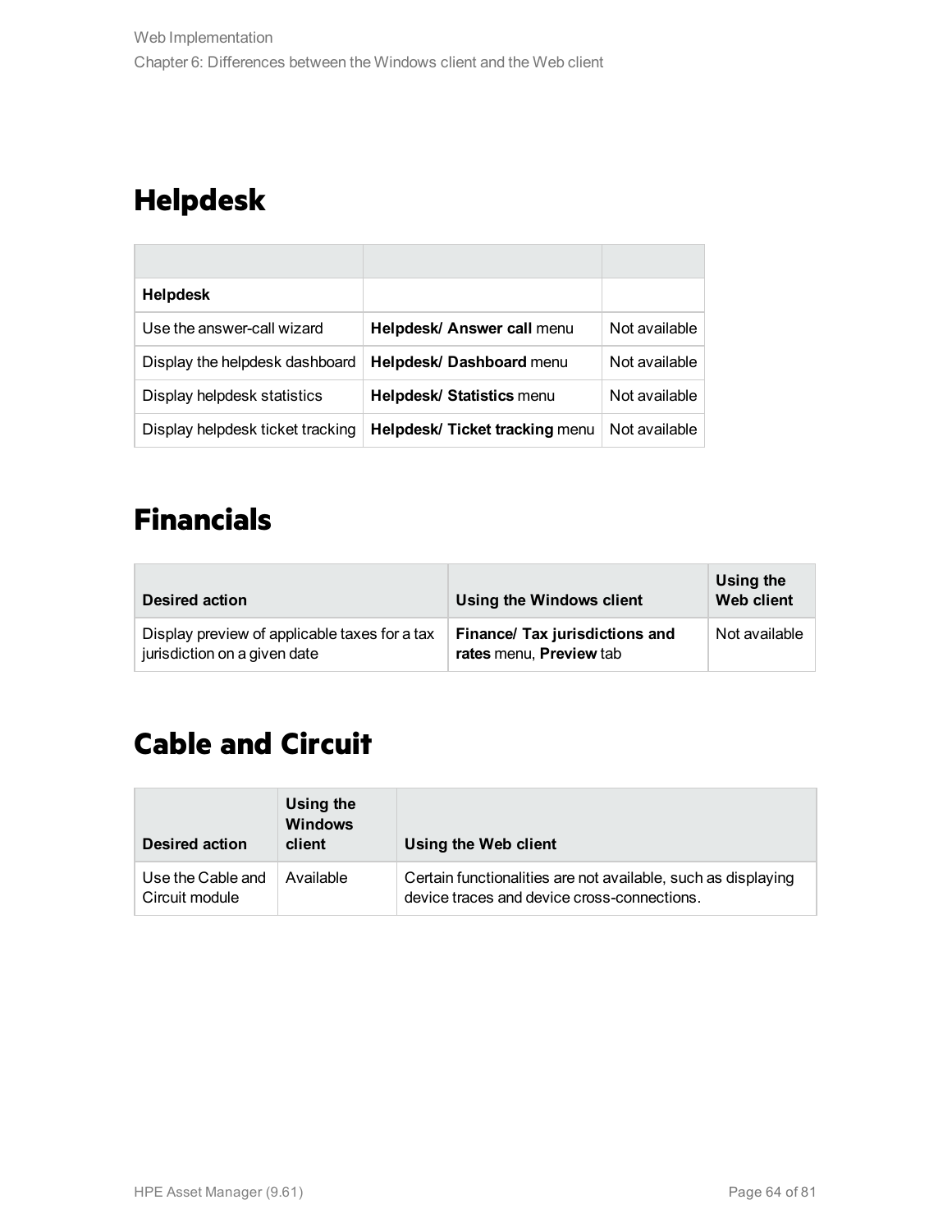## Helpdesk

| | | |
|---|---|---|
| **Helpdesk** | | |
| Use the answer-call wizard | **Helpdesk/ Answer call** menu | Not available |
| Display the helpdesk dashboard | **Helpdesk/ Dashboard** menu | Not available |
| Display helpdesk statistics | **Helpdesk/ Statistics** menu | Not available |
| Display helpdesk ticket tracking | **Helpdesk/ Ticket tracking** menu | Not available |

## Financials

| Desired action | Using the Windows client | Using the Web client |
|---|---|---|
| Display preview of applicable taxes for a tax jurisdiction on a given date | **Finance/ Tax jurisdictions and rates** menu, **Preview** tab | Not available |

## Cable and Circuit

| Desired action | Using the Windows client | Using the Web client |
|---|---|---|
| Use the Cable and Circuit module | Available | Certain functionalities are not available, such as displaying device traces and device cross-connections. |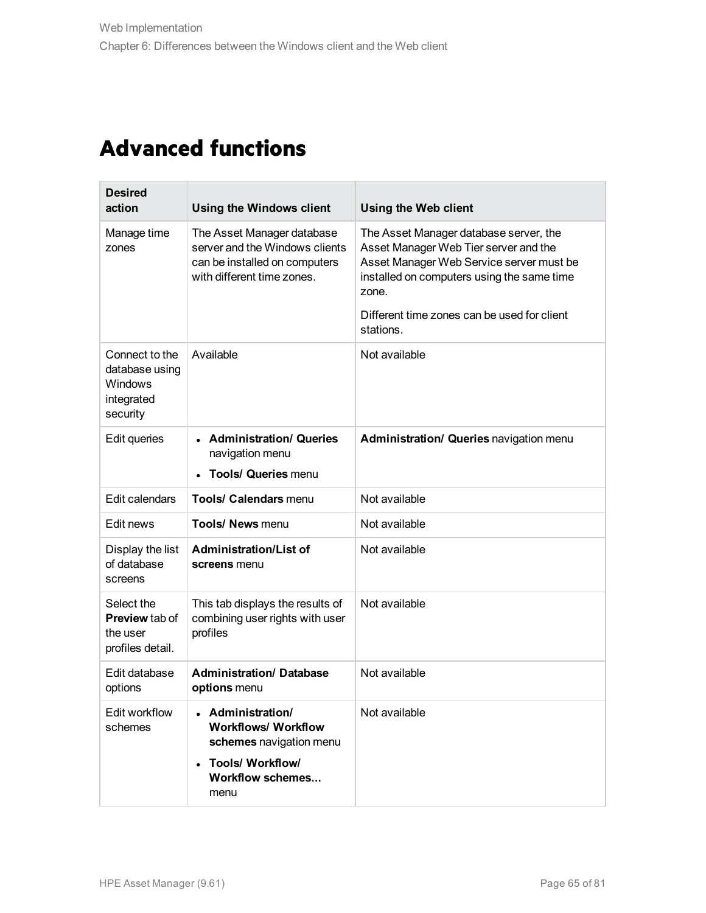# Advanced functions

| Desired action | Using the Windows client | Using the Web client |
| --- | --- | --- |
| Manage time zones | The Asset Manager database server and the Windows clients can be installed on computers with different time zones. | The Asset Manager database server, the Asset Manager Web Tier server and the Asset Manager Web Service server must be installed on computers using the same time zone.<br><br>Different time zones can be used for client stations. |
| Connect to the database using Windows integrated security | Available | Not available |
| Edit queries | • **Administration/ Queries** navigation menu<br>• **Tools/ Queries** menu | **Administration/ Queries** navigation menu |
| Edit calendars | **Tools/ Calendars** menu | Not available |
| Edit news | **Tools/ News** menu | Not available |
| Display the list of database screens | **Administration/List of screens** menu | Not available |
| Select the **Preview** tab of the user profiles detail. | This tab displays the results of combining user rights with user profiles | Not available |
| Edit database options | **Administration/ Database options** menu | Not available |
| Edit workflow schemes | • **Administration/ Workflows/ Workflow schemes** navigation menu<br>• **Tools/ Workflow/ Workflow schemes...** menu | Not available |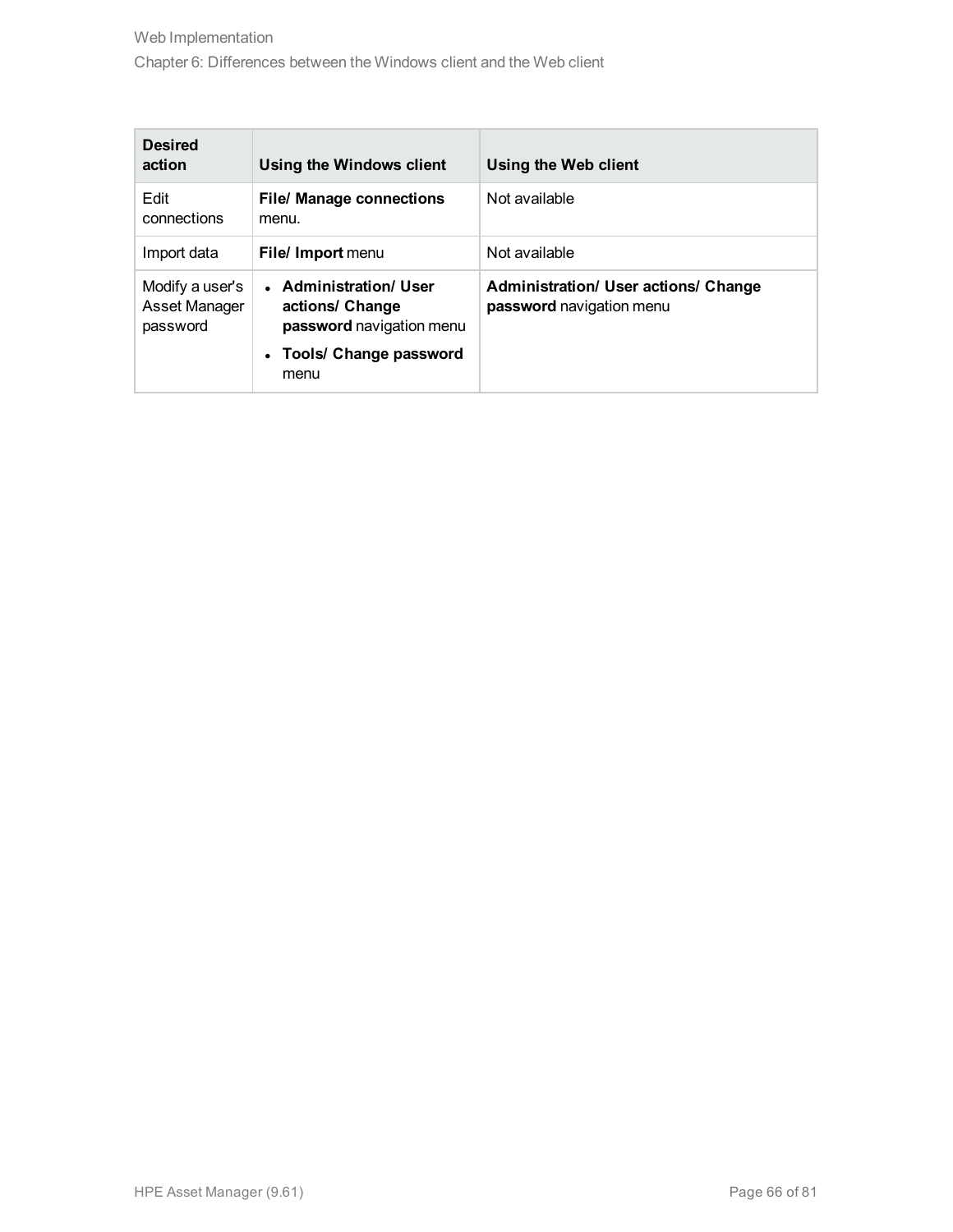| Desired action | Using the Windows client | Using the Web client |
| --- | --- | --- |
| Edit connections | **File/ Manage connections** menu. | Not available |
| Import data | **File/ Import** menu | Not available |
| Modify a user's Asset Manager password | • **Administration/ User actions/ Change password** navigation menu<br>• **Tools/ Change password** menu | **Administration/ User actions/ Change password** navigation menu |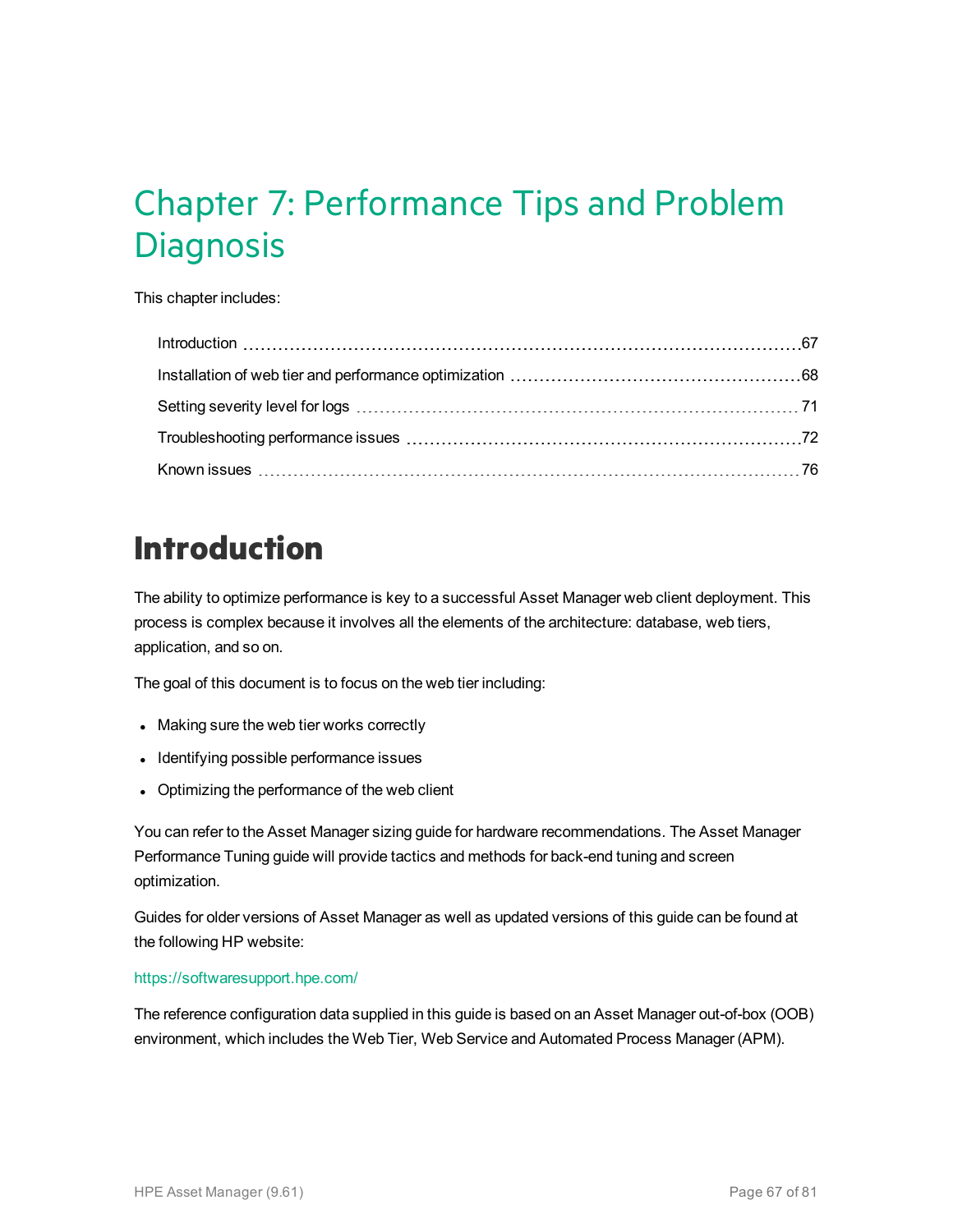# Chapter 7: Performance Tips and Problem Diagnosis

This chapter includes:

- Introduction 67
- Installation of web tier and performance optimization 68
- Setting severity level for logs 71
- Troubleshooting performance issues 72
- Known issues 76

## Introduction

The ability to optimize performance is key to a successful Asset Manager web client deployment. This process is complex because it involves all the elements of the architecture: database, web tiers, application, and so on.

The goal of this document is to focus on the web tier including:

- Making sure the web tier works correctly
- Identifying possible performance issues
- Optimizing the performance of the web client

You can refer to the Asset Manager sizing guide for hardware recommendations. The Asset Manager Performance Tuning guide will provide tactics and methods for back-end tuning and screen optimization.

Guides for older versions of Asset Manager as well as updated versions of this guide can be found at the following HP website:

https://softwaresupport.hpe.com/

The reference configuration data supplied in this guide is based on an Asset Manager out-of-box (OOB) environment, which includes the Web Tier, Web Service and Automated Process Manager (APM).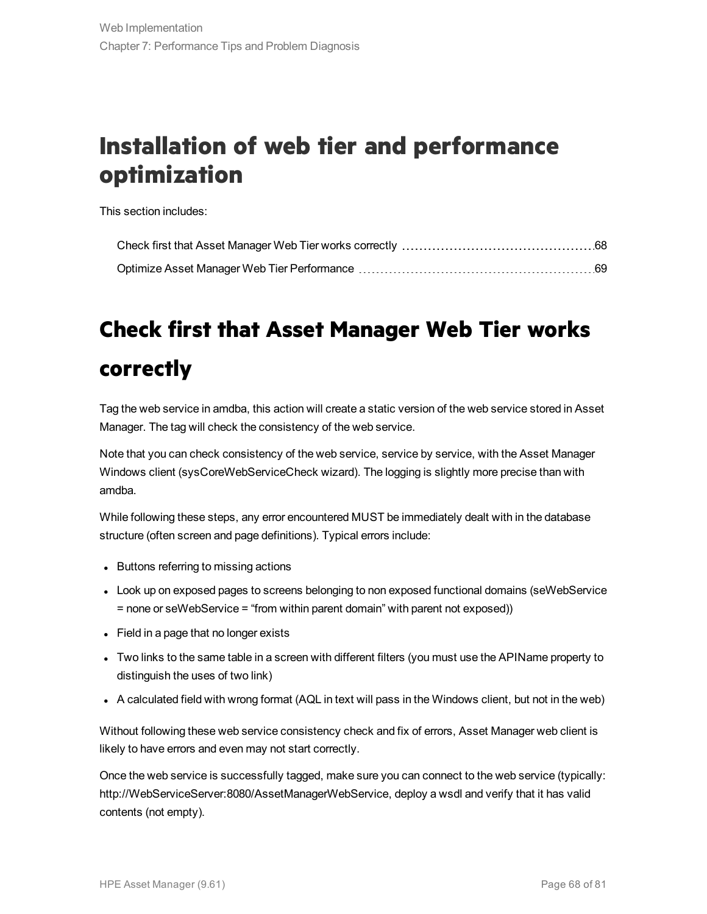# Installation of web tier and performance optimization

This section includes:

- Check first that Asset Manager Web Tier works correctly ............ 68
- Optimize Asset Manager Web Tier Performance ............ 69

## Check first that Asset Manager Web Tier works correctly

Tag the web service in amdba, this action will create a static version of the web service stored in Asset Manager. The tag will check the consistency of the web service.

Note that you can check consistency of the web service, service by service, with the Asset Manager Windows client (sysCoreWebServiceCheck wizard). The logging is slightly more precise than with amdba.

While following these steps, any error encountered MUST be immediately dealt with in the database structure (often screen and page definitions). Typical errors include:

- Buttons referring to missing actions
- Look up on exposed pages to screens belonging to non exposed functional domains (seWebService = none or seWebService = "from within parent domain" with parent not exposed))
- Field in a page that no longer exists
- Two links to the same table in a screen with different filters (you must use the APIName property to distinguish the uses of two link)
- A calculated field with wrong format (AQL in text will pass in the Windows client, but not in the web)

Without following these web service consistency check and fix of errors, Asset Manager web client is likely to have errors and even may not start correctly.

Once the web service is successfully tagged, make sure you can connect to the web service (typically: http://WebServiceServer:8080/AssetManagerWebService, deploy a wsdl and verify that it has valid contents (not empty).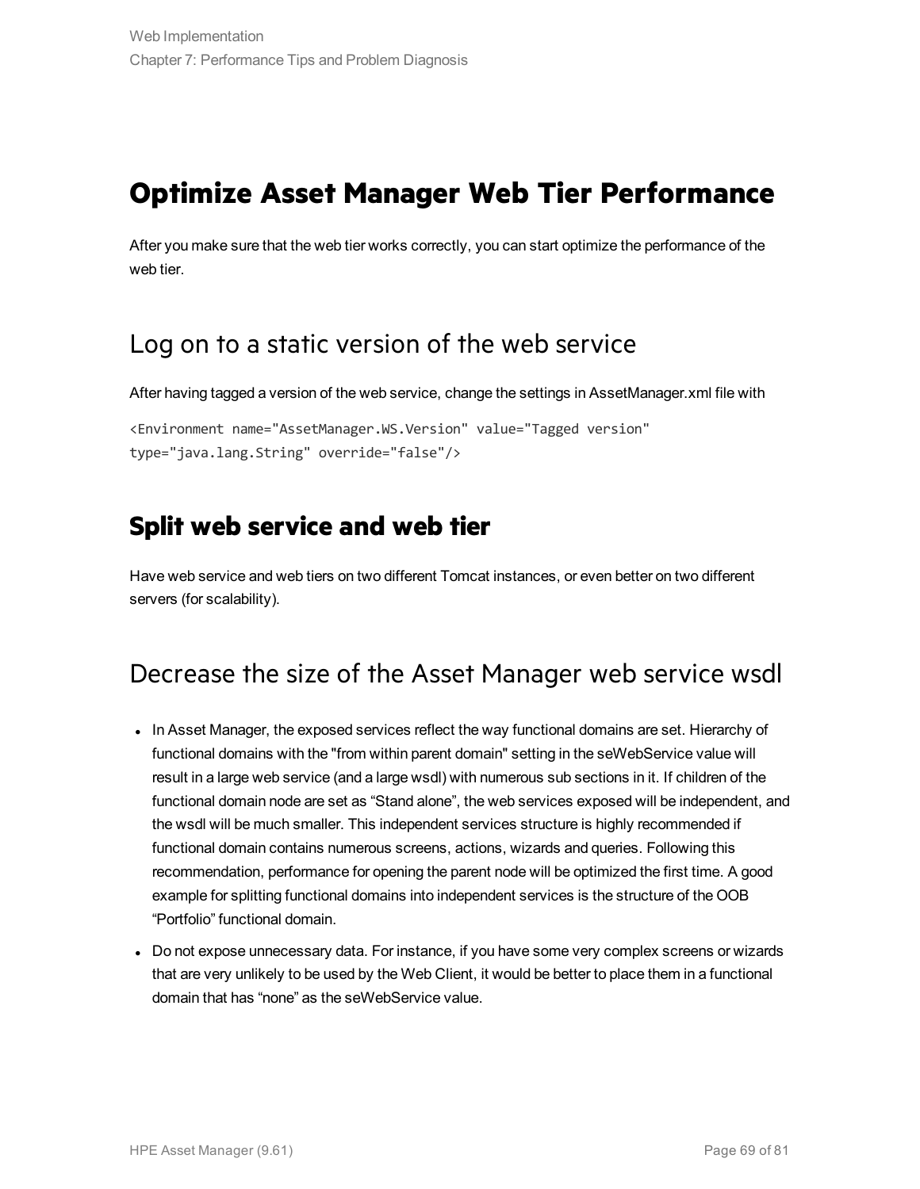# Optimize Asset Manager Web Tier Performance

After you make sure that the web tier works correctly, you can start optimize the performance of the web tier.

## Log on to a static version of the web service

After having tagged a version of the web service, change the settings in AssetManager.xml file with

```
<Environment name="AssetManager.WS.Version" value="Tagged version"
type="java.lang.String" override="false"/>
```

## Split web service and web tier

Have web service and web tiers on two different Tomcat instances, or even better on two different servers (for scalability).

## Decrease the size of the Asset Manager web service wsdl

- In Asset Manager, the exposed services reflect the way functional domains are set. Hierarchy of functional domains with the "from within parent domain" setting in the seWebService value will result in a large web service (and a large wsdl) with numerous sub sections in it. If children of the functional domain node are set as "Stand alone", the web services exposed will be independent, and the wsdl will be much smaller. This independent services structure is highly recommended if functional domain contains numerous screens, actions, wizards and queries. Following this recommendation, performance for opening the parent node will be optimized the first time. A good example for splitting functional domains into independent services is the structure of the OOB "Portfolio" functional domain.
- Do not expose unnecessary data. For instance, if you have some very complex screens or wizards that are very unlikely to be used by the Web Client, it would be better to place them in a functional domain that has "none" as the seWebService value.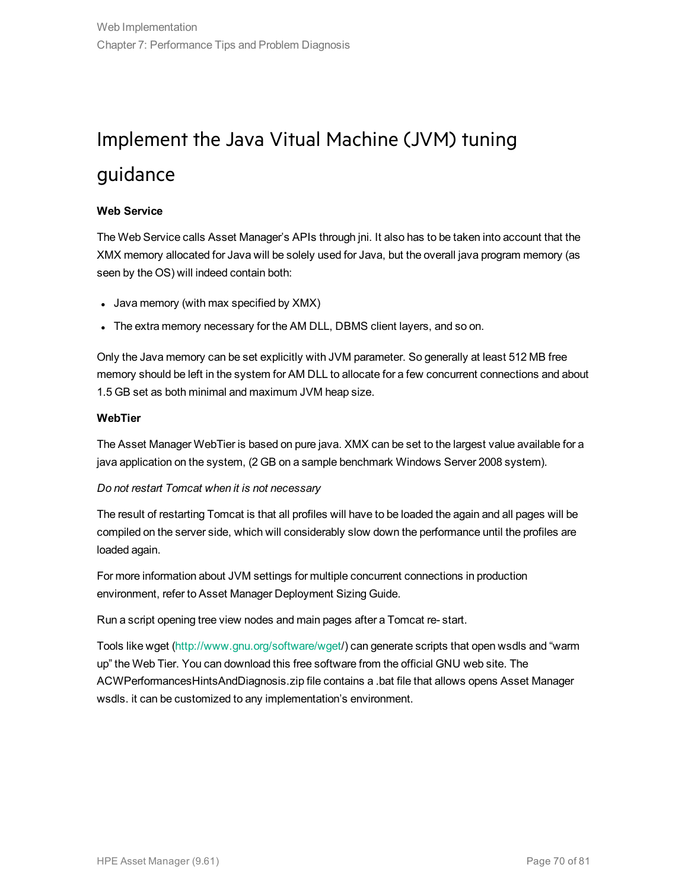# Implement the Java Vitual Machine (JVM) tuning guidance

**Web Service**

The Web Service calls Asset Manager's APIs through jni. It also has to be taken into account that the XMX memory allocated for Java will be solely used for Java, but the overall java program memory (as seen by the OS) will indeed contain both:

- Java memory (with max specified by XMX)
- The extra memory necessary for the AM DLL, DBMS client layers, and so on.

Only the Java memory can be set explicitly with JVM parameter. So generally at least 512 MB free memory should be left in the system for AM DLL to allocate for a few concurrent connections and about 1.5 GB set as both minimal and maximum JVM heap size.

**WebTier**

The Asset Manager WebTier is based on pure java. XMX can be set to the largest value available for a java application on the system, (2 GB on a sample benchmark Windows Server 2008 system).

*Do not restart Tomcat when it is not necessary*

The result of restarting Tomcat is that all profiles will have to be loaded the again and all pages will be compiled on the server side, which will considerably slow down the performance until the profiles are loaded again.

For more information about JVM settings for multiple concurrent connections in production environment, refer to Asset Manager Deployment Sizing Guide.

Run a script opening tree view nodes and main pages after a Tomcat re- start.

Tools like wget (http://www.gnu.org/software/wget/) can generate scripts that open wsdls and "warm up" the Web Tier. You can download this free software from the official GNU web site. The ACWPerformancesHintsAndDiagnosis.zip file contains a .bat file that allows opens Asset Manager wsdls. it can be customized to any implementation's environment.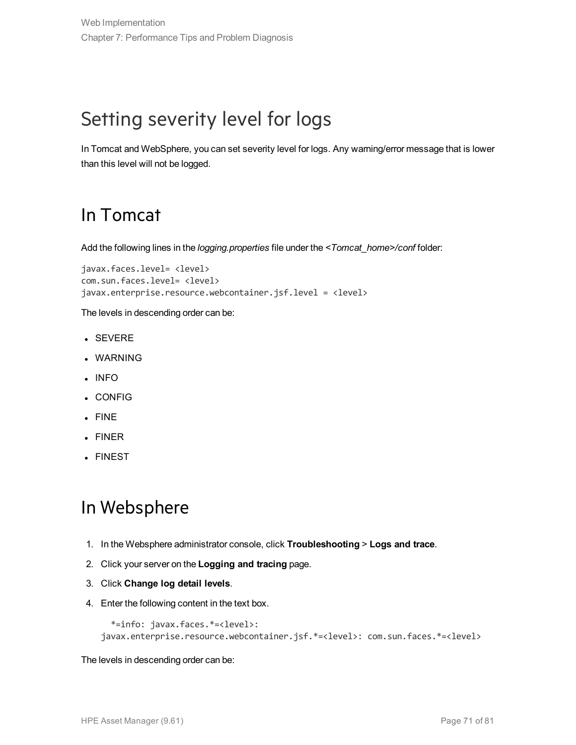# Setting severity level for logs

In Tomcat and WebSphere, you can set severity level for logs. Any warning/error message that is lower than this level will not be logged.

## In Tomcat

Add the following lines in the *logging.properties* file under the *<Tomcat_home>/conf* folder:

```
javax.faces.level= <level>
com.sun.faces.level= <level>
javax.enterprise.resource.webcontainer.jsf.level = <level>
```

The levels in descending order can be:

- SEVERE
- WARNING
- INFO
- CONFIG
- FINE
- FINER
- FINEST

## In Websphere

1. In the Websphere administrator console, click **Troubleshooting** > **Logs and trace**.
2. Click your server on the **Logging and tracing** page.
3. Click **Change log detail levels**.
4. Enter the following content in the text box.

   ```
   *=info: javax.faces.*=<level>:
   javax.enterprise.resource.webcontainer.jsf.*=<level>: com.sun.faces.*=<level>
   ```

The levels in descending order can be: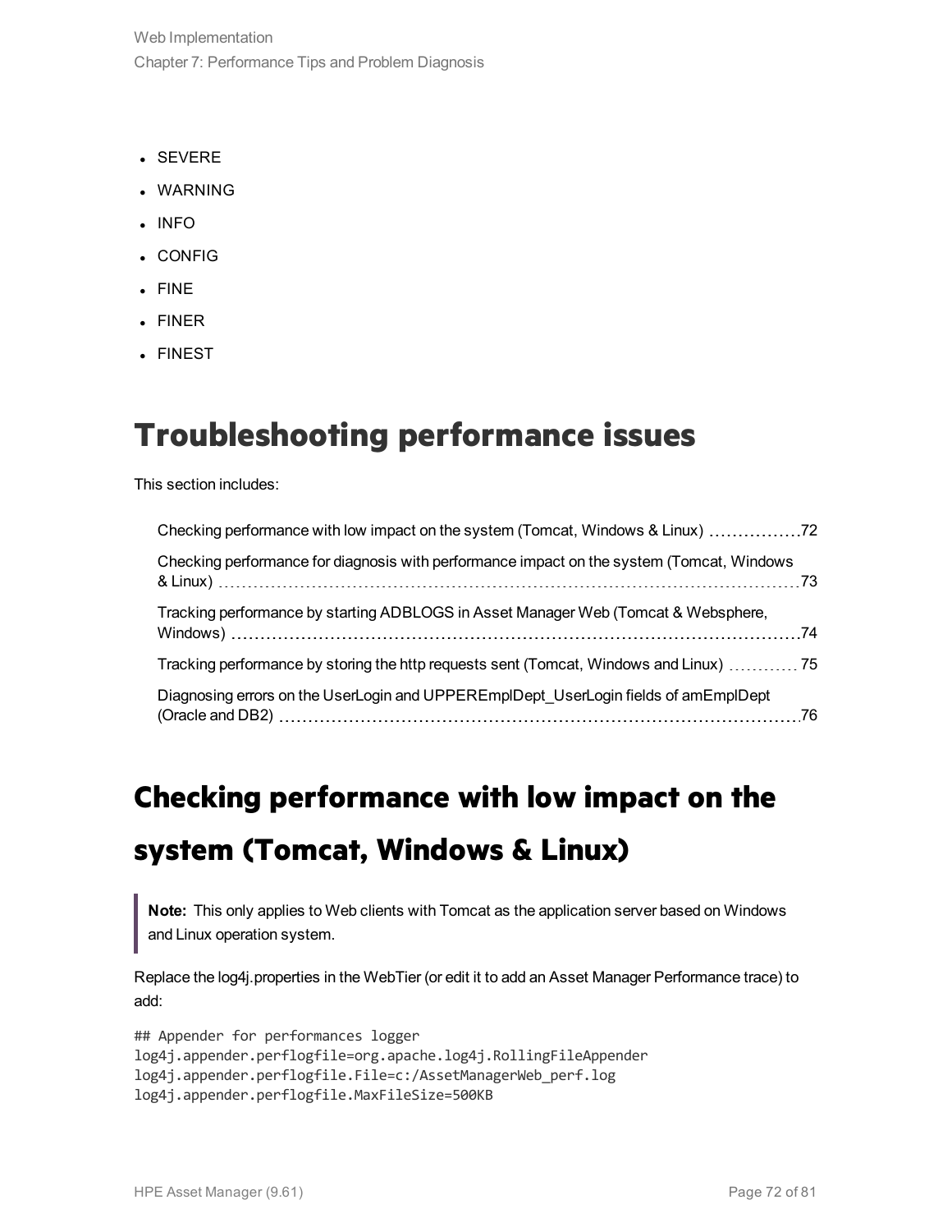- SEVERE
- WARNING
- INFO
- CONFIG
- FINE
- FINER
- FINEST

# Troubleshooting performance issues

This section includes:

- Checking performance with low impact on the system (Tomcat, Windows & Linux) 72
- Checking performance for diagnosis with performance impact on the system (Tomcat, Windows & Linux) 73
- Tracking performance by starting ADBLOGS in Asset Manager Web (Tomcat & Websphere, Windows) 74
- Tracking performance by storing the http requests sent (Tomcat, Windows and Linux) 75
- Diagnosing errors on the UserLogin and UPPEREmplDept_UserLogin fields of amEmplDept (Oracle and DB2) 76

# Checking performance with low impact on the system (Tomcat, Windows & Linux)

> **Note:** This only applies to Web clients with Tomcat as the application server based on Windows and Linux operation system.

Replace the log4j.properties in the WebTier (or edit it to add an Asset Manager Performance trace) to add:

```
## Appender for performances logger
log4j.appender.perflogfile=org.apache.log4j.RollingFileAppender
log4j.appender.perflogfile.File=c:/AssetManagerWeb_perf.log
log4j.appender.perflogfile.MaxFileSize=500KB
```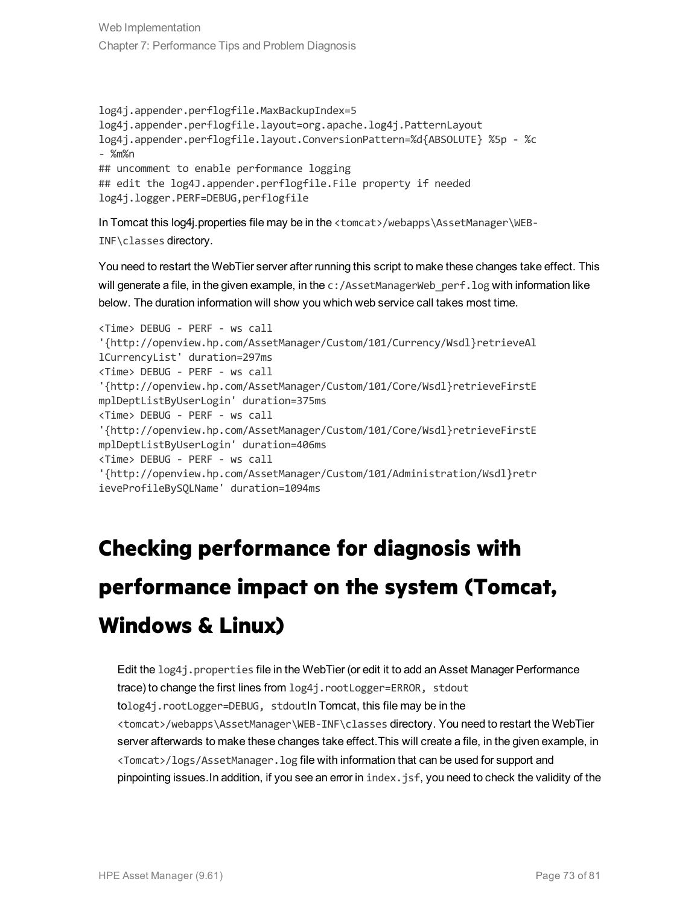```
log4j.appender.perflogfile.MaxBackupIndex=5
log4j.appender.perflogfile.layout=org.apache.log4j.PatternLayout
log4j.appender.perflogfile.layout.ConversionPattern=%d{ABSOLUTE} %5p - %c
- %m%n
## uncomment to enable performance logging
## edit the log4J.appender.perflogfile.File property if needed
log4j.logger.PERF=DEBUG,perflogfile
```

In Tomcat this log4j.properties file may be in the `<tomcat>/webapps\AssetManager\WEB-INF\classes` directory.

You need to restart the WebTier server after running this script to make these changes take effect. This will generate a file, in the given example, in the `c:/AssetManagerWeb_perf.log` with information like below. The duration information will show you which web service call takes most time.

```
<Time> DEBUG - PERF - ws call
'{http://openview.hp.com/AssetManager/Custom/101/Currency/Wsdl}retrieveAl
lCurrencyList' duration=297ms
<Time> DEBUG - PERF - ws call
'{http://openview.hp.com/AssetManager/Custom/101/Core/Wsdl}retrieveFirstE
mplDeptListByUserLogin' duration=375ms
<Time> DEBUG - PERF - ws call
'{http://openview.hp.com/AssetManager/Custom/101/Core/Wsdl}retrieveFirstE
mplDeptListByUserLogin' duration=406ms
<Time> DEBUG - PERF - ws call
'{http://openview.hp.com/AssetManager/Custom/101/Administration/Wsdl}retr
ieveProfileBySQLName' duration=1094ms
```

# Checking performance for diagnosis with performance impact on the system (Tomcat, Windows & Linux)

Edit the `log4j.properties` file in the WebTier (or edit it to add an Asset Manager Performance trace) to change the first lines from `log4j.rootLogger=ERROR, stdout` to`log4j.rootLogger=DEBUG, stdout`In Tomcat, this file may be in the `<tomcat>/webapps\AssetManager\WEB-INF\classes` directory. You need to restart the WebTier server afterwards to make these changes take effect.This will create a file, in the given example, in `<Tomcat>/logs/AssetManager.log` file with information that can be used for support and pinpointing issues.In addition, if you see an error in `index.jsf`, you need to check the validity of the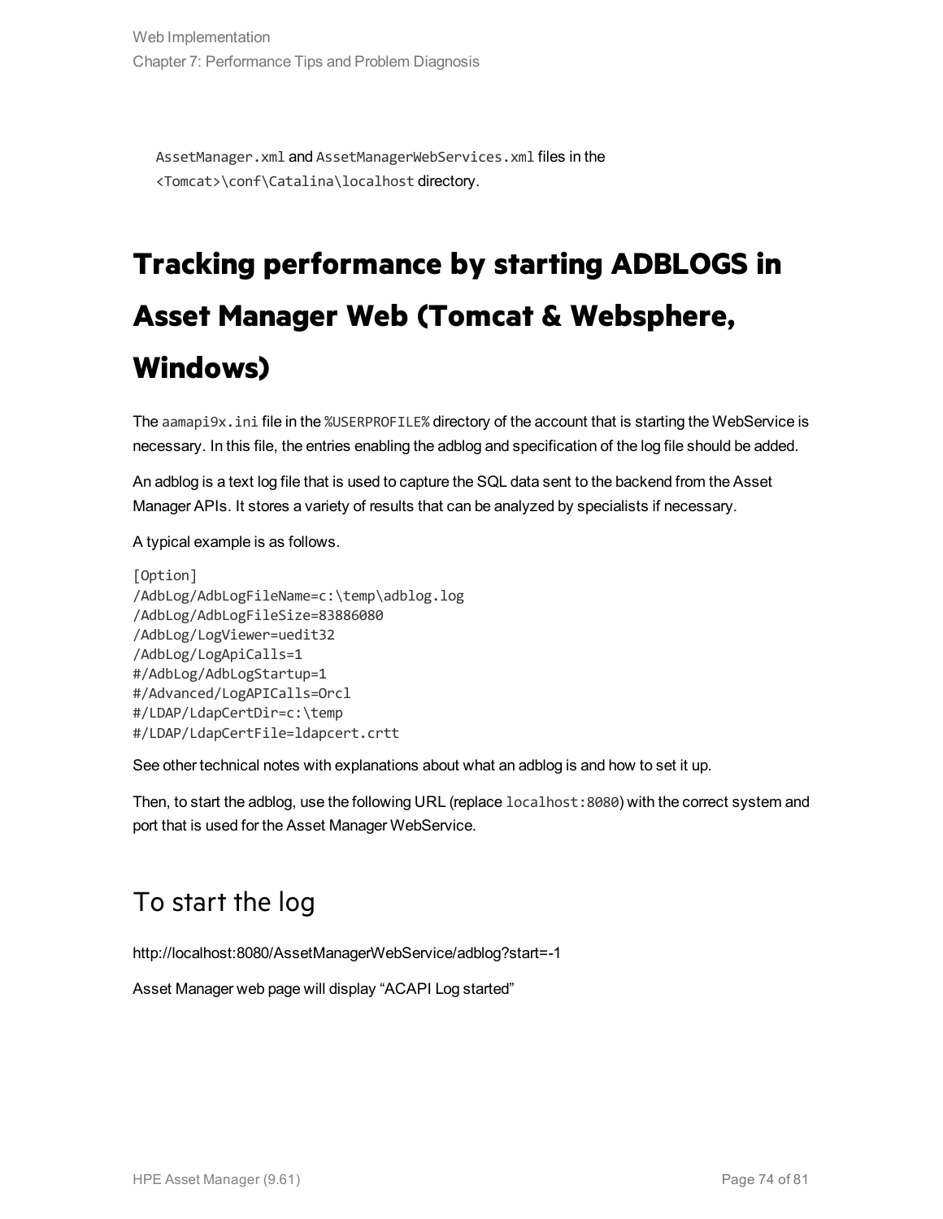`AssetManager.xml` and `AssetManagerWebServices.xml` files in the `<Tomcat>\conf\Catalina\localhost` directory.

# Tracking performance by starting ADBLOGS in Asset Manager Web (Tomcat & Websphere, Windows)

The `aamapi9x.ini` file in the `%USERPROFILE%` directory of the account that is starting the WebService is necessary. In this file, the entries enabling the adblog and specification of the log file should be added.

An adblog is a text log file that is used to capture the SQL data sent to the backend from the Asset Manager APIs. It stores a variety of results that can be analyzed by specialists if necessary.

A typical example is as follows.

```
[Option]
/AdbLog/AdbLogFileName=c:\temp\adblog.log
/AdbLog/AdbLogFileSize=83886080
/AdbLog/LogViewer=uedit32
/AdbLog/LogApiCalls=1
#/AdbLog/AdbLogStartup=1
#/Advanced/LogAPICalls=Orcl
#/LDAP/LdapCertDir=c:\temp
#/LDAP/LdapCertFile=ldapcert.crtt
```

See other technical notes with explanations about what an adblog is and how to set it up.

Then, to start the adblog, use the following URL (replace `localhost:8080`) with the correct system and port that is used for the Asset Manager WebService.

## To start the log

http://localhost:8080/AssetManagerWebService/adblog?start=-1

Asset Manager web page will display “ACAPI Log started”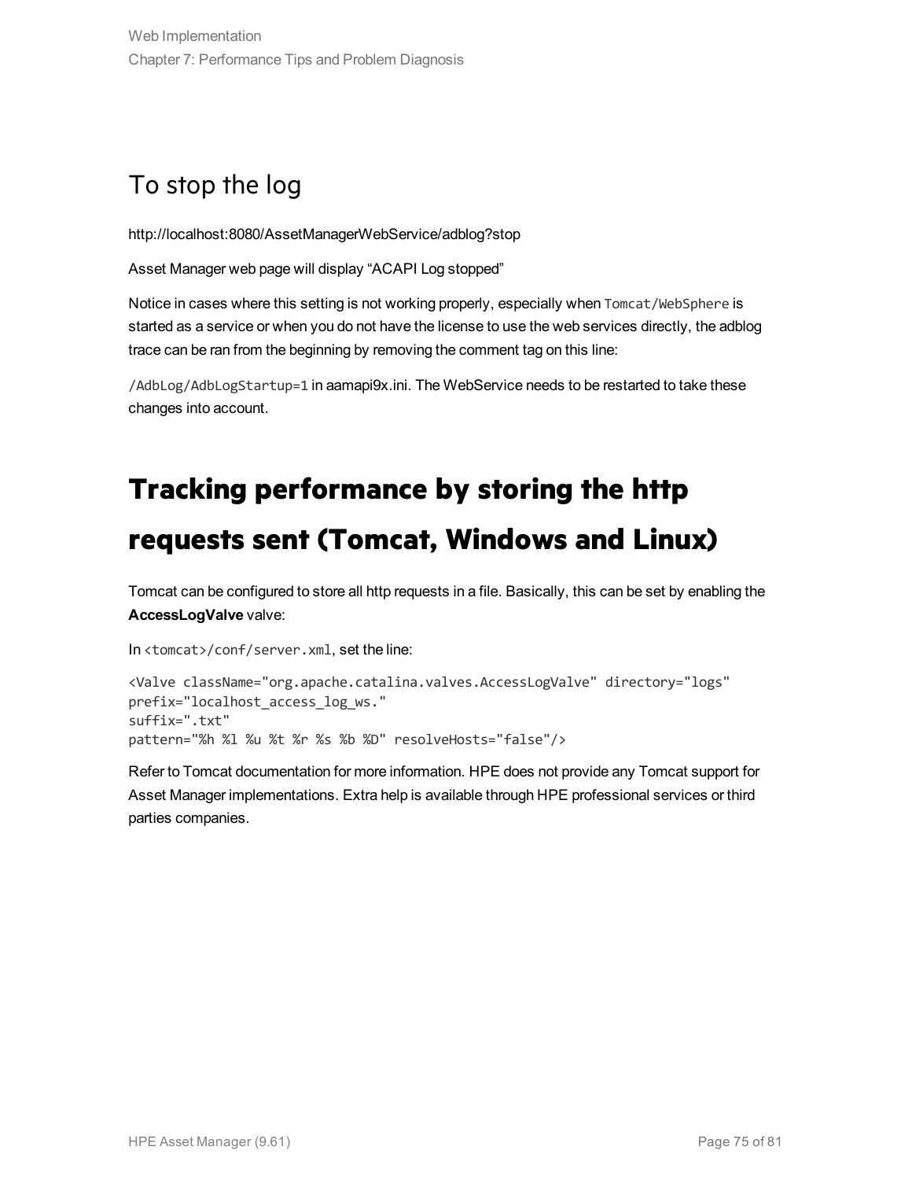## To stop the log

http://localhost:8080/AssetManagerWebService/adblog?stop

Asset Manager web page will display “ACAPI Log stopped”

Notice in cases where this setting is not working properly, especially when `Tomcat/WebSphere` is started as a service or when you do not have the license to use the web services directly, the adblog trace can be ran from the beginning by removing the comment tag on this line:

`/AdbLog/AdbLogStartup=1` in aamapi9x.ini. The WebService needs to be restarted to take these changes into account.

# Tracking performance by storing the http requests sent (Tomcat, Windows and Linux)

Tomcat can be configured to store all http requests in a file. Basically, this can be set by enabling the **AccessLogValve** valve:

In `<tomcat>/conf/server.xml`, set the line:

```
<Valve className="org.apache.catalina.valves.AccessLogValve" directory="logs"
prefix="localhost_access_log_ws."
suffix=".txt"
pattern="%h %l %u %t %r %s %b %D" resolveHosts="false"/>
```

Refer to Tomcat documentation for more information. HPE does not provide any Tomcat support for Asset Manager implementations. Extra help is available through HPE professional services or third parties companies.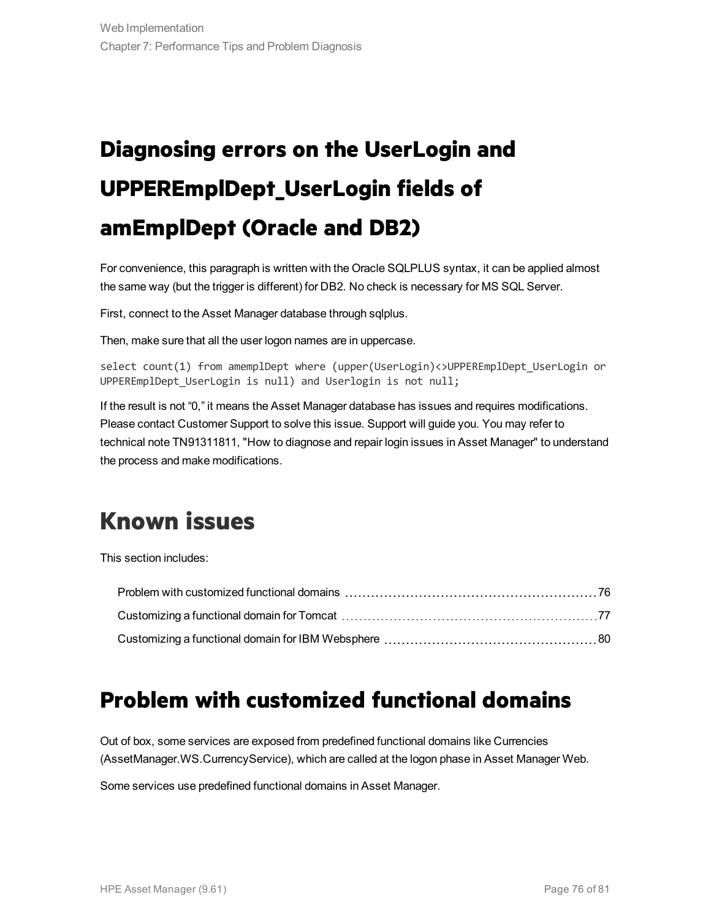# Diagnosing errors on the UserLogin and UPPEREmplDept_UserLogin fields of amEmplDept (Oracle and DB2)

For convenience, this paragraph is written with the Oracle SQLPLUS syntax, it can be applied almost the same way (but the trigger is different) for DB2. No check is necessary for MS SQL Server.

First, connect to the Asset Manager database through sqlplus.

Then, make sure that all the user logon names are in uppercase.

```
select count(1) from amemplDept where (upper(UserLogin)<>UPPEREmplDept_UserLogin or
UPPEREmplDept_UserLogin is null) and Userlogin is not null;
```

If the result is not “0,” it means the Asset Manager database has issues and requires modifications. Please contact Customer Support to solve this issue. Support will guide you. You may refer to technical note TN91311811, "How to diagnose and repair login issues in Asset Manager" to understand the process and make modifications.

# Known issues

This section includes:

- Problem with customized functional domains ... 76
- Customizing a functional domain for Tomcat ... 77
- Customizing a functional domain for IBM Websphere ... 80

## Problem with customized functional domains

Out of box, some services are exposed from predefined functional domains like Currencies (AssetManager.WS.CurrencyService), which are called at the logon phase in Asset Manager Web.

Some services use predefined functional domains in Asset Manager.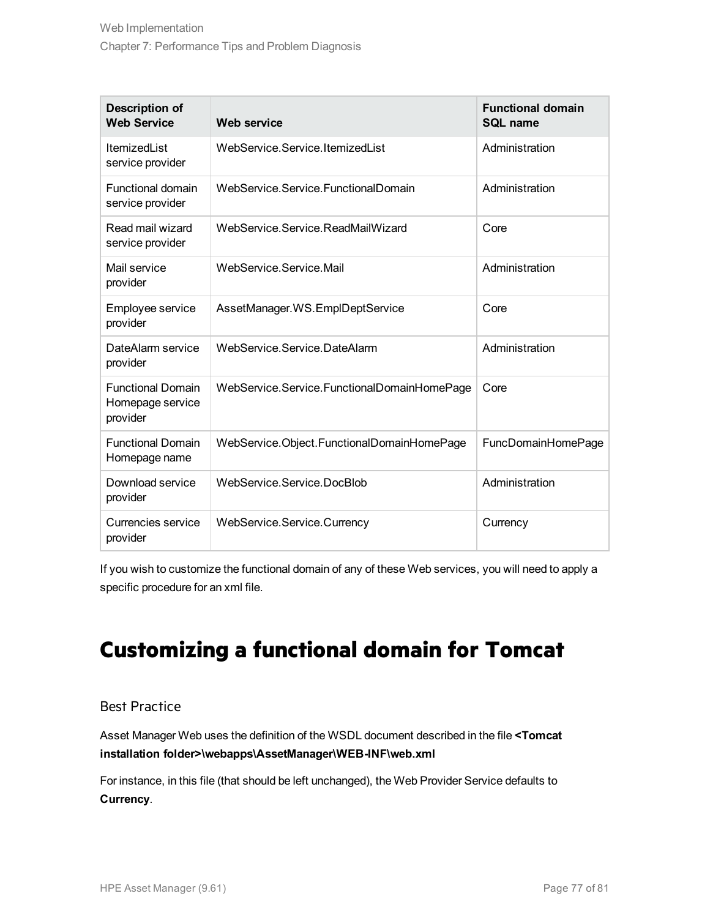| Description of Web Service | Web service | Functional domain SQL name |
| --- | --- | --- |
| ItemizedList service provider | WebService.Service.ItemizedList | Administration |
| Functional domain service provider | WebService.Service.FunctionalDomain | Administration |
| Read mail wizard service provider | WebService.Service.ReadMailWizard | Core |
| Mail service provider | WebService.Service.Mail | Administration |
| Employee service provider | AssetManager.WS.EmplDeptService | Core |
| DateAlarm service provider | WebService.Service.DateAlarm | Administration |
| Functional Domain Homepage service provider | WebService.Service.FunctionalDomainHomePage | Core |
| Functional Domain Homepage name | WebService.Object.FunctionalDomainHomePage | FuncDomainHomePage |
| Download service provider | WebService.Service.DocBlob | Administration |
| Currencies service provider | WebService.Service.Currency | Currency |

If you wish to customize the functional domain of any of these Web services, you will need to apply a specific procedure for an xml file.

# Customizing a functional domain for Tomcat

## Best Practice

Asset Manager Web uses the definition of the WSDL document described in the file **<Tomcat installation folder>\webapps\AssetManager\WEB-INF\web.xml**

For instance, in this file (that should be left unchanged), the Web Provider Service defaults to **Currency**.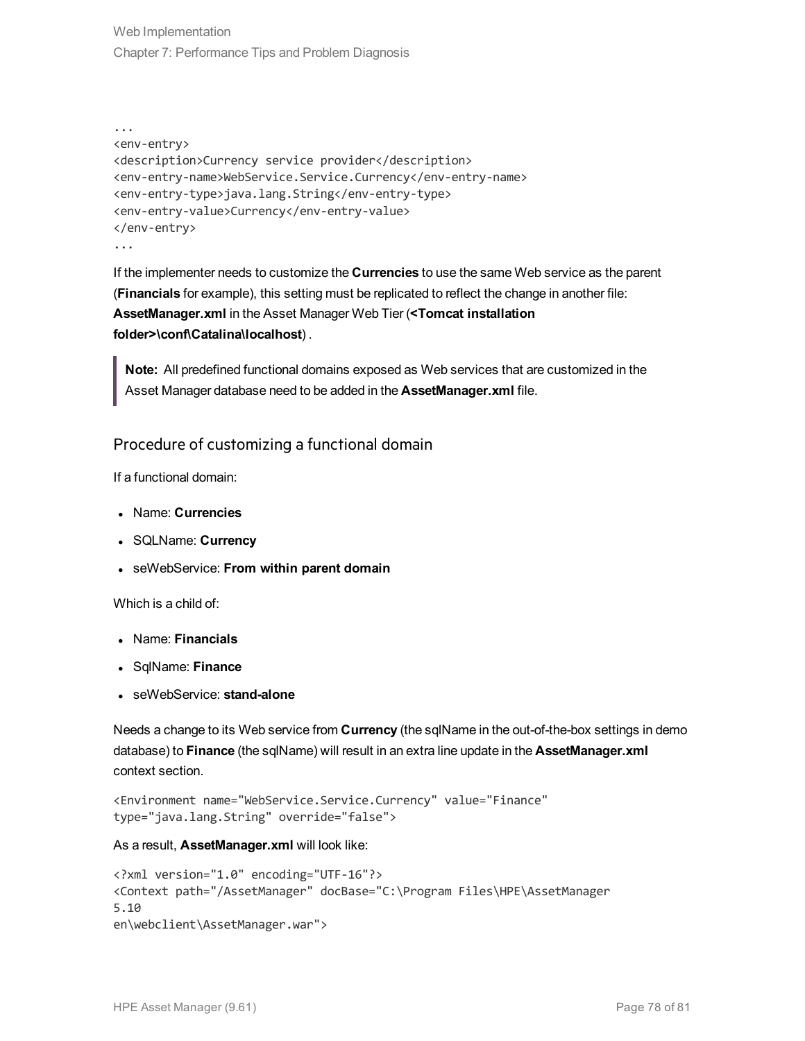```
...
<env-entry>
<description>Currency service provider</description>
<env-entry-name>WebService.Service.Currency</env-entry-name>
<env-entry-type>java.lang.String</env-entry-type>
<env-entry-value>Currency</env-entry-value>
</env-entry>
...
```

If the implementer needs to customize the **Currencies** to use the same Web service as the parent (**Financials** for example), this setting must be replicated to reflect the change in another file: **AssetManager.xml** in the Asset Manager Web Tier (**<Tomcat installation folder>\conf\Catalina\localhost**) .

> **Note:** All predefined functional domains exposed as Web services that are customized in the Asset Manager database need to be added in the **AssetManager.xml** file.

### Procedure of customizing a functional domain

If a functional domain:

- Name: **Currencies**
- SQLName: **Currency**
- seWebService: **From within parent domain**

Which is a child of:

- Name: **Financials**
- SqlName: **Finance**
- seWebService: **stand-alone**

Needs a change to its Web service from **Currency** (the sqlName in the out-of-the-box settings in demo database) to **Finance** (the sqlName) will result in an extra line update in the **AssetManager.xml** context section.

```
<Environment name="WebService.Service.Currency" value="Finance"
type="java.lang.String" override="false">
```

As a result, **AssetManager.xml** will look like:

```
<?xml version="1.0" encoding="UTF-16"?>
<Context path="/AssetManager" docBase="C:\Program Files\HPE\AssetManager
5.10
en\webclient\AssetManager.war">
```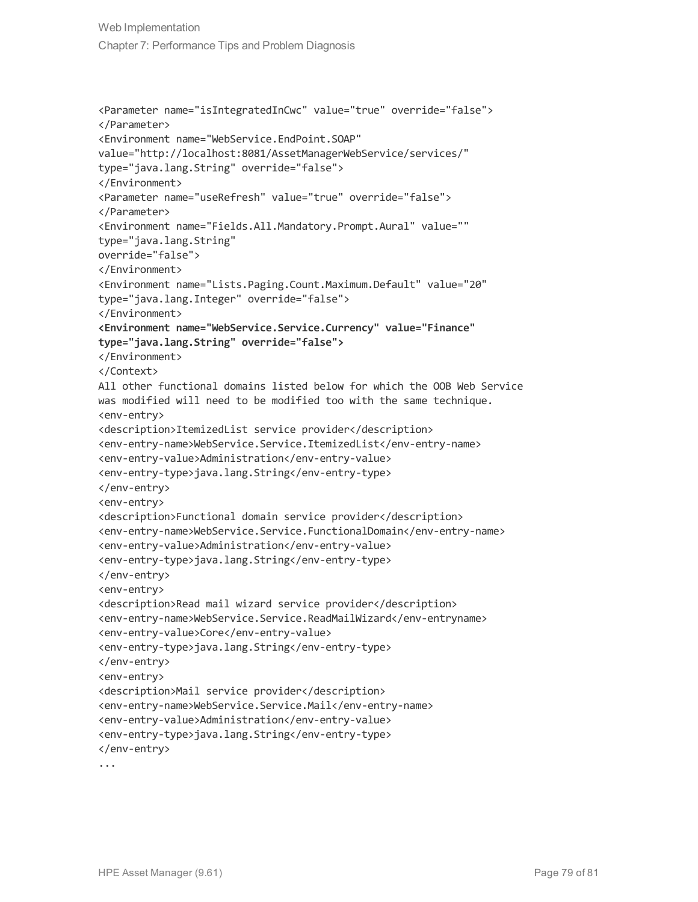```
<Parameter name="isIntegratedInCwc" value="true" override="false">
</Parameter>
<Environment name="WebService.EndPoint.SOAP"
value="http://localhost:8081/AssetManagerWebService/services/"
type="java.lang.String" override="false">
</Environment>
<Parameter name="useRefresh" value="true" override="false">
</Parameter>
<Environment name="Fields.All.Mandatory.Prompt.Aural" value=""
type="java.lang.String"
override="false">
</Environment>
<Environment name="Lists.Paging.Count.Maximum.Default" value="20"
type="java.lang.Integer" override="false">
</Environment>
<Environment name="WebService.Service.Currency" value="Finance"
type="java.lang.String" override="false">
</Environment>
</Context>
All other functional domains listed below for which the OOB Web Service
was modified will need to be modified too with the same technique.
<env-entry>
<description>ItemizedList service provider</description>
<env-entry-name>WebService.Service.ItemizedList</env-entry-name>
<env-entry-value>Administration</env-entry-value>
<env-entry-type>java.lang.String</env-entry-type>
</env-entry>
<env-entry>
<description>Functional domain service provider</description>
<env-entry-name>WebService.Service.FunctionalDomain</env-entry-name>
<env-entry-value>Administration</env-entry-value>
<env-entry-type>java.lang.String</env-entry-type>
</env-entry>
<env-entry>
<description>Read mail wizard service provider</description>
<env-entry-name>WebService.Service.ReadMailWizard</env-entryname>
<env-entry-value>Core</env-entry-value>
<env-entry-type>java.lang.String</env-entry-type>
</env-entry>
<env-entry>
<description>Mail service provider</description>
<env-entry-name>WebService.Service.Mail</env-entry-name>
<env-entry-value>Administration</env-entry-value>
<env-entry-type>java.lang.String</env-entry-type>
</env-entry>
...
```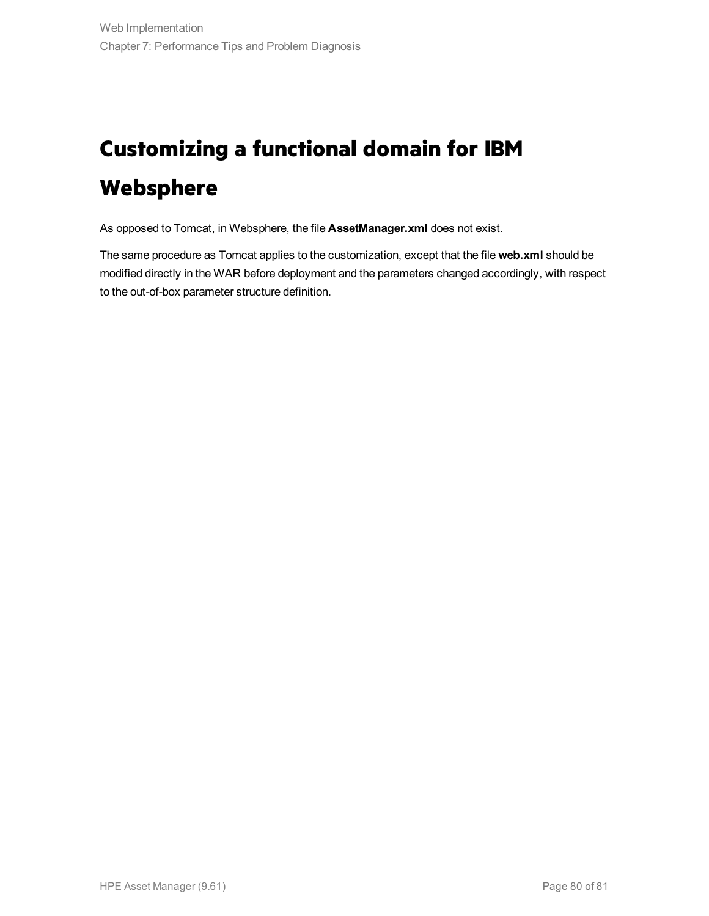# Customizing a functional domain for IBM Websphere

As opposed to Tomcat, in Websphere, the file **AssetManager.xml** does not exist.

The same procedure as Tomcat applies to the customization, except that the file **web.xml** should be modified directly in the WAR before deployment and the parameters changed accordingly, with respect to the out-of-box parameter structure definition.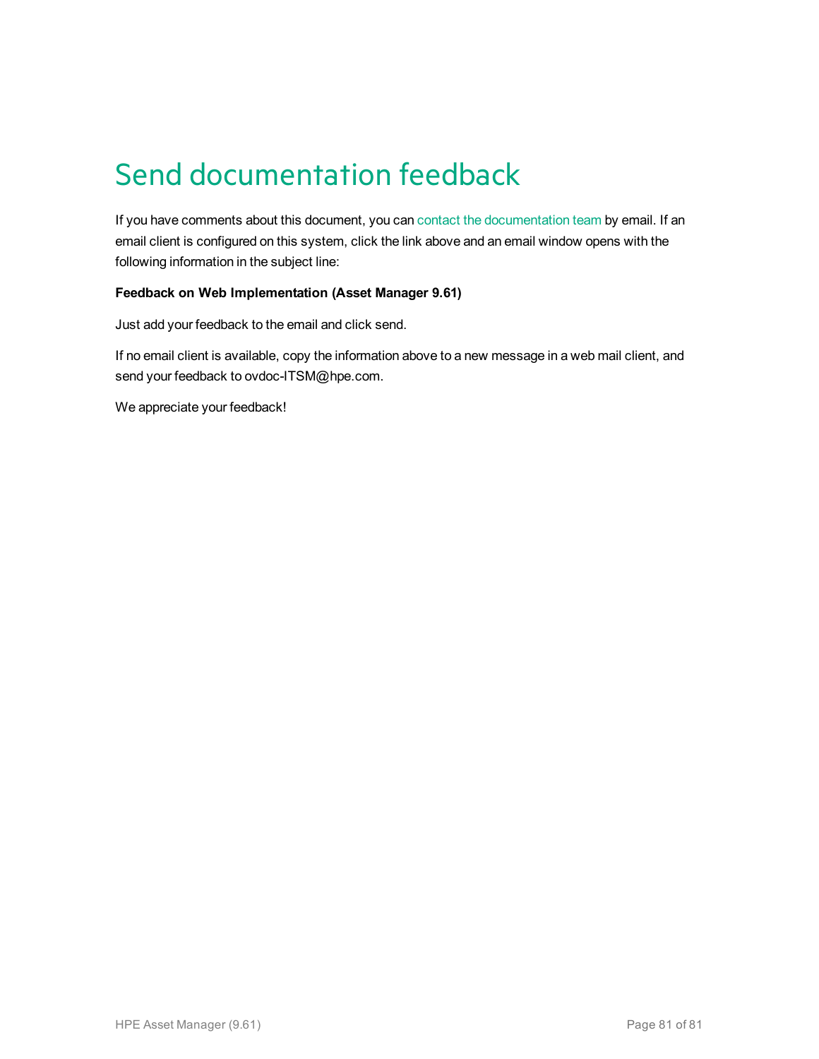# Send documentation feedback

If you have comments about this document, you can contact the documentation team by email. If an email client is configured on this system, click the link above and an email window opens with the following information in the subject line:

**Feedback on Web Implementation (Asset Manager 9.61)**

Just add your feedback to the email and click send.

If no email client is available, copy the information above to a new message in a web mail client, and send your feedback to ovdoc-ITSM@hpe.com.

We appreciate your feedback!